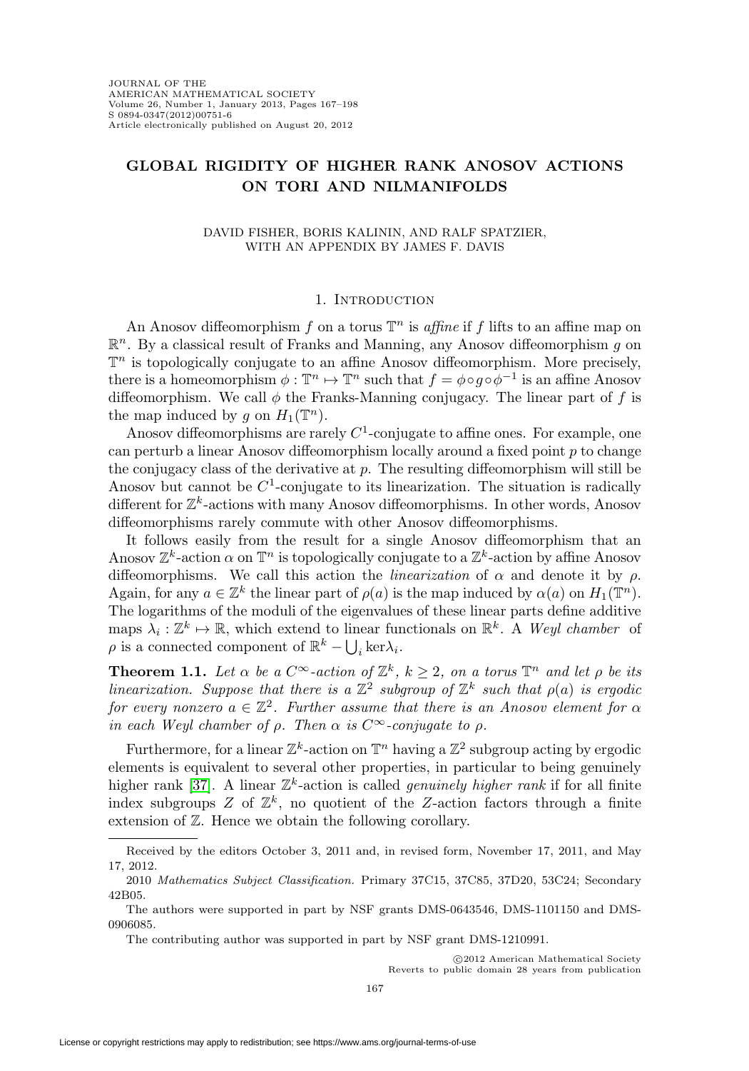# GLOBAL RIGIDITY OF HIGHER RANK ANOSOV ACTIONS ON TORI AND NILMANIFOLDS

DAVID FISHER, BORIS KALININ, AND RALF SPATZIER,
WITH AN APPENDIX BY JAMES F. DAVIS

## 1. Introduction

An Anosov diffeomorphism $f$ on a torus $\mathbb{T}^n$ is *affine* if $f$ lifts to an affine map on $\mathbb{R}^n$. By a classical result of Franks and Manning, any Anosov diffeomorphism $g$ on $\mathbb{T}^n$ is topologically conjugate to an affine Anosov diffeomorphism. More precisely, there is a homeomorphism $\phi : \mathbb{T}^n \mapsto \mathbb{T}^n$ such that $f = \phi \circ g \circ \phi^{-1}$ is an affine Anosov diffeomorphism. We call $\phi$ the Franks-Manning conjugacy. The linear part of $f$ is the map induced by $g$ on $H_1(\mathbb{T}^n)$.

Anosov diffeomorphisms are rarely $C^1$-conjugate to affine ones. For example, one can perturb a linear Anosov diffeomorphism locally around a fixed point $p$ to change the conjugacy class of the derivative at $p$. The resulting diffeomorphism will still be Anosov but cannot be $C^1$-conjugate to its linearization. The situation is radically different for $\mathbb{Z}^k$-actions with many Anosov diffeomorphisms. In other words, Anosov diffeomorphisms rarely commute with other Anosov diffeomorphisms.

It follows easily from the result for a single Anosov diffeomorphism that an Anosov $\mathbb{Z}^k$-action $\alpha$ on $\mathbb{T}^n$ is topologically conjugate to a $\mathbb{Z}^k$-action by affine Anosov diffeomorphisms. We call this action the *linearization* of $\alpha$ and denote it by $\rho$. Again, for any $a \in \mathbb{Z}^k$ the linear part of $\rho(a)$ is the map induced by $\alpha(a)$ on $H_1(\mathbb{T}^n)$. The logarithms of the moduli of the eigenvalues of these linear parts define additive maps $\lambda_i : \mathbb{Z}^k \mapsto \mathbb{R}$, which extend to linear functionals on $\mathbb{R}^k$. A *Weyl chamber* of $\rho$ is a connected component of $\mathbb{R}^k - \bigcup_i \ker\lambda_i$.

**Theorem 1.1.** *Let $\alpha$ be a $C^\infty$-action of $\mathbb{Z}^k$, $k \geq 2$, on a torus $\mathbb{T}^n$ and let $\rho$ be its linearization. Suppose that there is a $\mathbb{Z}^2$ subgroup of $\mathbb{Z}^k$ such that $\rho(a)$ is ergodic for every nonzero $a \in \mathbb{Z}^2$. Further assume that there is an Anosov element for $\alpha$ in each Weyl chamber of $\rho$. Then $\alpha$ is $C^\infty$-conjugate to $\rho$.*

Furthermore, for a linear $\mathbb{Z}^k$-action on $\mathbb{T}^n$ having a $\mathbb{Z}^2$ subgroup acting by ergodic elements is equivalent to several other properties, in particular to being genuinely higher rank [37]. A linear $\mathbb{Z}^k$-action is called *genuinely higher rank* if for all finite index subgroups $Z$ of $\mathbb{Z}^k$, no quotient of the $Z$-action factors through a finite extension of $\mathbb{Z}$. Hence we obtain the following corollary.

---

Received by the editors October 3, 2011 and, in revised form, November 17, 2011, and May 17, 2012.

2010 *Mathematics Subject Classification.* Primary 37C15, 37C85, 37D20, 53C24; Secondary 42B05.

The authors were supported in part by NSF grants DMS-0643546, DMS-1101150 and DMS-0906085.

The contributing author was supported in part by NSF grant DMS-1210991.

©2012 American Mathematical Society
Reverts to public domain 28 years from publication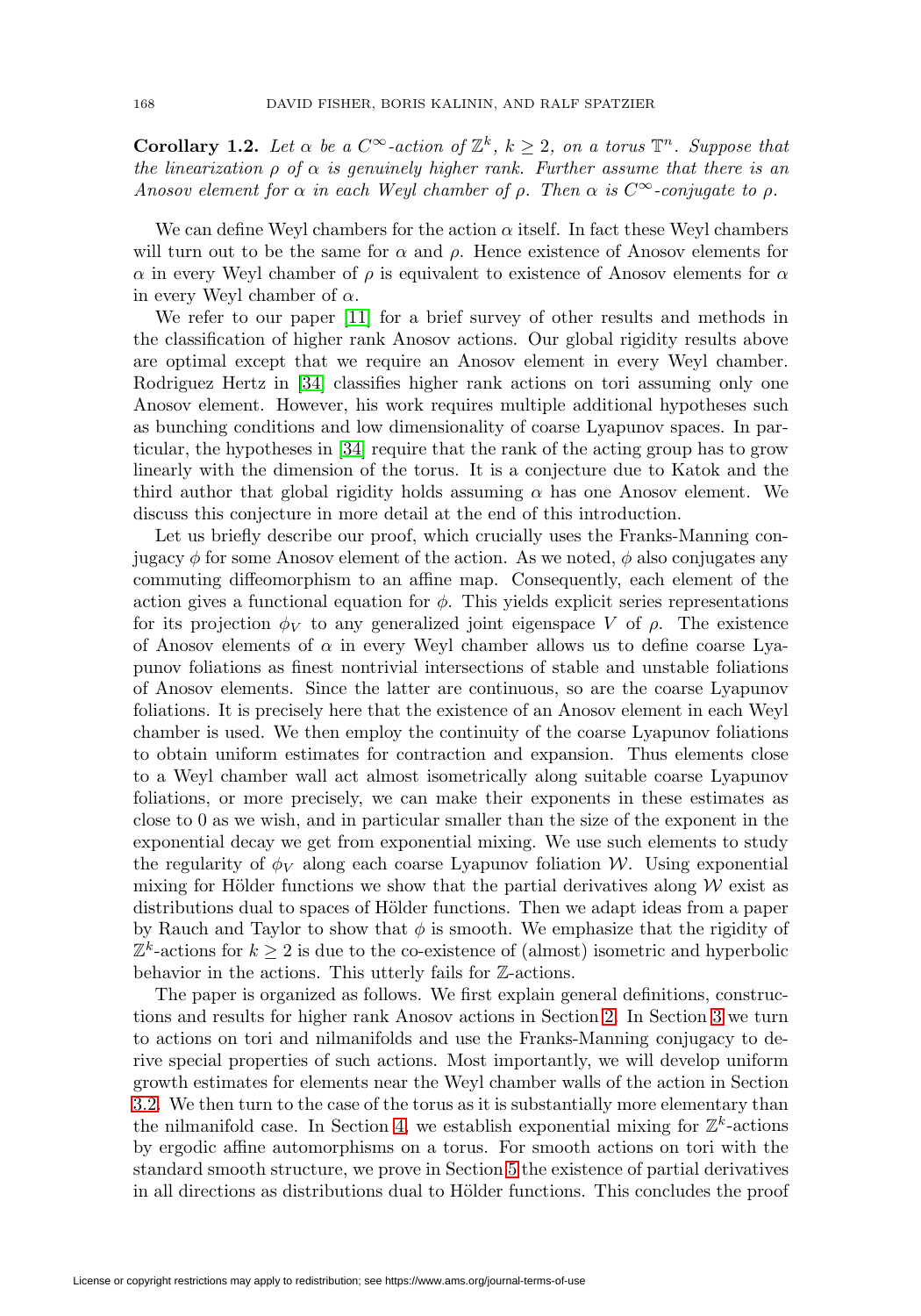**Corollary 1.2.** *Let $\alpha$ be a $C^\infty$-action of $\mathbb{Z}^k$, $k \geq 2$, on a torus $\mathbb{T}^n$. Suppose that the linearization $\rho$ of $\alpha$ is genuinely higher rank. Further assume that there is an Anosov element for $\alpha$ in each Weyl chamber of $\rho$. Then $\alpha$ is $C^\infty$-conjugate to $\rho$.*

We can define Weyl chambers for the action $\alpha$ itself. In fact these Weyl chambers will turn out to be the same for $\alpha$ and $\rho$. Hence existence of Anosov elements for $\alpha$ in every Weyl chamber of $\rho$ is equivalent to existence of Anosov elements for $\alpha$ in every Weyl chamber of $\alpha$.

We refer to our paper [11] for a brief survey of other results and methods in the classification of higher rank Anosov actions. Our global rigidity results above are optimal except that we require an Anosov element in every Weyl chamber. Rodriguez Hertz in [34] classifies higher rank actions on tori assuming only one Anosov element. However, his work requires multiple additional hypotheses such as bunching conditions and low dimensionality of coarse Lyapunov spaces. In particular, the hypotheses in [34] require that the rank of the acting group has to grow linearly with the dimension of the torus. It is a conjecture due to Katok and the third author that global rigidity holds assuming $\alpha$ has one Anosov element. We discuss this conjecture in more detail at the end of this introduction.

Let us briefly describe our proof, which crucially uses the Franks-Manning conjugacy $\phi$ for some Anosov element of the action. As we noted, $\phi$ also conjugates any commuting diffeomorphism to an affine map. Consequently, each element of the action gives a functional equation for $\phi$. This yields explicit series representations for its projection $\phi_V$ to any generalized joint eigenspace $V$ of $\rho$. The existence of Anosov elements of $\alpha$ in every Weyl chamber allows us to define coarse Lyapunov foliations as finest nontrivial intersections of stable and unstable foliations of Anosov elements. Since the latter are continuous, so are the coarse Lyapunov foliations. It is precisely here that the existence of an Anosov element in each Weyl chamber is used. We then employ the continuity of the coarse Lyapunov foliations to obtain uniform estimates for contraction and expansion. Thus elements close to a Weyl chamber wall act almost isometrically along suitable coarse Lyapunov foliations, or more precisely, we can make their exponents in these estimates as close to 0 as we wish, and in particular smaller than the size of the exponent in the exponential decay we get from exponential mixing. We use such elements to study the regularity of $\phi_V$ along each coarse Lyapunov foliation $\mathcal{W}$. Using exponential mixing for Hölder functions we show that the partial derivatives along $\mathcal{W}$ exist as distributions dual to spaces of Hölder functions. Then we adapt ideas from a paper by Rauch and Taylor to show that $\phi$ is smooth. We emphasize that the rigidity of $\mathbb{Z}^k$-actions for $k \geq 2$ is due to the co-existence of (almost) isometric and hyperbolic behavior in the actions. This utterly fails for $\mathbb{Z}$-actions.

The paper is organized as follows. We first explain general definitions, constructions and results for higher rank Anosov actions in Section 2. In Section 3 we turn to actions on tori and nilmanifolds and use the Franks-Manning conjugacy to derive special properties of such actions. Most importantly, we will develop uniform growth estimates for elements near the Weyl chamber walls of the action in Section 3.2. We then turn to the case of the torus as it is substantially more elementary than the nilmanifold case. In Section 4, we establish exponential mixing for $\mathbb{Z}^k$-actions by ergodic affine automorphisms on a torus. For smooth actions on tori with the standard smooth structure, we prove in Section 5 the existence of partial derivatives in all directions as distributions dual to Hölder functions. This concludes the proof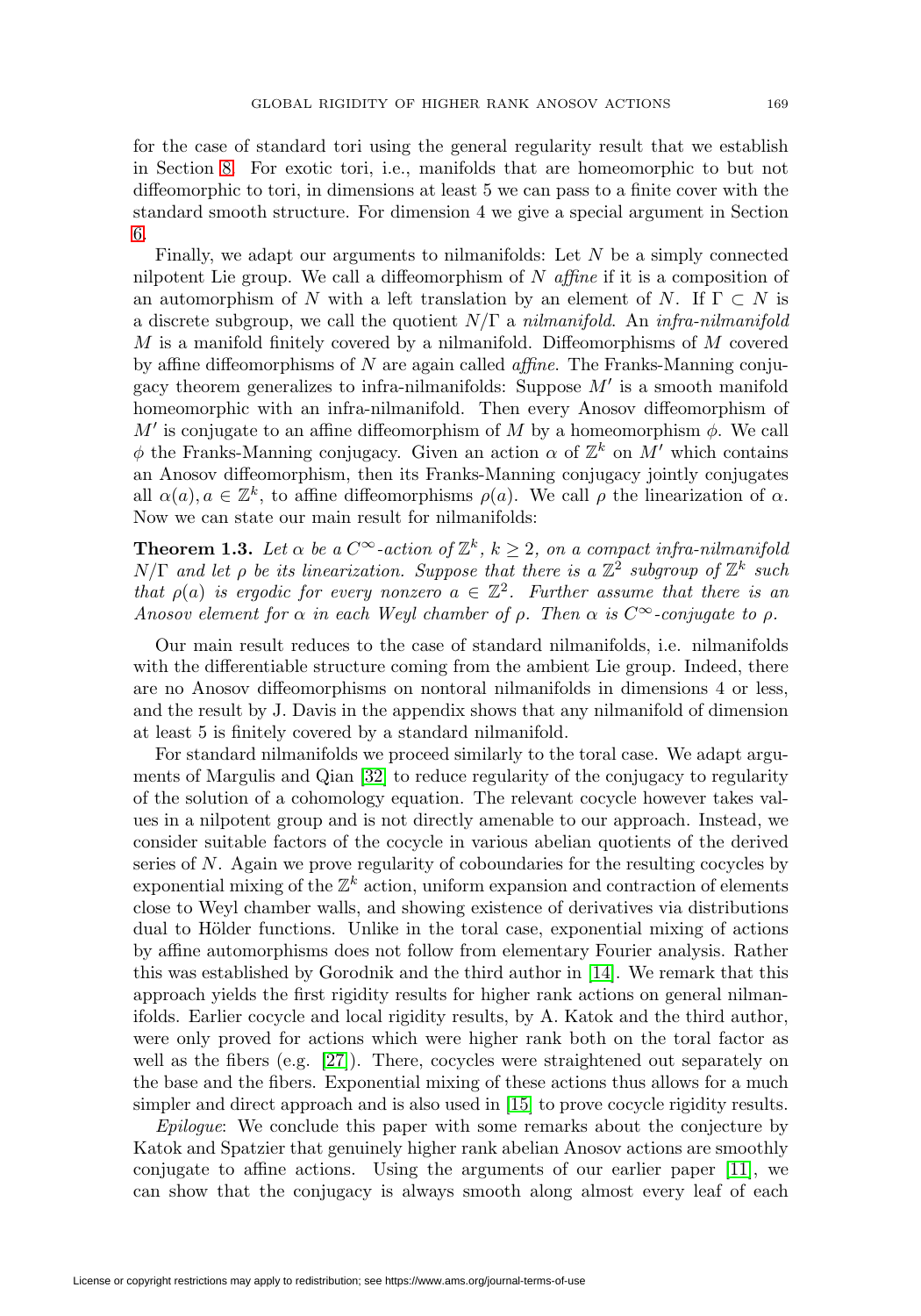for the case of standard tori using the general regularity result that we establish in Section 8. For exotic tori, i.e., manifolds that are homeomorphic to but not diffeomorphic to tori, in dimensions at least 5 we can pass to a finite cover with the standard smooth structure. For dimension 4 we give a special argument in Section 6.

Finally, we adapt our arguments to nilmanifolds: Let $N$ be a simply connected nilpotent Lie group. We call a diffeomorphism of $N$ *affine* if it is a composition of an automorphism of $N$ with a left translation by an element of $N$. If $\Gamma \subset N$ is a discrete subgroup, we call the quotient $N/\Gamma$ a *nilmanifold*. An *infra-nilmanifold* $M$ is a manifold finitely covered by a nilmanifold. Diffeomorphisms of $M$ covered by affine diffeomorphisms of $N$ are again called *affine*. The Franks-Manning conjugacy theorem generalizes to infra-nilmanifolds: Suppose $M'$ is a smooth manifold homeomorphic with an infra-nilmanifold. Then every Anosov diffeomorphism of $M'$ is conjugate to an affine diffeomorphism of $M$ by a homeomorphism $\phi$. We call $\phi$ the Franks-Manning conjugacy. Given an action $\alpha$ of $\mathbb{Z}^k$ on $M'$ which contains an Anosov diffeomorphism, then its Franks-Manning conjugacy jointly conjugates all $\alpha(a), a \in \mathbb{Z}^k$, to affine diffeomorphisms $\rho(a)$. We call $\rho$ the linearization of $\alpha$. Now we can state our main result for nilmanifolds:

**Theorem 1.3.** *Let $\alpha$ be a $C^\infty$-action of $\mathbb{Z}^k$, $k \geq 2$, on a compact infra-nilmanifold $N/\Gamma$ and let $\rho$ be its linearization. Suppose that there is a $\mathbb{Z}^2$ subgroup of $\mathbb{Z}^k$ such that $\rho(a)$ is ergodic for every nonzero $a \in \mathbb{Z}^2$. Further assume that there is an Anosov element for $\alpha$ in each Weyl chamber of $\rho$. Then $\alpha$ is $C^\infty$-conjugate to $\rho$.*

Our main result reduces to the case of standard nilmanifolds, i.e. nilmanifolds with the differentiable structure coming from the ambient Lie group. Indeed, there are no Anosov diffeomorphisms on nontoral nilmanifolds in dimensions 4 or less, and the result by J. Davis in the appendix shows that any nilmanifold of dimension at least 5 is finitely covered by a standard nilmanifold.

For standard nilmanifolds we proceed similarly to the toral case. We adapt arguments of Margulis and Qian [32] to reduce regularity of the conjugacy to regularity of the solution of a cohomology equation. The relevant cocycle however takes values in a nilpotent group and is not directly amenable to our approach. Instead, we consider suitable factors of the cocycle in various abelian quotients of the derived series of $N$. Again we prove regularity of coboundaries for the resulting cocycles by exponential mixing of the $\mathbb{Z}^k$ action, uniform expansion and contraction of elements close to Weyl chamber walls, and showing existence of derivatives via distributions dual to Hölder functions. Unlike in the toral case, exponential mixing of actions by affine automorphisms does not follow from elementary Fourier analysis. Rather this was established by Gorodnik and the third author in [14]. We remark that this approach yields the first rigidity results for higher rank actions on general nilmanifolds. Earlier cocycle and local rigidity results, by A. Katok and the third author, were only proved for actions which were higher rank both on the toral factor as well as the fibers (e.g. [27]). There, cocycles were straightened out separately on the base and the fibers. Exponential mixing of these actions thus allows for a much simpler and direct approach and is also used in [15] to prove cocycle rigidity results.

*Epilogue*: We conclude this paper with some remarks about the conjecture by Katok and Spatzier that genuinely higher rank abelian Anosov actions are smoothly conjugate to affine actions. Using the arguments of our earlier paper [11], we can show that the conjugacy is always smooth along almost every leaf of each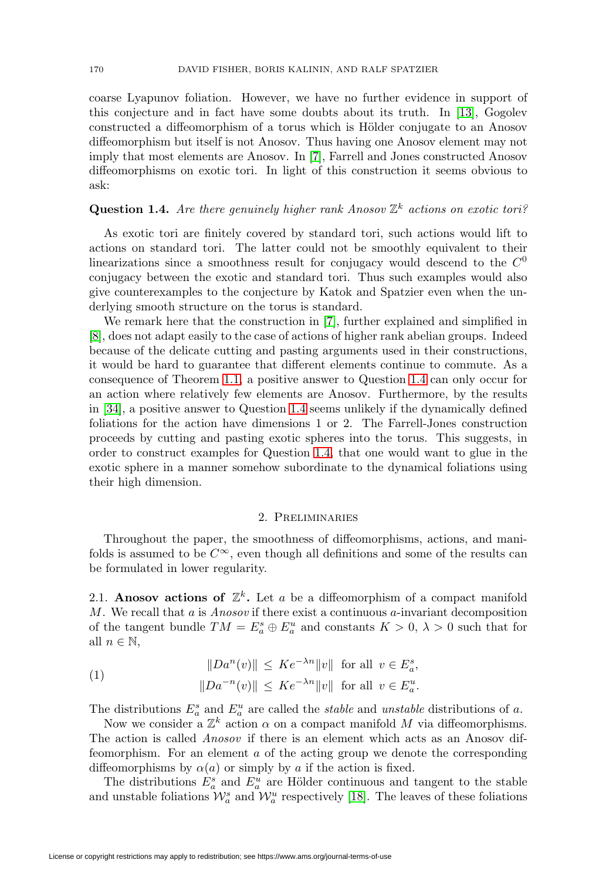coarse Lyapunov foliation. However, we have no further evidence in support of this conjecture and in fact have some doubts about its truth. In [13], Gogolev constructed a diffeomorphism of a torus which is Hölder conjugate to an Anosov diffeomorphism but itself is not Anosov. Thus having one Anosov element may not imply that most elements are Anosov. In [7], Farrell and Jones constructed Anosov diffeomorphisms on exotic tori. In light of this construction it seems obvious to ask:

**Question 1.4.** *Are there genuinely higher rank Anosov $\mathbb{Z}^k$ actions on exotic tori?*

As exotic tori are finitely covered by standard tori, such actions would lift to actions on standard tori. The latter could not be smoothly equivalent to their linearizations since a smoothness result for conjugacy would descend to the $C^0$ conjugacy between the exotic and standard tori. Thus such examples would also give counterexamples to the conjecture by Katok and Spatzier even when the underlying smooth structure on the torus is standard.

We remark here that the construction in [7], further explained and simplified in [8], does not adapt easily to the case of actions of higher rank abelian groups. Indeed because of the delicate cutting and pasting arguments used in their constructions, it would be hard to guarantee that different elements continue to commute. As a consequence of Theorem 1.1, a positive answer to Question 1.4 can only occur for an action where relatively few elements are Anosov. Furthermore, by the results in [34], a positive answer to Question 1.4 seems unlikely if the dynamically defined foliations for the action have dimensions 1 or 2. The Farrell-Jones construction proceeds by cutting and pasting exotic spheres into the torus. This suggests, in order to construct examples for Question 1.4, that one would want to glue in the exotic sphere in a manner somehow subordinate to the dynamical foliations using their high dimension.

## 2. Preliminaries

Throughout the paper, the smoothness of diffeomorphisms, actions, and manifolds is assumed to be $C^\infty$, even though all definitions and some of the results can be formulated in lower regularity.

**2.1. Anosov actions of $\mathbb{Z}^k$.** Let $a$ be a diffeomorphism of a compact manifold $M$. We recall that $a$ is *Anosov* if there exist a continuous $a$-invariant decomposition of the tangent bundle $TM = E_a^s \oplus E_a^u$ and constants $K > 0$, $\lambda > 0$ such that for all $n \in \mathbb{N}$,

$$
\begin{aligned}
\|Da^n(v)\| &\leq Ke^{-\lambda n}\|v\| \;\text{ for all }\; v \in E_a^s, \\
\|Da^{-n}(v)\| &\leq Ke^{-\lambda n}\|v\| \;\text{ for all }\; v \in E_a^u.
\end{aligned}
\tag{1}
$$

The distributions $E_a^s$ and $E_a^u$ are called the *stable* and *unstable* distributions of $a$.

Now we consider a $\mathbb{Z}^k$ action $\alpha$ on a compact manifold $M$ via diffeomorphisms. The action is called *Anosov* if there is an element which acts as an Anosov diffeomorphism. For an element $a$ of the acting group we denote the corresponding diffeomorphisms by $\alpha(a)$ or simply by $a$ if the action is fixed.

The distributions $E_a^s$ and $E_a^u$ are Hölder continuous and tangent to the stable and unstable foliations $\mathcal{W}_a^s$ and $\mathcal{W}_a^u$ respectively [18]. The leaves of these foliations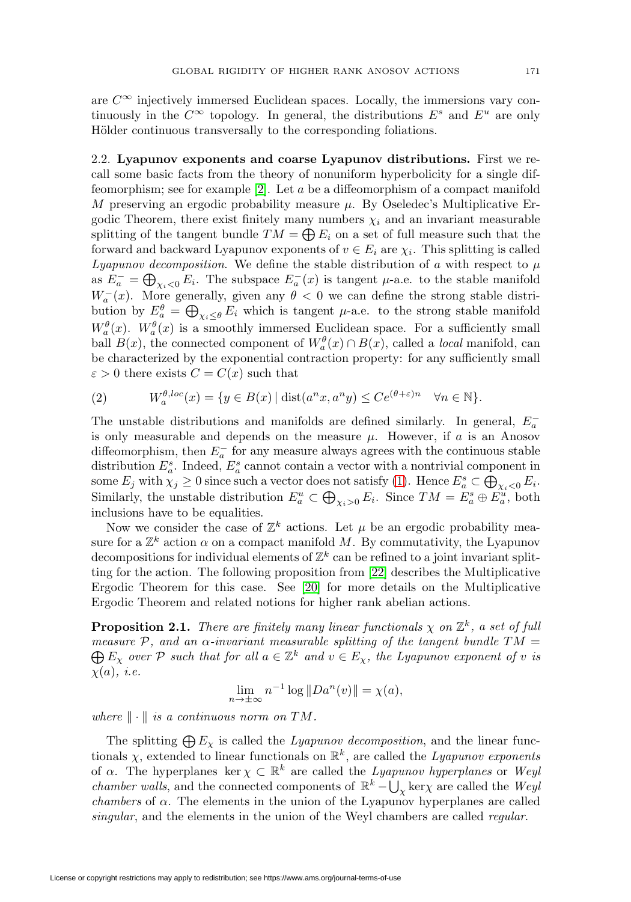are $C^\infty$ injectively immersed Euclidean spaces. Locally, the immersions vary continuously in the $C^\infty$ topology. In general, the distributions $E^s$ and $E^u$ are only Hölder continuous transversally to the corresponding foliations.

2.2. **Lyapunov exponents and coarse Lyapunov distributions.** First we recall some basic facts from the theory of nonuniform hyperbolicity for a single diffeomorphism; see for example [2]. Let $a$ be a diffeomorphism of a compact manifold $M$ preserving an ergodic probability measure $\mu$. By Oseledec's Multiplicative Ergodic Theorem, there exist finitely many numbers $\chi_i$ and an invariant measurable splitting of the tangent bundle $TM = \bigoplus E_i$ on a set of full measure such that the forward and backward Lyapunov exponents of $v \in E_i$ are $\chi_i$. This splitting is called *Lyapunov decomposition*. We define the stable distribution of $a$ with respect to $\mu$ as $E_a^- = \bigoplus_{\chi_i<0} E_i$. The subspace $E_a^-(x)$ is tangent $\mu$-a.e. to the stable manifold $W_a^-(x)$. More generally, given any $\theta < 0$ we can define the strong stable distribution by $E_a^\theta = \bigoplus_{\chi_i \le \theta} E_i$ which is tangent $\mu$-a.e. to the strong stable manifold $W_a^\theta(x)$. $W_a^\theta(x)$ is a smoothly immersed Euclidean space. For a sufficiently small ball $B(x)$, the connected component of $W_a^\theta(x) \cap B(x)$, called a *local* manifold, can be characterized by the exponential contraction property: for any sufficiently small $\varepsilon > 0$ there exists $C = C(x)$ such that

$$W_a^{\theta,loc}(x) = \{y \in B(x) \mid \mathrm{dist}(a^n x, a^n y) \le Ce^{(\theta+\varepsilon)n} \quad \forall n \in \mathbb{N}\}. \tag{2}$$

The unstable distributions and manifolds are defined similarly. In general, $E_a^-$ is only measurable and depends on the measure $\mu$. However, if $a$ is an Anosov diffeomorphism, then $E_a^-$ for any measure always agrees with the continuous stable distribution $E_a^s$. Indeed, $E_a^s$ cannot contain a vector with a nontrivial component in some $E_j$ with $\chi_j \ge 0$ since such a vector does not satisfy (1). Hence $E_a^s \subset \bigoplus_{\chi_i<0} E_i$. Similarly, the unstable distribution $E_a^u \subset \bigoplus_{\chi_i>0} E_i$. Since $TM = E_a^s \oplus E_a^u$, both inclusions have to be equalities.

Now we consider the case of $\mathbb{Z}^k$ actions. Let $\mu$ be an ergodic probability measure for a $\mathbb{Z}^k$ action $\alpha$ on a compact manifold $M$. By commutativity, the Lyapunov decompositions for individual elements of $\mathbb{Z}^k$ can be refined to a joint invariant splitting for the action. The following proposition from [22] describes the Multiplicative Ergodic Theorem for this case. See [20] for more details on the Multiplicative Ergodic Theorem and related notions for higher rank abelian actions.

**Proposition 2.1.** *There are finitely many linear functionals $\chi$ on $\mathbb{Z}^k$, a set of full measure $\mathcal{P}$, and an $\alpha$-invariant measurable splitting of the tangent bundle $TM = \bigoplus E_\chi$ over $\mathcal{P}$ such that for all $a \in \mathbb{Z}^k$ and $v \in E_\chi$, the Lyapunov exponent of $v$ is $\chi(a)$, i.e.*

$$\lim_{n\to\pm\infty} n^{-1} \log \|Da^n(v)\| = \chi(a),$$

*where $\|\cdot\|$ is a continuous norm on $TM$.*

The splitting $\bigoplus E_\chi$ is called the *Lyapunov decomposition*, and the linear functionals $\chi$, extended to linear functionals on $\mathbb{R}^k$, are called the *Lyapunov exponents* of $\alpha$. The hyperplanes $\ker \chi \subset \mathbb{R}^k$ are called the *Lyapunov hyperplanes* or *Weyl chamber walls*, and the connected components of $\mathbb{R}^k - \bigcup_\chi \ker\chi$ are called the *Weyl chambers* of $\alpha$. The elements in the union of the Lyapunov hyperplanes are called *singular*, and the elements in the union of the Weyl chambers are called *regular*.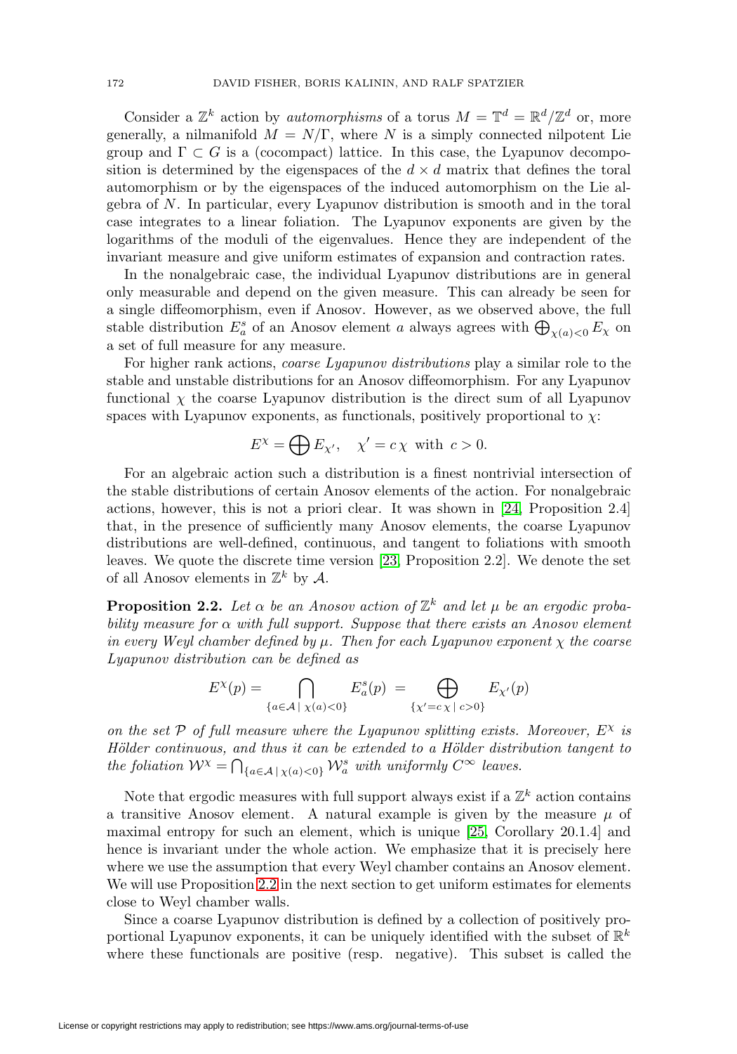Consider a $\mathbb{Z}^k$ action by *automorphisms* of a torus $M = \mathbb{T}^d = \mathbb{R}^d/\mathbb{Z}^d$ or, more generally, a nilmanifold $M = N/\Gamma$, where $N$ is a simply connected nilpotent Lie group and $\Gamma \subset G$ is a (cocompact) lattice. In this case, the Lyapunov decomposition is determined by the eigenspaces of the $d \times d$ matrix that defines the toral automorphism or by the eigenspaces of the induced automorphism on the Lie algebra of $N$. In particular, every Lyapunov distribution is smooth and in the toral case integrates to a linear foliation. The Lyapunov exponents are given by the logarithms of the moduli of the eigenvalues. Hence they are independent of the invariant measure and give uniform estimates of expansion and contraction rates.

In the nonalgebraic case, the individual Lyapunov distributions are in general only measurable and depend on the given measure. This can already be seen for a single diffeomorphism, even if Anosov. However, as we observed above, the full stable distribution $E^s_a$ of an Anosov element $a$ always agrees with $\bigoplus_{\chi(a)<0} E_\chi$ on a set of full measure for any measure.

For higher rank actions, *coarse Lyapunov distributions* play a similar role to the stable and unstable distributions for an Anosov diffeomorphism. For any Lyapunov functional $\chi$ the coarse Lyapunov distribution is the direct sum of all Lyapunov spaces with Lyapunov exponents, as functionals, positively proportional to $\chi$:

$$E^\chi = \bigoplus E_{\chi'}, \quad \chi' = c\,\chi \text{ with } c > 0.$$

For an algebraic action such a distribution is a finest nontrivial intersection of the stable distributions of certain Anosov elements of the action. For nonalgebraic actions, however, this is not a priori clear. It was shown in [24, Proposition 2.4] that, in the presence of sufficiently many Anosov elements, the coarse Lyapunov distributions are well-defined, continuous, and tangent to foliations with smooth leaves. We quote the discrete time version [23, Proposition 2.2]. We denote the set of all Anosov elements in $\mathbb{Z}^k$ by $\mathcal{A}$.

**Proposition 2.2.** *Let $\alpha$ be an Anosov action of $\mathbb{Z}^k$ and let $\mu$ be an ergodic probability measure for $\alpha$ with full support. Suppose that there exists an Anosov element in every Weyl chamber defined by $\mu$. Then for each Lyapunov exponent $\chi$ the coarse Lyapunov distribution can be defined as*

$$E^\chi(p) = \bigcap_{\{a\in\mathcal{A}\,|\,\chi(a)<0\}} E^s_a(p) \;=\; \bigoplus_{\{\chi'=c\,\chi\,|\,c>0\}} E_{\chi'}(p)$$

*on the set $\mathcal{P}$ of full measure where the Lyapunov splitting exists. Moreover, $E^\chi$ is Hölder continuous, and thus it can be extended to a Hölder distribution tangent to the foliation $\mathcal{W}^\chi = \bigcap_{\{a\in\mathcal{A}\,|\,\chi(a)<0\}} \mathcal{W}^s_a$ with uniformly $C^\infty$ leaves.*

Note that ergodic measures with full support always exist if a $\mathbb{Z}^k$ action contains a transitive Anosov element. A natural example is given by the measure $\mu$ of maximal entropy for such an element, which is unique [25, Corollary 20.1.4] and hence is invariant under the whole action. We emphasize that it is precisely here where we use the assumption that every Weyl chamber contains an Anosov element. We will use Proposition 2.2 in the next section to get uniform estimates for elements close to Weyl chamber walls.

Since a coarse Lyapunov distribution is defined by a collection of positively proportional Lyapunov exponents, it can be uniquely identified with the subset of $\mathbb{R}^k$ where these functionals are positive (resp. negative). This subset is called the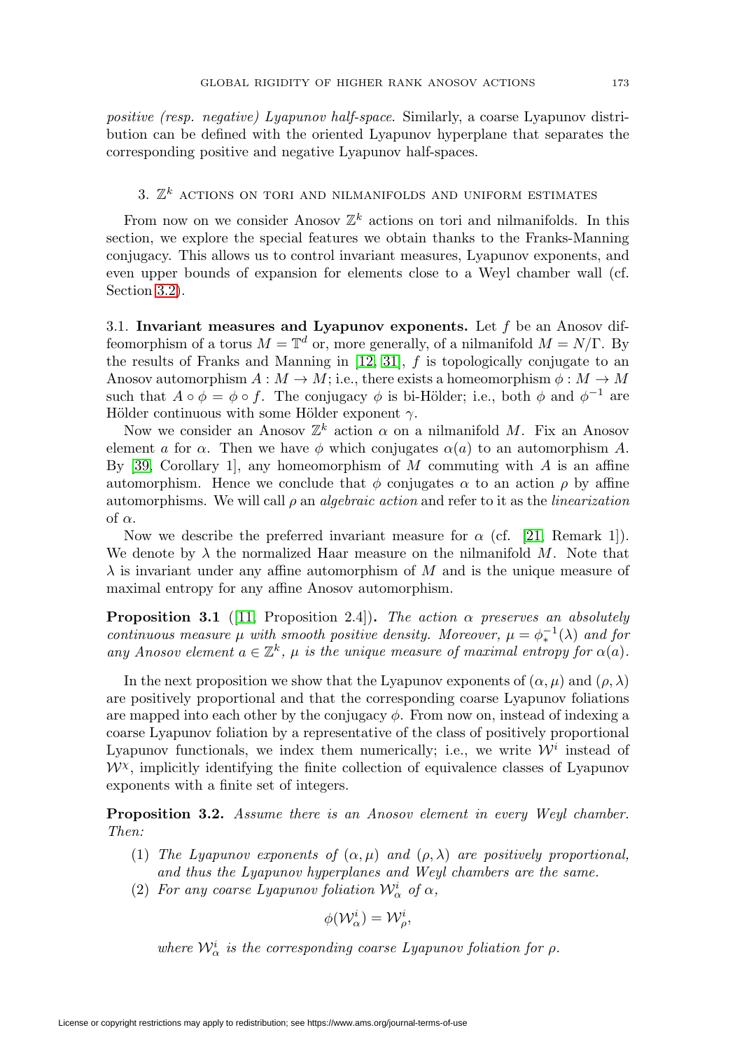*positive (resp. negative) Lyapunov half-space*. Similarly, a coarse Lyapunov distribution can be defined with the oriented Lyapunov hyperplane that separates the corresponding positive and negative Lyapunov half-spaces.

## 3. $\mathbb{Z}^k$ actions on tori and nilmanifolds and uniform estimates

From now on we consider Anosov $\mathbb{Z}^k$ actions on tori and nilmanifolds. In this section, we explore the special features we obtain thanks to the Franks-Manning conjugacy. This allows us to control invariant measures, Lyapunov exponents, and even upper bounds of expansion for elements close to a Weyl chamber wall (cf. Section 3.2).

3.1. **Invariant measures and Lyapunov exponents.** Let $f$ be an Anosov diffeomorphism of a torus $M = \mathbb{T}^d$ or, more generally, of a nilmanifold $M = N/\Gamma$. By the results of Franks and Manning in [12, 31], $f$ is topologically conjugate to an Anosov automorphism $A : M \to M$; i.e., there exists a homeomorphism $\phi : M \to M$ such that $A \circ \phi = \phi \circ f$. The conjugacy $\phi$ is bi-Hölder; i.e., both $\phi$ and $\phi^{-1}$ are Hölder continuous with some Hölder exponent $\gamma$.

Now we consider an Anosov $\mathbb{Z}^k$ action $\alpha$ on a nilmanifold $M$. Fix an Anosov element $a$ for $\alpha$. Then we have $\phi$ which conjugates $\alpha(a)$ to an automorphism $A$. By [39, Corollary 1], any homeomorphism of $M$ commuting with $A$ is an affine automorphism. Hence we conclude that $\phi$ conjugates $\alpha$ to an action $\rho$ by affine automorphisms. We will call $\rho$ an *algebraic action* and refer to it as the *linearization* of $\alpha$.

Now we describe the preferred invariant measure for $\alpha$ (cf. [21, Remark 1]). We denote by $\lambda$ the normalized Haar measure on the nilmanifold $M$. Note that $\lambda$ is invariant under any affine automorphism of $M$ and is the unique measure of maximal entropy for any affine Anosov automorphism.

**Proposition 3.1** ([11, Proposition 2.4])**.** *The action $\alpha$ preserves an absolutely continuous measure $\mu$ with smooth positive density. Moreover, $\mu = \phi_*^{-1}(\lambda)$ and for any Anosov element $a \in \mathbb{Z}^k$, $\mu$ is the unique measure of maximal entropy for $\alpha(a)$.*

In the next proposition we show that the Lyapunov exponents of $(\alpha, \mu)$ and $(\rho, \lambda)$ are positively proportional and that the corresponding coarse Lyapunov foliations are mapped into each other by the conjugacy $\phi$. From now on, instead of indexing a coarse Lyapunov foliation by a representative of the class of positively proportional Lyapunov functionals, we index them numerically; i.e., we write $\mathcal{W}^i$ instead of $\mathcal{W}^\chi$, implicitly identifying the finite collection of equivalence classes of Lyapunov exponents with a finite set of integers.

**Proposition 3.2.** *Assume there is an Anosov element in every Weyl chamber. Then:*

1. *The Lyapunov exponents of $(\alpha, \mu)$ and $(\rho, \lambda)$ are positively proportional, and thus the Lyapunov hyperplanes and Weyl chambers are the same.*
2. *For any coarse Lyapunov foliation $\mathcal{W}^i_\alpha$ of $\alpha$,*

$$\phi(\mathcal{W}^i_\alpha) = \mathcal{W}^i_\rho,$$

*where $\mathcal{W}^i_\alpha$ is the corresponding coarse Lyapunov foliation for $\rho$.*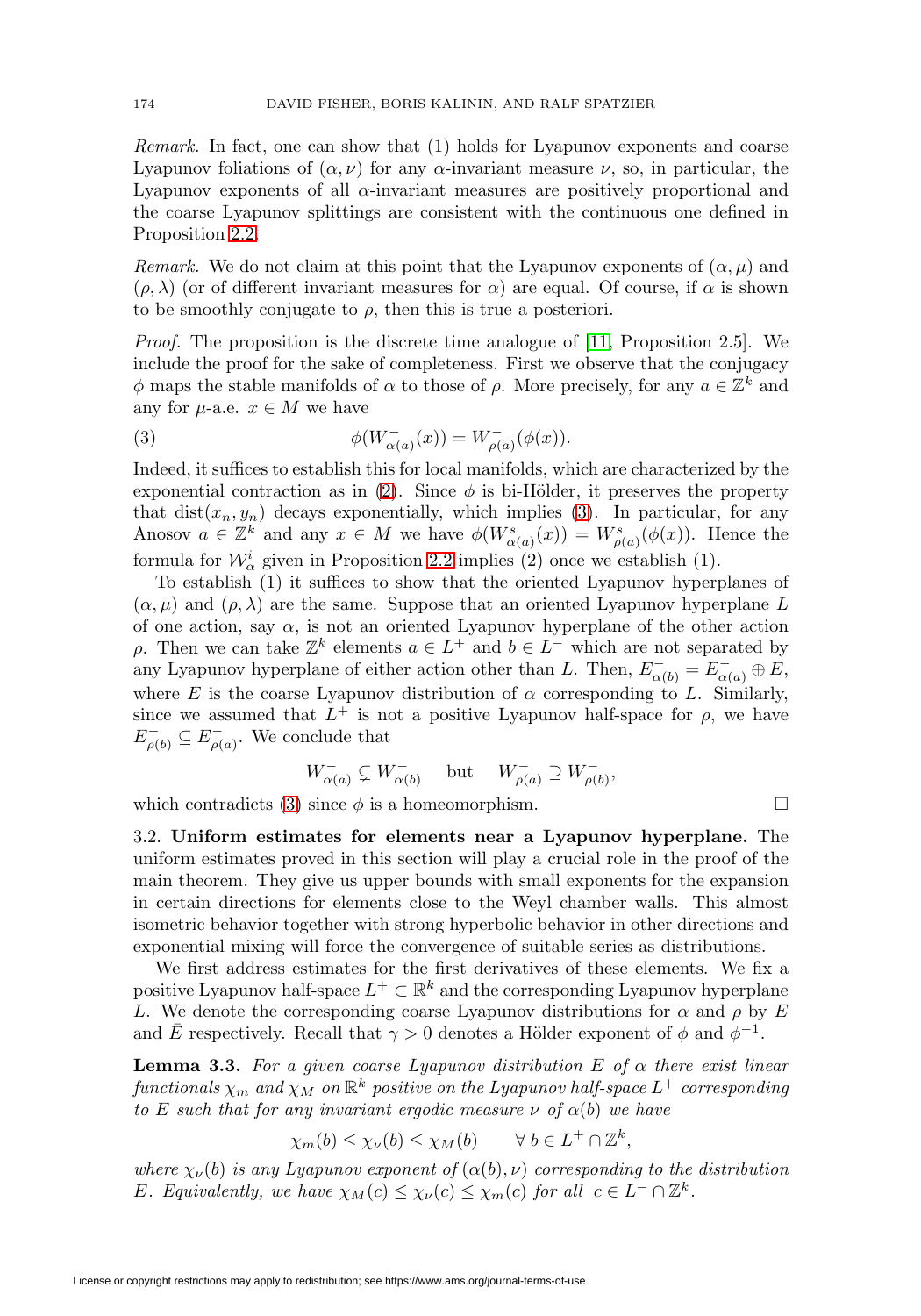*Remark.* In fact, one can show that (1) holds for Lyapunov exponents and coarse Lyapunov foliations of $(\alpha, \nu)$ for any $\alpha$-invariant measure $\nu$, so, in particular, the Lyapunov exponents of all $\alpha$-invariant measures are positively proportional and the coarse Lyapunov splittings are consistent with the continuous one defined in Proposition 2.2.

*Remark.* We do not claim at this point that the Lyapunov exponents of $(\alpha, \mu)$ and $(\rho, \lambda)$ (or of different invariant measures for $\alpha$) are equal. Of course, if $\alpha$ is shown to be smoothly conjugate to $\rho$, then this is true a posteriori.

*Proof.* The proposition is the discrete time analogue of [11, Proposition 2.5]. We include the proof for the sake of completeness. First we observe that the conjugacy $\phi$ maps the stable manifolds of $\alpha$ to those of $\rho$. More precisely, for any $a \in \mathbb{Z}^k$ and any for $\mu$-a.e. $x \in M$ we have

$$\phi(W^-_{\alpha(a)}(x)) = W^-_{\rho(a)}(\phi(x)). \tag{3}$$

Indeed, it suffices to establish this for local manifolds, which are characterized by the exponential contraction as in (2). Since $\phi$ is bi-Hölder, it preserves the property that $\text{dist}(x_n, y_n)$ decays exponentially, which implies (3). In particular, for any Anosov $a \in \mathbb{Z}^k$ and any $x \in M$ we have $\phi(W^s_{\alpha(a)}(x)) = W^s_{\rho(a)}(\phi(x))$. Hence the formula for $\mathcal{W}^i_\alpha$ given in Proposition 2.2 implies (2) once we establish (1).

To establish (1) it suffices to show that the oriented Lyapunov hyperplanes of $(\alpha, \mu)$ and $(\rho, \lambda)$ are the same. Suppose that an oriented Lyapunov hyperplane $L$ of one action, say $\alpha$, is not an oriented Lyapunov hyperplane of the other action $\rho$. Then we can take $\mathbb{Z}^k$ elements $a \in L^+$ and $b \in L^-$ which are not separated by any Lyapunov hyperplane of either action other than $L$. Then, $E^-_{\alpha(b)} = E^-_{\alpha(a)} \oplus E$, where $E$ is the coarse Lyapunov distribution of $\alpha$ corresponding to $L$. Similarly, since we assumed that $L^+$ is not a positive Lyapunov half-space for $\rho$, we have $E^-_{\rho(b)} \subseteq E^-_{\rho(a)}$. We conclude that

$$W^-_{\alpha(a)} \subsetneq W^-_{\alpha(b)} \quad \text{but} \quad W^-_{\rho(a)} \supseteq W^-_{\rho(b)},$$

which contradicts (3) since $\phi$ is a homeomorphism. $\square$

3.2. **Uniform estimates for elements near a Lyapunov hyperplane.** The uniform estimates proved in this section will play a crucial role in the proof of the main theorem. They give us upper bounds with small exponents for the expansion in certain directions for elements close to the Weyl chamber walls. This almost isometric behavior together with strong hyperbolic behavior in other directions and exponential mixing will force the convergence of suitable series as distributions.

We first address estimates for the first derivatives of these elements. We fix a positive Lyapunov half-space $L^+ \subset \mathbb{R}^k$ and the corresponding Lyapunov hyperplane $L$. We denote the corresponding coarse Lyapunov distributions for $\alpha$ and $\rho$ by $E$ and $\bar{E}$ respectively. Recall that $\gamma > 0$ denotes a Hölder exponent of $\phi$ and $\phi^{-1}$.

**Lemma 3.3.** *For a given coarse Lyapunov distribution $E$ of $\alpha$ there exist linear functionals $\chi_m$ and $\chi_M$ on $\mathbb{R}^k$ positive on the Lyapunov half-space $L^+$ corresponding to $E$ such that for any invariant ergodic measure $\nu$ of $\alpha(b)$ we have*

$$\chi_m(b) \le \chi_\nu(b) \le \chi_M(b) \qquad \forall\, b \in L^+ \cap \mathbb{Z}^k,$$

*where $\chi_\nu(b)$ is any Lyapunov exponent of $(\alpha(b), \nu)$ corresponding to the distribution $E$. Equivalently, we have $\chi_M(c) \le \chi_\nu(c) \le \chi_m(c)$ for all $c \in L^- \cap \mathbb{Z}^k$.*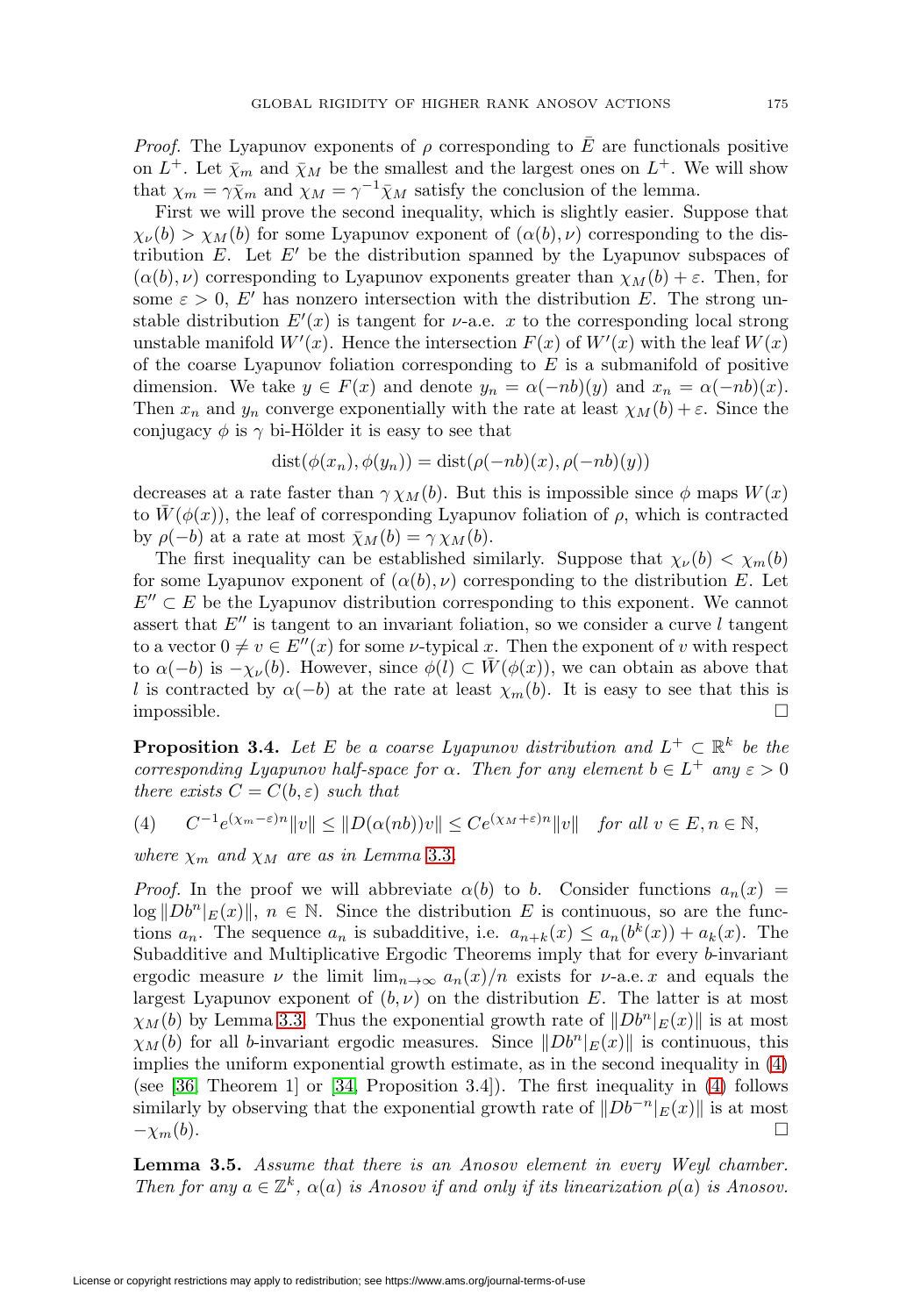*Proof.* The Lyapunov exponents of $\rho$ corresponding to $\bar{E}$ are functionals positive on $L^+$. Let $\bar{\chi}_m$ and $\bar{\chi}_M$ be the smallest and the largest ones on $L^+$. We will show that $\chi_m = \gamma\bar{\chi}_m$ and $\chi_M = \gamma^{-1}\bar{\chi}_M$ satisfy the conclusion of the lemma.

First we will prove the second inequality, which is slightly easier. Suppose that $\chi_\nu(b) > \chi_M(b)$ for some Lyapunov exponent of $(\alpha(b), \nu)$ corresponding to the distribution $E$. Let $E'$ be the distribution spanned by the Lyapunov subspaces of $(\alpha(b), \nu)$ corresponding to Lyapunov exponents greater than $\chi_M(b) + \varepsilon$. Then, for some $\varepsilon > 0$, $E'$ has nonzero intersection with the distribution $E$. The strong unstable distribution $E'(x)$ is tangent for $\nu$-a.e. $x$ to the corresponding local strong unstable manifold $W'(x)$. Hence the intersection $F(x)$ of $W'(x)$ with the leaf $W(x)$ of the coarse Lyapunov foliation corresponding to $E$ is a submanifold of positive dimension. We take $y \in F(x)$ and denote $y_n = \alpha(-nb)(y)$ and $x_n = \alpha(-nb)(x)$. Then $x_n$ and $y_n$ converge exponentially with the rate at least $\chi_M(b) + \varepsilon$. Since the conjugacy $\phi$ is $\gamma$ bi-Hölder it is easy to see that

$$\operatorname{dist}(\phi(x_n), \phi(y_n)) = \operatorname{dist}(\rho(-nb)(x), \rho(-nb)(y))$$

decreases at a rate faster than $\gamma\,\chi_M(b)$. But this is impossible since $\phi$ maps $W(x)$ to $\bar{W}(\phi(x))$, the leaf of corresponding Lyapunov foliation of $\rho$, which is contracted by $\rho(-b)$ at a rate at most $\bar{\chi}_M(b) = \gamma\,\chi_M(b)$.

The first inequality can be established similarly. Suppose that $\chi_\nu(b) < \chi_m(b)$ for some Lyapunov exponent of $(\alpha(b), \nu)$ corresponding to the distribution $E$. Let $E'' \subset E$ be the Lyapunov distribution corresponding to this exponent. We cannot assert that $E''$ is tangent to an invariant foliation, so we consider a curve $l$ tangent to a vector $0 \neq v \in E''(x)$ for some $\nu$-typical $x$. Then the exponent of $v$ with respect to $\alpha(-b)$ is $-\chi_\nu(b)$. However, since $\phi(l) \subset \bar{W}(\phi(x))$, we can obtain as above that $l$ is contracted by $\alpha(-b)$ at the rate at least $\chi_m(b)$. It is easy to see that this is impossible. $\square$

**Proposition 3.4.** *Let $E$ be a coarse Lyapunov distribution and $L^+ \subset \mathbb{R}^k$ be the corresponding Lyapunov half-space for $\alpha$. Then for any element $b \in L^+$ any $\varepsilon > 0$ there exists $C = C(b, \varepsilon)$ such that*

$$C^{-1}e^{(\chi_m - \varepsilon)n}\|v\| \leq \|D(\alpha(nb))v\| \leq Ce^{(\chi_M + \varepsilon)n}\|v\| \quad \text{for all } v \in E, n \in \mathbb{N}, \tag{4}$$

*where $\chi_m$ and $\chi_M$ are as in Lemma 3.3.*

*Proof.* In the proof we will abbreviate $\alpha(b)$ to $b$. Consider functions $a_n(x) = \log\|Db^n|_E(x)\|$, $n \in \mathbb{N}$. Since the distribution $E$ is continuous, so are the functions $a_n$. The sequence $a_n$ is subadditive, i.e. $a_{n+k}(x) \leq a_n(b^k(x)) + a_k(x)$. The Subadditive and Multiplicative Ergodic Theorems imply that for every $b$-invariant ergodic measure $\nu$ the limit $\lim_{n\to\infty} a_n(x)/n$ exists for $\nu$-a.e. $x$ and equals the largest Lyapunov exponent of $(b, \nu)$ on the distribution $E$. The latter is at most $\chi_M(b)$ by Lemma 3.3. Thus the exponential growth rate of $\|Db^n|_E(x)\|$ is at most $\chi_M(b)$ for all $b$-invariant ergodic measures. Since $\|Db^n|_E(x)\|$ is continuous, this implies the uniform exponential growth estimate, as in the second inequality in (4) (see [36, Theorem 1] or [34, Proposition 3.4]). The first inequality in (4) follows similarly by observing that the exponential growth rate of $\|Db^{-n}|_E(x)\|$ is at most $-\chi_m(b)$. $\square$

**Lemma 3.5.** *Assume that there is an Anosov element in every Weyl chamber. Then for any $a \in \mathbb{Z}^k$, $\alpha(a)$ is Anosov if and only if its linearization $\rho(a)$ is Anosov.*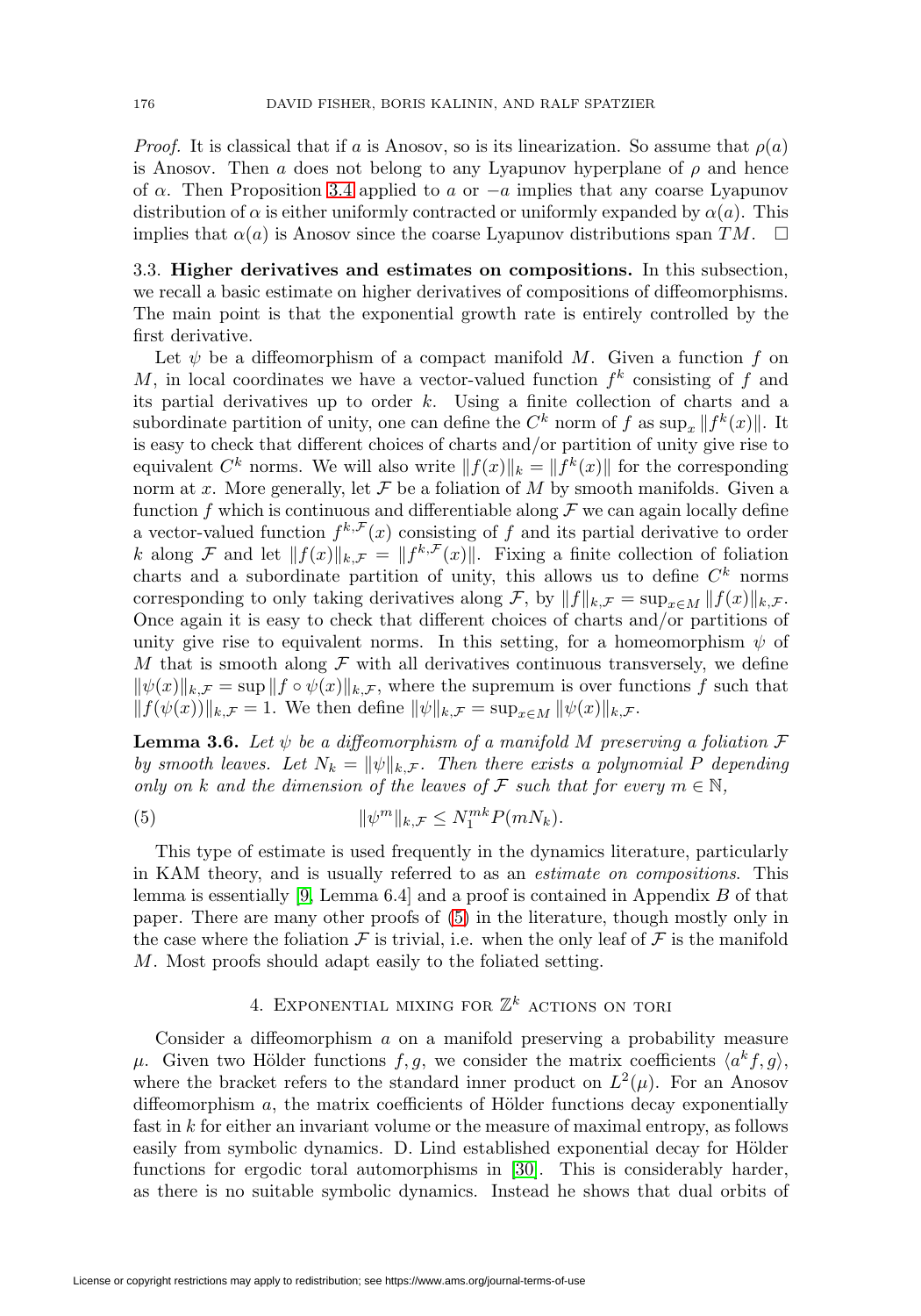*Proof.* It is classical that if $a$ is Anosov, so is its linearization. So assume that $\rho(a)$ is Anosov. Then $a$ does not belong to any Lyapunov hyperplane of $\rho$ and hence of $\alpha$. Then Proposition 3.4 applied to $a$ or $-a$ implies that any coarse Lyapunov distribution of $\alpha$ is either uniformly contracted or uniformly expanded by $\alpha(a)$. This implies that $\alpha(a)$ is Anosov since the coarse Lyapunov distributions span $TM$. $\square$

### 3.3. Higher derivatives and estimates on compositions.

In this subsection, we recall a basic estimate on higher derivatives of compositions of diffeomorphisms. The main point is that the exponential growth rate is entirely controlled by the first derivative.

Let $\psi$ be a diffeomorphism of a compact manifold $M$. Given a function $f$ on $M$, in local coordinates we have a vector-valued function $f^k$ consisting of $f$ and its partial derivatives up to order $k$. Using a finite collection of charts and a subordinate partition of unity, one can define the $C^k$ norm of $f$ as $\sup_x \|f^k(x)\|$. It is easy to check that different choices of charts and/or partition of unity give rise to equivalent $C^k$ norms. We will also write $\|f(x)\|_k = \|f^k(x)\|$ for the corresponding norm at $x$. More generally, let $\mathcal{F}$ be a foliation of $M$ by smooth manifolds. Given a function $f$ which is continuous and differentiable along $\mathcal{F}$ we can again locally define a vector-valued function $f^{k,\mathcal{F}}(x)$ consisting of $f$ and its partial derivative to order $k$ along $\mathcal{F}$ and let $\|f(x)\|_{k,\mathcal{F}} = \|f^{k,\mathcal{F}}(x)\|$. Fixing a finite collection of foliation charts and a subordinate partition of unity, this allows us to define $C^k$ norms corresponding to only taking derivatives along $\mathcal{F}$, by $\|f\|_{k,\mathcal{F}} = \sup_{x\in M} \|f(x)\|_{k,\mathcal{F}}$. Once again it is easy to check that different choices of charts and/or partitions of unity give rise to equivalent norms. In this setting, for a homeomorphism $\psi$ of $M$ that is smooth along $\mathcal{F}$ with all derivatives continuous transversely, we define $\|\psi(x)\|_{k,\mathcal{F}} = \sup \|f \circ \psi(x)\|_{k,\mathcal{F}}$, where the supremum is over functions $f$ such that $\|f(\psi(x))\|_{k,\mathcal{F}} = 1$. We then define $\|\psi\|_{k,\mathcal{F}} = \sup_{x\in M} \|\psi(x)\|_{k,\mathcal{F}}$.

**Lemma 3.6.** *Let $\psi$ be a diffeomorphism of a manifold $M$ preserving a foliation $\mathcal{F}$ by smooth leaves. Let $N_k = \|\psi\|_{k,\mathcal{F}}$. Then there exists a polynomial $P$ depending only on $k$ and the dimension of the leaves of $\mathcal{F}$ such that for every $m \in \mathbb{N}$,*

$$\|\psi^m\|_{k,\mathcal{F}} \leq N_1^{mk} P(mN_k). \tag{5}$$

This type of estimate is used frequently in the dynamics literature, particularly in KAM theory, and is usually referred to as an *estimate on compositions*. This lemma is essentially [9, Lemma 6.4] and a proof is contained in Appendix $B$ of that paper. There are many other proofs of (5) in the literature, though mostly only in the case where the foliation $\mathcal{F}$ is trivial, i.e. when the only leaf of $\mathcal{F}$ is the manifold $M$. Most proofs should adapt easily to the foliated setting.

## 4. Exponential mixing for $\mathbb{Z}^k$ actions on tori

Consider a diffeomorphism $a$ on a manifold preserving a probability measure $\mu$. Given two Hölder functions $f, g$, we consider the matrix coefficients $\langle a^k f, g\rangle$, where the bracket refers to the standard inner product on $L^2(\mu)$. For an Anosov diffeomorphism $a$, the matrix coefficients of Hölder functions decay exponentially fast in $k$ for either an invariant volume or the measure of maximal entropy, as follows easily from symbolic dynamics. D. Lind established exponential decay for Hölder functions for ergodic toral automorphisms in [30]. This is considerably harder, as there is no suitable symbolic dynamics. Instead he shows that dual orbits of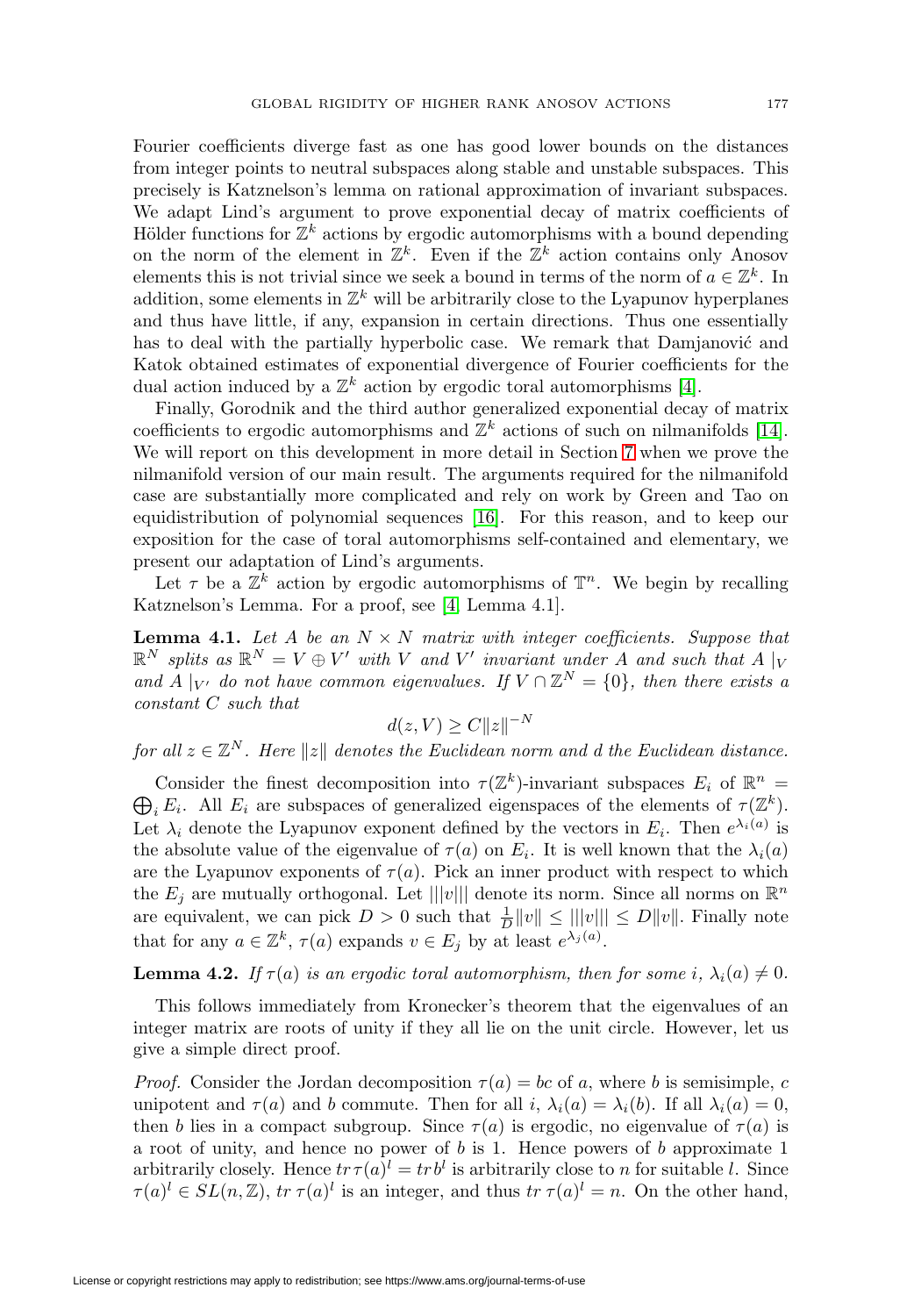Fourier coefficients diverge fast as one has good lower bounds on the distances from integer points to neutral subspaces along stable and unstable subspaces. This precisely is Katznelson's lemma on rational approximation of invariant subspaces. We adapt Lind's argument to prove exponential decay of matrix coefficients of Hölder functions for $\mathbb{Z}^k$ actions by ergodic automorphisms with a bound depending on the norm of the element in $\mathbb{Z}^k$. Even if the $\mathbb{Z}^k$ action contains only Anosov elements this is not trivial since we seek a bound in terms of the norm of $a \in \mathbb{Z}^k$. In addition, some elements in $\mathbb{Z}^k$ will be arbitrarily close to the Lyapunov hyperplanes and thus have little, if any, expansion in certain directions. Thus one essentially has to deal with the partially hyperbolic case. We remark that Damjanović and Katok obtained estimates of exponential divergence of Fourier coefficients for the dual action induced by a $\mathbb{Z}^k$ action by ergodic toral automorphisms [4].

Finally, Gorodnik and the third author generalized exponential decay of matrix coefficients to ergodic automorphisms and $\mathbb{Z}^k$ actions of such on nilmanifolds [14]. We will report on this development in more detail in Section 7 when we prove the nilmanifold version of our main result. The arguments required for the nilmanifold case are substantially more complicated and rely on work by Green and Tao on equidistribution of polynomial sequences [16]. For this reason, and to keep our exposition for the case of toral automorphisms self-contained and elementary, we present our adaptation of Lind's arguments.

Let $\tau$ be a $\mathbb{Z}^k$ action by ergodic automorphisms of $\mathbb{T}^n$. We begin by recalling Katznelson's Lemma. For a proof, see [4, Lemma 4.1].

**Lemma 4.1.** *Let $A$ be an $N \times N$ matrix with integer coefficients. Suppose that $\mathbb{R}^N$ splits as $\mathbb{R}^N = V \oplus V'$ with $V$ and $V'$ invariant under $A$ and such that $A\mid_V$ and $A\mid_{V'}$ do not have common eigenvalues. If $V \cap \mathbb{Z}^N = \{0\}$, then there exists a constant $C$ such that*

$$d(z, V) \geq C\|z\|^{-N}$$

*for all $z \in \mathbb{Z}^N$. Here $\|z\|$ denotes the Euclidean norm and $d$ the Euclidean distance.*

Consider the finest decomposition into $\tau(\mathbb{Z}^k)$-invariant subspaces $E_i$ of $\mathbb{R}^n = \bigoplus_i E_i$. All $E_i$ are subspaces of generalized eigenspaces of the elements of $\tau(\mathbb{Z}^k)$. Let $\lambda_i$ denote the Lyapunov exponent defined by the vectors in $E_i$. Then $e^{\lambda_i(a)}$ is the absolute value of the eigenvalue of $\tau(a)$ on $E_i$. It is well known that the $\lambda_i(a)$ are the Lyapunov exponents of $\tau(a)$. Pick an inner product with respect to which the $E_j$ are mutually orthogonal. Let $|||v|||$ denote its norm. Since all norms on $\mathbb{R}^n$ are equivalent, we can pick $D > 0$ such that $\frac{1}{D}\|v\| \leq |||v||| \leq D\|v\|$. Finally note that for any $a \in \mathbb{Z}^k$, $\tau(a)$ expands $v \in E_j$ by at least $e^{\lambda_j(a)}$.

**Lemma 4.2.** *If $\tau(a)$ is an ergodic toral automorphism, then for some $i$, $\lambda_i(a) \neq 0$.*

This follows immediately from Kronecker's theorem that the eigenvalues of an integer matrix are roots of unity if they all lie on the unit circle. However, let us give a simple direct proof.

*Proof.* Consider the Jordan decomposition $\tau(a) = bc$ of $a$, where $b$ is semisimple, $c$ unipotent and $\tau(a)$ and $b$ commute. Then for all $i$, $\lambda_i(a) = \lambda_i(b)$. If all $\lambda_i(a) = 0$, then $b$ lies in a compact subgroup. Since $\tau(a)$ is ergodic, no eigenvalue of $\tau(a)$ is a root of unity, and hence no power of $b$ is 1. Hence powers of $b$ approximate 1 arbitrarily closely. Hence $tr\,\tau(a)^l = tr\,b^l$ is arbitrarily close to $n$ for suitable $l$. Since $\tau(a)^l \in SL(n, \mathbb{Z})$, $tr\ \tau(a)^l$ is an integer, and thus $tr\ \tau(a)^l = n$. On the other hand,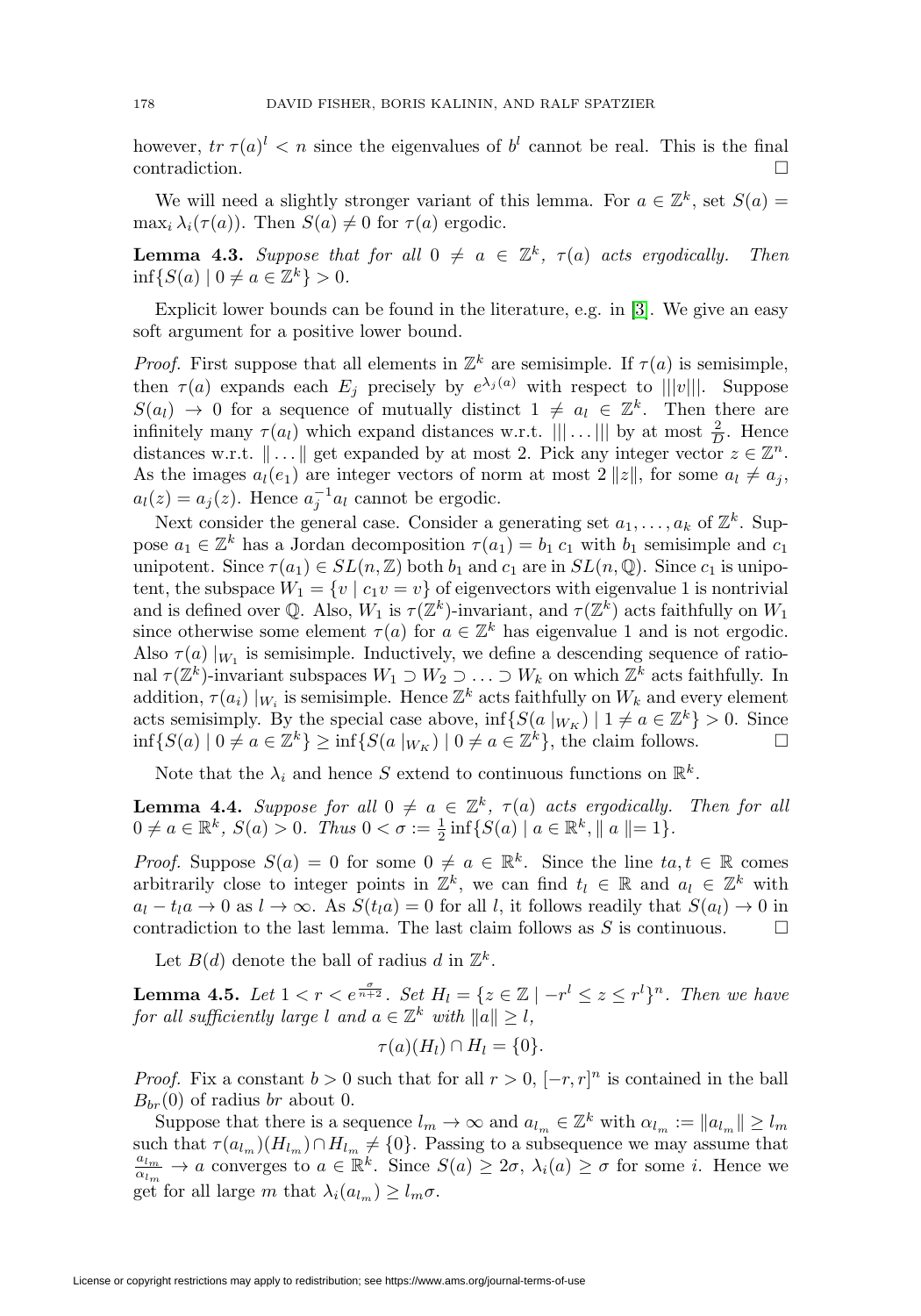however, $tr\ \tau(a)^l < n$ since the eigenvalues of $b^l$ cannot be real. This is the final contradiction. $\square$

We will need a slightly stronger variant of this lemma. For $a \in \mathbb{Z}^k$, set $S(a) = \max_i \lambda_i(\tau(a))$. Then $S(a) \neq 0$ for $\tau(a)$ ergodic.

**Lemma 4.3.** *Suppose that for all $0 \neq a \in \mathbb{Z}^k$, $\tau(a)$ acts ergodically. Then $\inf\{S(a) \mid 0 \neq a \in \mathbb{Z}^k\} > 0$.*

Explicit lower bounds can be found in the literature, e.g. in [3]. We give an easy soft argument for a positive lower bound.

*Proof.* First suppose that all elements in $\mathbb{Z}^k$ are semisimple. If $\tau(a)$ is semisimple, then $\tau(a)$ expands each $E_j$ precisely by $e^{\lambda_j(a)}$ with respect to $|||v|||$. Suppose $S(a_l) \to 0$ for a sequence of mutually distinct $1 \neq a_l \in \mathbb{Z}^k$. Then there are infinitely many $\tau(a_l)$ which expand distances w.r.t. $|||\dots|||$ by at most $\frac{2}{D}$. Hence distances w.r.t. $\|\dots\|$ get expanded by at most 2. Pick any integer vector $z \in \mathbb{Z}^n$. As the images $a_l(e_1)$ are integer vectors of norm at most $2\|z\|$, for some $a_l \neq a_j$, $a_l(z) = a_j(z)$. Hence $a_j^{-1}a_l$ cannot be ergodic.

Next consider the general case. Consider a generating set $a_1, \dots, a_k$ of $\mathbb{Z}^k$. Suppose $a_1 \in \mathbb{Z}^k$ has a Jordan decomposition $\tau(a_1) = b_1\, c_1$ with $b_1$ semisimple and $c_1$ unipotent. Since $\tau(a_1) \in SL(n, \mathbb{Z})$ both $b_1$ and $c_1$ are in $SL(n, \mathbb{Q})$. Since $c_1$ is unipotent, the subspace $W_1 = \{v \mid c_1 v = v\}$ of eigenvectors with eigenvalue 1 is nontrivial and is defined over $\mathbb{Q}$. Also, $W_1$ is $\tau(\mathbb{Z}^k)$-invariant, and $\tau(\mathbb{Z}^k)$ acts faithfully on $W_1$ since otherwise some element $\tau(a)$ for $a \in \mathbb{Z}^k$ has eigenvalue 1 and is not ergodic. Also $\tau(a)\mid_{W_1}$ is semisimple. Inductively, we define a descending sequence of rational $\tau(\mathbb{Z}^k)$-invariant subspaces $W_1 \supset W_2 \supset \dots \supset W_k$ on which $\mathbb{Z}^k$ acts faithfully. In addition, $\tau(a_i)\mid_{W_i}$ is semisimple. Hence $\mathbb{Z}^k$ acts faithfully on $W_k$ and every element acts semisimply. By the special case above, $\inf\{S(a\mid_{W_K}) \mid 1 \neq a \in \mathbb{Z}^k\} > 0$. Since $\inf\{S(a) \mid 0 \neq a \in \mathbb{Z}^k\} \geq \inf\{S(a\mid_{W_K}) \mid 0 \neq a \in \mathbb{Z}^k\}$, the claim follows. $\square$

Note that the $\lambda_i$ and hence $S$ extend to continuous functions on $\mathbb{R}^k$.

**Lemma 4.4.** *Suppose for all $0 \neq a \in \mathbb{Z}^k$, $\tau(a)$ acts ergodically. Then for all $0 \neq a \in \mathbb{R}^k$, $S(a) > 0$. Thus $0 < \sigma := \frac{1}{2}\inf\{S(a) \mid a \in \mathbb{R}^k, \| a \| = 1\}$.*

*Proof.* Suppose $S(a) = 0$ for some $0 \neq a \in \mathbb{R}^k$. Since the line $ta, t \in \mathbb{R}$ comes arbitrarily close to integer points in $\mathbb{Z}^k$, we can find $t_l \in \mathbb{R}$ and $a_l \in \mathbb{Z}^k$ with $a_l - t_l a \to 0$ as $l \to \infty$. As $S(t_l a) = 0$ for all $l$, it follows readily that $S(a_l) \to 0$ in contradiction to the last lemma. The last claim follows as $S$ is continuous. $\square$

Let $B(d)$ denote the ball of radius $d$ in $\mathbb{Z}^k$.

**Lemma 4.5.** *Let $1 < r < e^{\frac{\sigma}{n+2}}$. Set $H_l = \{z \in \mathbb{Z} \mid -r^l \leq z \leq r^l\}^n$. Then we have for all sufficiently large $l$ and $a \in \mathbb{Z}^k$ with $\|a\| \geq l$,*

$$\tau(a)(H_l) \cap H_l = \{0\}.$$

*Proof.* Fix a constant $b > 0$ such that for all $r > 0$, $[-r, r]^n$ is contained in the ball $B_{br}(0)$ of radius $br$ about 0.

Suppose that there is a sequence $l_m \to \infty$ and $a_{l_m} \in \mathbb{Z}^k$ with $\alpha_{l_m} := \|a_{l_m}\| \geq l_m$ such that $\tau(a_{l_m})(H_{l_m}) \cap H_{l_m} \neq \{0\}$. Passing to a subsequence we may assume that $\frac{a_{l_m}}{\alpha_{l_m}} \to a$ converges to $a \in \mathbb{R}^k$. Since $S(a) \geq 2\sigma$, $\lambda_i(a) \geq \sigma$ for some $i$. Hence we get for all large $m$ that $\lambda_i(a_{l_m}) \geq l_m \sigma$.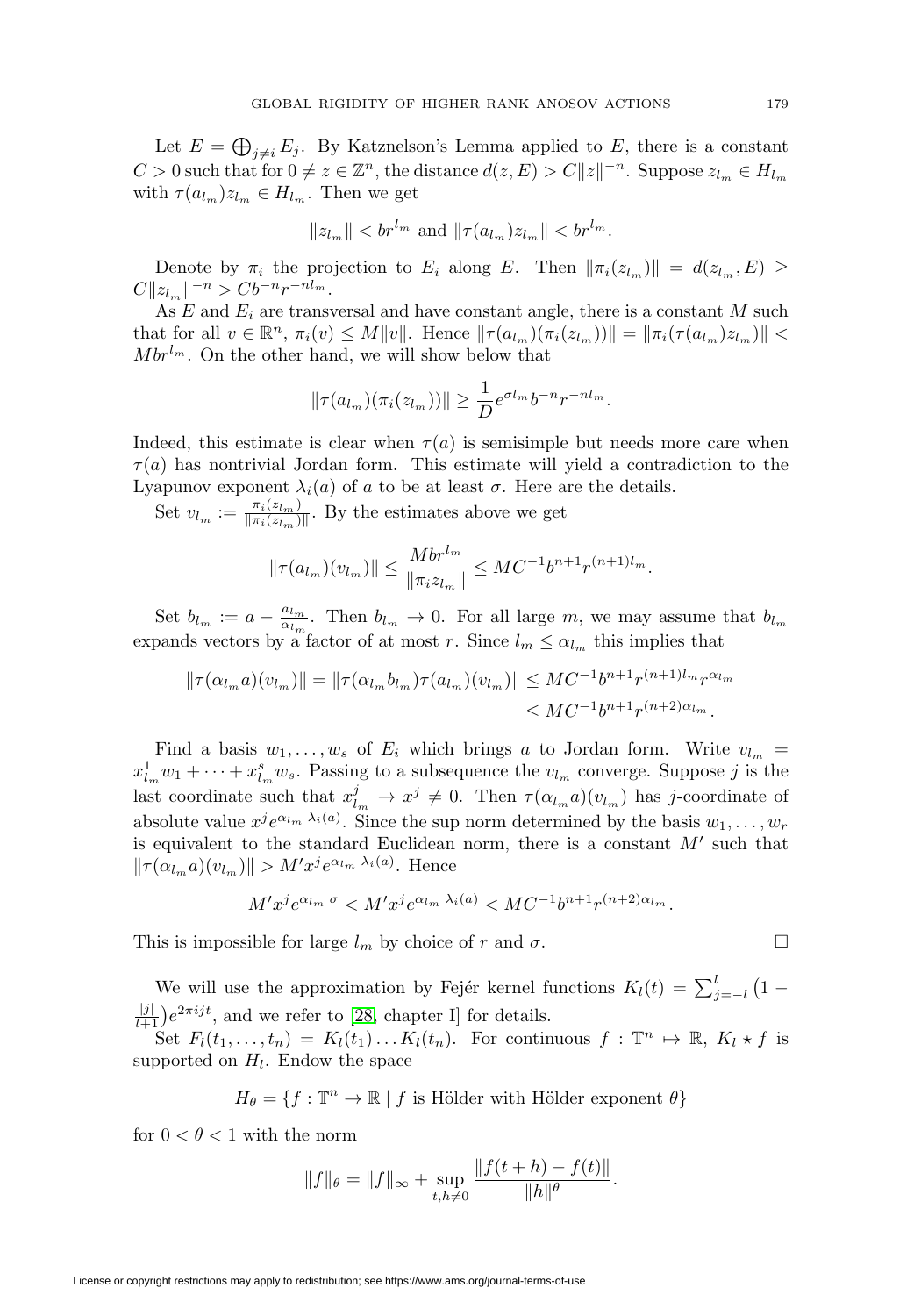Let $E = \bigoplus_{j \neq i} E_j$. By Katznelson's Lemma applied to $E$, there is a constant $C > 0$ such that for $0 \neq z \in \mathbb{Z}^n$, the distance $d(z, E) > C\|z\|^{-n}$. Suppose $z_{l_m} \in H_{l_m}$ with $\tau(a_{l_m}) z_{l_m} \in H_{l_m}$. Then we get

$$\|z_{l_m}\| < br^{l_m} \text{ and } \|\tau(a_{l_m}) z_{l_m}\| < br^{l_m}.$$

Denote by $\pi_i$ the projection to $E_i$ along $E$. Then $\|\pi_i(z_{l_m})\| = d(z_{l_m}, E) \geq C\|z_{l_m}\|^{-n} > Cb^{-n} r^{-nl_m}$.

As $E$ and $E_i$ are transversal and have constant angle, there is a constant $M$ such that for all $v \in \mathbb{R}^n$, $\pi_i(v) \leq M\|v\|$. Hence $\|\tau(a_{l_m})(\pi_i(z_{l_m}))\| = \|\pi_i(\tau(a_{l_m}) z_{l_m})\| < Mbr^{l_m}$. On the other hand, we will show below that

$$\|\tau(a_{l_m})(\pi_i(z_{l_m}))\| \geq \frac{1}{D} e^{\sigma l_m} b^{-n} r^{-nl_m}.$$

Indeed, this estimate is clear when $\tau(a)$ is semisimple but needs more care when $\tau(a)$ has nontrivial Jordan form. This estimate will yield a contradiction to the Lyapunov exponent $\lambda_i(a)$ of $a$ to be at least $\sigma$. Here are the details.

Set $v_{l_m} := \frac{\pi_i(z_{l_m})}{\|\pi_i(z_{l_m})\|}$. By the estimates above we get

$$\|\tau(a_{l_m})(v_{l_m})\| \leq \frac{Mbr^{l_m}}{\|\pi_i z_{l_m}\|} \leq MC^{-1} b^{n+1} r^{(n+1)l_m}.$$

Set $b_{l_m} := a - \frac{a_{l_m}}{\alpha_{l_m}}$. Then $b_{l_m} \to 0$. For all large $m$, we may assume that $b_{l_m}$ expands vectors by a factor of at most $r$. Since $l_m \leq \alpha_{l_m}$ this implies that

$$\begin{aligned}\|\tau(\alpha_{l_m} a)(v_{l_m})\| = \|\tau(\alpha_{l_m} b_{l_m}) \tau(a_{l_m})(v_{l_m})\| &\leq MC^{-1} b^{n+1} r^{(n+1)l_m} r^{\alpha_{l_m}} \\ &\leq MC^{-1} b^{n+1} r^{(n+2)\alpha_{l_m}}.\end{aligned}$$

Find a basis $w_1, \ldots, w_s$ of $E_i$ which brings $a$ to Jordan form. Write $v_{l_m} = x^1_{l_m} w_1 + \cdots + x^s_{l_m} w_s$. Passing to a subsequence the $v_{l_m}$ converge. Suppose $j$ is the last coordinate such that $x^j_{l_m} \to x^j \neq 0$. Then $\tau(\alpha_{l_m} a)(v_{l_m})$ has $j$-coordinate of absolute value $x^j e^{\alpha_{l_m} \lambda_i(a)}$. Since the sup norm determined by the basis $w_1, \ldots, w_r$ is equivalent to the standard Euclidean norm, there is a constant $M'$ such that $\|\tau(\alpha_{l_m} a)(v_{l_m})\| > M' x^j e^{\alpha_{l_m} \lambda_i(a)}$. Hence

$$M' x^j e^{\alpha_{l_m} \sigma} < M' x^j e^{\alpha_{l_m} \lambda_i(a)} < MC^{-1} b^{n+1} r^{(n+2)\alpha_{l_m}}.$$

This is impossible for large $l_m$ by choice of $r$ and $\sigma$. $\square$

We will use the approximation by Fejér kernel functions $K_l(t) = \sum_{j=-l}^{l} \big(1 - \frac{|j|}{l+1}\big) e^{2\pi i j t}$, and we refer to [28, chapter I] for details.

Set $F_l(t_1, \ldots, t_n) = K_l(t_1) \ldots K_l(t_n)$. For continuous $f : \mathbb{T}^n \mapsto \mathbb{R}$, $K_l \star f$ is supported on $H_l$. Endow the space

$$H_\theta = \{f : \mathbb{T}^n \to \mathbb{R} \mid f \text{ is Hölder with Hölder exponent } \theta\}$$

for $0 < \theta < 1$ with the norm

$$\|f\|_\theta = \|f\|_\infty + \sup_{t, h \neq 0} \frac{\|f(t+h) - f(t)\|}{\|h\|^\theta}.$$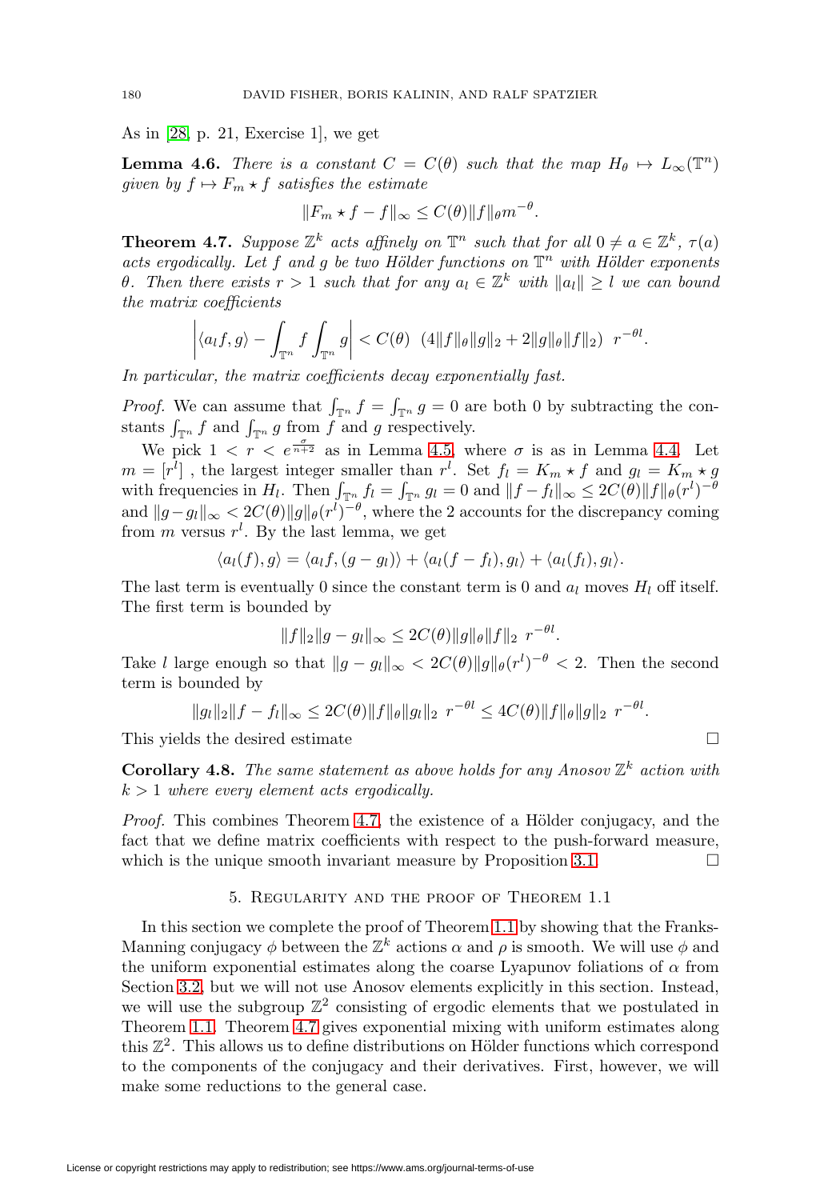As in [28, p. 21, Exercise 1], we get

**Lemma 4.6.** *There is a constant $C = C(\theta)$ such that the map $H_\theta \mapsto L_\infty(\mathbb{T}^n)$ given by $f \mapsto F_m \star f$ satisfies the estimate*

$$\|F_m \star f - f\|_\infty \leq C(\theta)\|f\|_\theta m^{-\theta}.$$

**Theorem 4.7.** *Suppose $\mathbb{Z}^k$ acts affinely on $\mathbb{T}^n$ such that for all $0 \neq a \in \mathbb{Z}^k$, $\tau(a)$ acts ergodically. Let $f$ and $g$ be two Hölder functions on $\mathbb{T}^n$ with Hölder exponents $\theta$. Then there exists $r > 1$ such that for any $a_l \in \mathbb{Z}^k$ with $\|a_l\| \geq l$ we can bound the matrix coefficients*

$$\left|\langle a_l f, g\rangle - \int_{\mathbb{T}^n} f \int_{\mathbb{T}^n} g\right| < C(\theta)\ \ (4\|f\|_\theta \|g\|_2 + 2\|g\|_\theta \|f\|_2)\ \ r^{-\theta l}.$$

*In particular, the matrix coefficients decay exponentially fast.*

*Proof.* We can assume that $\int_{\mathbb{T}^n} f = \int_{\mathbb{T}^n} g = 0$ are both 0 by subtracting the constants $\int_{\mathbb{T}^n} f$ and $\int_{\mathbb{T}^n} g$ from $f$ and $g$ respectively.

We pick $1 < r < e^{\frac{\sigma}{n+2}}$ as in Lemma 4.5, where $\sigma$ is as in Lemma 4.4. Let $m = [r^l]$ , the largest integer smaller than $r^l$. Set $f_l = K_m \star f$ and $g_l = K_m \star g$ with frequencies in $H_l$. Then $\int_{\mathbb{T}^n} f_l = \int_{\mathbb{T}^n} g_l = 0$ and $\|f - f_l\|_\infty \leq 2C(\theta)\|f\|_\theta (r^l)^{-\theta}$ and $\|g - g_l\|_\infty < 2C(\theta)\|g\|_\theta (r^l)^{-\theta}$, where the 2 accounts for the discrepancy coming from $m$ versus $r^l$. By the last lemma, we get

$$\langle a_l(f), g\rangle = \langle a_l f, (g - g_l)\rangle + \langle a_l(f - f_l), g_l\rangle + \langle a_l(f_l), g_l\rangle.$$

The last term is eventually 0 since the constant term is 0 and $a_l$ moves $H_l$ off itself. The first term is bounded by

$$\|f\|_2 \|g - g_l\|_\infty \leq 2C(\theta)\|g\|_\theta \|f\|_2\ \ r^{-\theta l}.$$

Take $l$ large enough so that $\|g - g_l\|_\infty < 2C(\theta)\|g\|_\theta (r^l)^{-\theta} < 2$. Then the second term is bounded by

$$\|g_l\|_2 \|f - f_l\|_\infty \leq 2C(\theta)\|f\|_\theta \|g_l\|_2\ \ r^{-\theta l} \leq 4C(\theta)\|f\|_\theta \|g\|_2\ \ r^{-\theta l}.$$

This yields the desired estimate $\square$

**Corollary 4.8.** *The same statement as above holds for any Anosov $\mathbb{Z}^k$ action with $k > 1$ where every element acts ergodically.*

*Proof.* This combines Theorem 4.7, the existence of a Hölder conjugacy, and the fact that we define matrix coefficients with respect to the push-forward measure, which is the unique smooth invariant measure by Proposition 3.1. $\square$

## 5. Regularity and the proof of Theorem 1.1

In this section we complete the proof of Theorem 1.1 by showing that the Franks-Manning conjugacy $\phi$ between the $\mathbb{Z}^k$ actions $\alpha$ and $\rho$ is smooth. We will use $\phi$ and the uniform exponential estimates along the coarse Lyapunov foliations of $\alpha$ from Section 3.2, but we will not use Anosov elements explicitly in this section. Instead, we will use the subgroup $\mathbb{Z}^2$ consisting of ergodic elements that we postulated in Theorem 1.1. Theorem 4.7 gives exponential mixing with uniform estimates along this $\mathbb{Z}^2$. This allows us to define distributions on Hölder functions which correspond to the components of the conjugacy and their derivatives. First, however, we will make some reductions to the general case.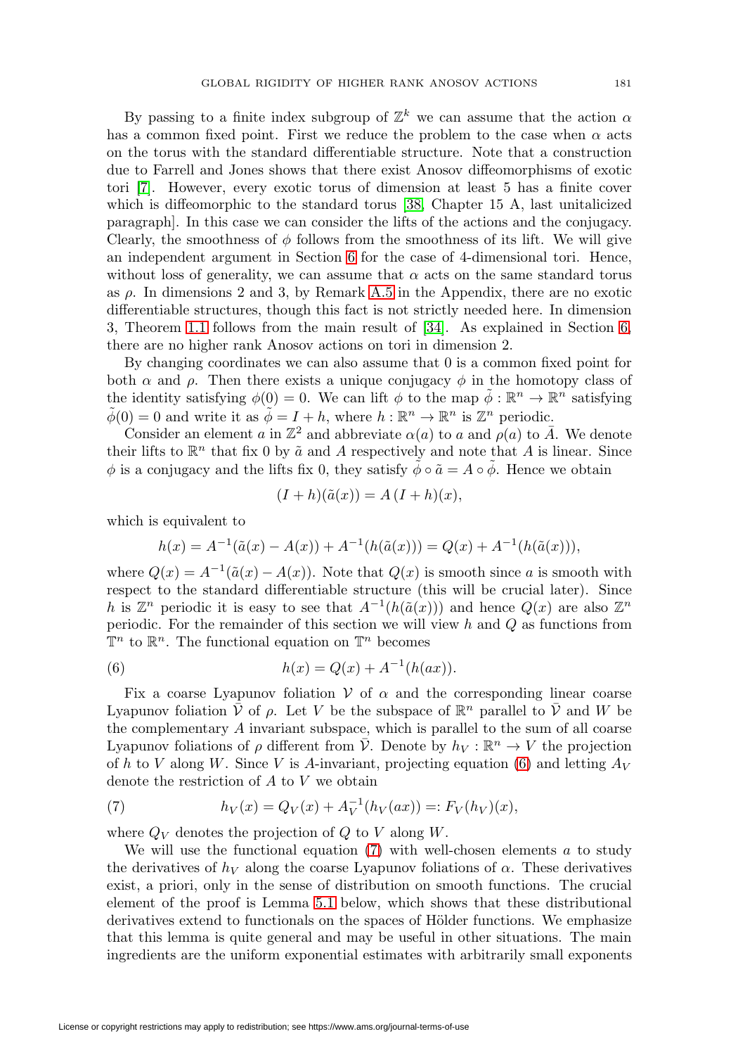By passing to a finite index subgroup of $\mathbb{Z}^k$ we can assume that the action $\alpha$ has a common fixed point. First we reduce the problem to the case when $\alpha$ acts on the torus with the standard differentiable structure. Note that a construction due to Farrell and Jones shows that there exist Anosov diffeomorphisms of exotic tori [7]. However, every exotic torus of dimension at least 5 has a finite cover which is diffeomorphic to the standard torus [38, Chapter 15 A, last unitalicized paragraph]. In this case we can consider the lifts of the actions and the conjugacy. Clearly, the smoothness of $\phi$ follows from the smoothness of its lift. We will give an independent argument in Section 6 for the case of 4-dimensional tori. Hence, without loss of generality, we can assume that $\alpha$ acts on the same standard torus as $\rho$. In dimensions 2 and 3, by Remark A.5 in the Appendix, there are no exotic differentiable structures, though this fact is not strictly needed here. In dimension 3, Theorem 1.1 follows from the main result of [34]. As explained in Section 6, there are no higher rank Anosov actions on tori in dimension 2.

By changing coordinates we can also assume that 0 is a common fixed point for both $\alpha$ and $\rho$. Then there exists a unique conjugacy $\phi$ in the homotopy class of the identity satisfying $\phi(0) = 0$. We can lift $\phi$ to the map $\tilde{\phi} : \mathbb{R}^n \to \mathbb{R}^n$ satisfying $\tilde{\phi}(0) = 0$ and write it as $\tilde{\phi} = I + h$, where $h : \mathbb{R}^n \to \mathbb{R}^n$ is $\mathbb{Z}^n$ periodic.

Consider an element $a$ in $\mathbb{Z}^2$ and abbreviate $\alpha(a)$ to $a$ and $\rho(a)$ to $\bar{A}$. We denote their lifts to $\mathbb{R}^n$ that fix 0 by $\tilde{a}$ and $A$ respectively and note that $A$ is linear. Since $\phi$ is a conjugacy and the lifts fix 0, they satisfy $\tilde{\phi} \circ \tilde{a} = A \circ \tilde{\phi}$. Hence we obtain

$$(I + h)(\tilde{a}(x)) = A\,(I + h)(x),$$

which is equivalent to

$$h(x) = A^{-1}(\tilde{a}(x) - A(x)) + A^{-1}(h(\tilde{a}(x))) = Q(x) + A^{-1}(h(\tilde{a}(x))),$$

where $Q(x) = A^{-1}(\tilde{a}(x) - A(x))$. Note that $Q(x)$ is smooth since $a$ is smooth with respect to the standard differentiable structure (this will be crucial later). Since $h$ is $\mathbb{Z}^n$ periodic it is easy to see that $A^{-1}(h(\tilde{a}(x)))$ and hence $Q(x)$ are also $\mathbb{Z}^n$ periodic. For the remainder of this section we will view $h$ and $Q$ as functions from $\mathbb{T}^n$ to $\mathbb{R}^n$. The functional equation on $\mathbb{T}^n$ becomes

$$h(x) = Q(x) + A^{-1}(h(ax)). \tag{6}$$

Fix a coarse Lyapunov foliation $\mathcal{V}$ of $\alpha$ and the corresponding linear coarse Lyapunov foliation $\bar{\mathcal{V}}$ of $\rho$. Let $V$ be the subspace of $\mathbb{R}^n$ parallel to $\bar{\mathcal{V}}$ and $W$ be the complementary $A$ invariant subspace, which is parallel to the sum of all coarse Lyapunov foliations of $\rho$ different from $\bar{\mathcal{V}}$. Denote by $h_V : \mathbb{R}^n \to V$ the projection of $h$ to $V$ along $W$. Since $V$ is $A$-invariant, projecting equation (6) and letting $A_V$ denote the restriction of $A$ to $V$ we obtain

$$h_V(x) = Q_V(x) + A_V^{-1}(h_V(ax)) =: F_V(h_V)(x), \tag{7}$$

where $Q_V$ denotes the projection of $Q$ to $V$ along $W$.

We will use the functional equation (7) with well-chosen elements $a$ to study the derivatives of $h_V$ along the coarse Lyapunov foliations of $\alpha$. These derivatives exist, a priori, only in the sense of distribution on smooth functions. The crucial element of the proof is Lemma 5.1 below, which shows that these distributional derivatives extend to functionals on the spaces of Hölder functions. We emphasize that this lemma is quite general and may be useful in other situations. The main ingredients are the uniform exponential estimates with arbitrarily small exponents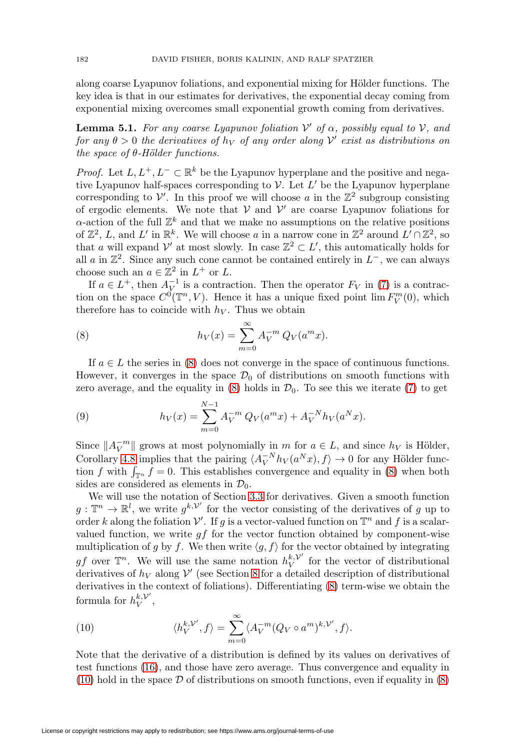along coarse Lyapunov foliations, and exponential mixing for Hölder functions. The key idea is that in our estimates for derivatives, the exponential decay coming from exponential mixing overcomes small exponential growth coming from derivatives.

**Lemma 5.1.** *For any coarse Lyapunov foliation $\mathcal{V}'$ of $\alpha$, possibly equal to $\mathcal{V}$, and for any $\theta > 0$ the derivatives of $h_V$ of any order along $\mathcal{V}'$ exist as distributions on the space of $\theta$-Hölder functions.*

*Proof.* Let $L, L^+, L^- \subset \mathbb{R}^k$ be the Lyapunov hyperplane and the positive and negative Lyapunov half-spaces corresponding to $\mathcal{V}$. Let $L'$ be the Lyapunov hyperplane corresponding to $\mathcal{V}'$. In this proof we will choose $a$ in the $\mathbb{Z}^2$ subgroup consisting of ergodic elements. We note that $\mathcal{V}$ and $\mathcal{V}'$ are coarse Lyapunov foliations for $\alpha$-action of the full $\mathbb{Z}^k$ and that we make no assumptions on the relative positions of $\mathbb{Z}^2$, $L$, and $L'$ in $\mathbb{R}^k$. We will choose $a$ in a narrow cone in $\mathbb{Z}^2$ around $L' \cap \mathbb{Z}^2$, so that $a$ will expand $\mathcal{V}'$ at most slowly. In case $\mathbb{Z}^2 \subset L'$, this automatically holds for all $a$ in $\mathbb{Z}^2$. Since any such cone cannot be contained entirely in $L^-$, we can always choose such an $a \in \mathbb{Z}^2$ in $L^+$ or $L$.

If $a \in L^+$, then $A_V^{-1}$ is a contraction. Then the operator $F_V$ in (7) is a contraction on the space $C^0(\mathbb{T}^n, V)$. Hence it has a unique fixed point $\lim F_V^m(0)$, which therefore has to coincide with $h_V$. Thus we obtain

$$h_V(x) = \sum_{m=0}^{\infty} A_V^{-m}\, Q_V(a^m x). \tag{8}$$

If $a \in L$ the series in (8) does not converge in the space of continuous functions. However, it converges in the space $\mathcal{D}_0$ of distributions on smooth functions with zero average, and the equality in (8) holds in $\mathcal{D}_0$. To see this we iterate (7) to get

$$h_V(x) = \sum_{m=0}^{N-1} A_V^{-m}\, Q_V(a^m x) + A_V^{-N} h_V(a^N x). \tag{9}$$

Since $\|A_V^{-m}\|$ grows at most polynomially in $m$ for $a \in L$, and since $h_V$ is Hölder, Corollary 4.8 implies that the pairing $\langle A_V^{-N} h_V(a^N x), f\rangle \to 0$ for any Hölder function $f$ with $\int_{\mathbb{T}^n} f = 0$. This establishes convergence and equality in (8) when both sides are considered as elements in $\mathcal{D}_0$.

We will use the notation of Section 3.3 for derivatives. Given a smooth function $g : \mathbb{T}^n \to \mathbb{R}^l$, we write $g^{k,\mathcal{V}'}$ for the vector consisting of the derivatives of $g$ up to order $k$ along the foliation $\mathcal{V}'$. If $g$ is a vector-valued function on $\mathbb{T}^n$ and $f$ is a scalar-valued function, we write $gf$ for the vector function obtained by component-wise multiplication of $g$ by $f$. We then write $\langle g, f\rangle$ for the vector obtained by integrating $gf$ over $\mathbb{T}^n$. We will use the same notation $h_V^{k,\mathcal{V}'}$ for the vector of distributional derivatives of $h_V$ along $\mathcal{V}'$ (see Section 8 for a detailed description of distributional derivatives in the context of foliations). Differentiating (8) term-wise we obtain the formula for $h_V^{k,\mathcal{V}'}$,

$$\langle h_V^{k,\mathcal{V}'}, f\rangle = \sum_{m=0}^{\infty} \langle A_V^{-m} (Q_V \circ a^m)^{k,\mathcal{V}'}, f\rangle. \tag{10}$$

Note that the derivative of a distribution is defined by its values on derivatives of test functions (16), and those have zero average. Thus convergence and equality in (10) hold in the space $\mathcal{D}$ of distributions on smooth functions, even if equality in (8)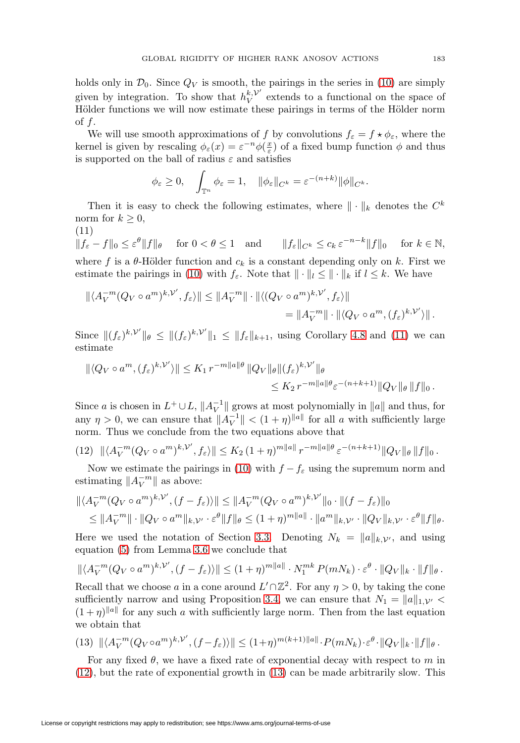holds only in $\mathcal{D}_0$. Since $Q_V$ is smooth, the pairings in the series in (10) are simply given by integration. To show that $h_V^{k,\mathcal{V}'}$ extends to a functional on the space of Hölder functions we will now estimate these pairings in terms of the Hölder norm of $f$.

We will use smooth approximations of $f$ by convolutions $f_\varepsilon = f \star \phi_\varepsilon$, where the kernel is given by rescaling $\phi_\varepsilon(x) = \varepsilon^{-n}\phi(\frac{x}{\varepsilon})$ of a fixed bump function $\phi$ and thus is supported on the ball of radius $\varepsilon$ and satisfies

$$\phi_\varepsilon \geq 0, \quad \int_{\mathbb{T}^n} \phi_\varepsilon = 1, \quad \|\phi_\varepsilon\|_{C^k} = \varepsilon^{-(n+k)}\|\phi\|_{C^k}.$$

Then it is easy to check the following estimates, where $\|\cdot\|_k$ denotes the $C^k$ norm for $k \geq 0$,

(11)
$$\|f_\varepsilon - f\|_0 \leq \varepsilon^\theta \|f\|_\theta \quad \text{for } 0 < \theta \leq 1 \quad \text{and} \qquad \|f_\varepsilon\|_{C^k} \leq c_k\, \varepsilon^{-n-k}\|f\|_0 \quad \text{for } k \in \mathbb{N},$$

where $f$ is a $\theta$-Hölder function and $c_k$ is a constant depending only on $k$. First we estimate the pairings in (10) with $f_\varepsilon$. Note that $\|\cdot\|_l \leq \|\cdot\|_k$ if $l \leq k$. We have

$$\begin{aligned}\|\langle A_V^{-m}(Q_V \circ a^m)^{k,\mathcal{V}'}, f_\varepsilon\rangle\| &\leq \|A_V^{-m}\| \cdot \|\langle (Q_V \circ a^m)^{k,\mathcal{V}'}, f_\varepsilon\rangle\| \\ &= \|A_V^{-m}\| \cdot \|\langle Q_V \circ a^m, (f_\varepsilon)^{k,\mathcal{V}'}\rangle\|\,.\end{aligned}$$

Since $\|(f_\varepsilon)^{k,\mathcal{V}'}\|_\theta \leq \|(f_\varepsilon)^{k,\mathcal{V}'}\|_1 \leq \|f_\varepsilon\|_{k+1}$, using Corollary 4.8 and (11) we can estimate

$$\begin{aligned}\|\langle Q_V \circ a^m, (f_\varepsilon)^{k,\mathcal{V}'}\rangle\| &\leq K_1\, r^{-m\|a\|\theta}\, \|Q_V\|_\theta \|(f_\varepsilon)^{k,\mathcal{V}'}\|_\theta \\ &\leq K_2\, r^{-m\|a\|\theta}\varepsilon^{-(n+k+1)}\|Q_V\|_\theta\, \|f\|_0\,.\end{aligned}$$

Since $a$ is chosen in $L^+ \cup L$, $\|A_V^{-1}\|$ grows at most polynomially in $\|a\|$ and thus, for any $\eta > 0$, we can ensure that $\|A_V^{-1}\| < (1+\eta)^{\|a\|}$ for all $a$ with sufficiently large norm. Thus we conclude from the two equations above that

(12)
$$\|\langle A_V^{-m}(Q_V \circ a^m)^{k,\mathcal{V}'}, f_\varepsilon\rangle\| \leq K_2\,(1+\eta)^{m\|a\|}\, r^{-m\|a\|\theta}\, \varepsilon^{-(n+k+1)}\|Q_V\|_\theta\, \|f\|_0\,.$$

Now we estimate the pairings in (10) with $f - f_\varepsilon$ using the supremum norm and estimating $\|A_V^{-m}\|$ as above:

$$\begin{aligned}&\|\langle A_V^{-m}(Q_V \circ a^m)^{k,\mathcal{V}'}, (f - f_\varepsilon)\rangle\| \leq \|A_V^{-m}(Q_V \circ a^m)^{k,\mathcal{V}'}\|_0 \cdot \|(f - f_\varepsilon)\|_0 \\ &\quad\leq \|A_V^{-m}\| \cdot \|Q_V \circ a^m\|_{k,\mathcal{V}'} \cdot \varepsilon^\theta \|f\|_\theta \leq (1+\eta)^{m\|a\|} \cdot \|a^m\|_{k,\mathcal{V}'} \cdot \|Q_V\|_{k,\mathcal{V}'} \cdot \varepsilon^\theta \|f\|_\theta.\end{aligned}$$

Here we used the notation of Section 3.3. Denoting $N_k = \|a\|_{k,\mathcal{V}'}$, and using equation (5) from Lemma 3.6 we conclude that

$$\|\langle A_V^{-m}(Q_V \circ a^m)^{k,\mathcal{V}'}, (f - f_\varepsilon)\rangle\| \leq (1+\eta)^{m\|a\|} \cdot N_1^{mk}\, P(mN_k) \cdot \varepsilon^\theta \cdot \|Q_V\|_k \cdot \|f\|_\theta\,.$$

Recall that we choose $a$ in a cone around $L' \cap \mathbb{Z}^2$. For any $\eta > 0$, by taking the cone sufficiently narrow and using Proposition 3.4, we can ensure that $N_1 = \|a\|_{1,\mathcal{V}'} < (1+\eta)^{\|a\|}$ for any such $a$ with sufficiently large norm. Then from the last equation we obtain that

(13)
$$\|\langle A_V^{-m}(Q_V \circ a^m)^{k,\mathcal{V}'}, (f - f_\varepsilon)\rangle\| \leq (1+\eta)^{m(k+1)\|a\|} \cdot P(mN_k) \cdot \varepsilon^\theta \cdot \|Q_V\|_k \cdot \|f\|_\theta\,.$$

For any fixed $\theta$, we have a fixed rate of exponential decay with respect to $m$ in (12), but the rate of exponential growth in (13) can be made arbitrarily slow. This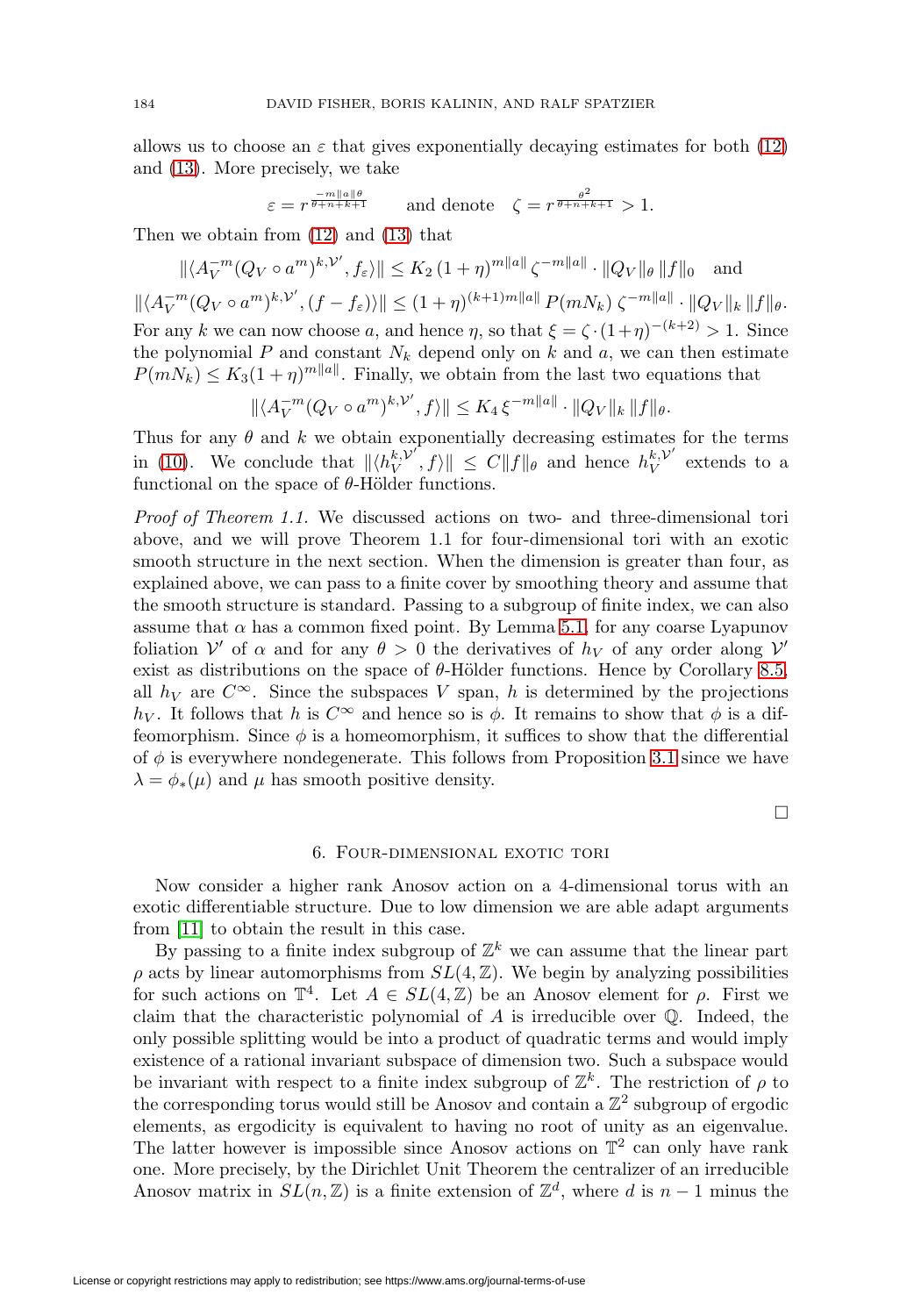allows us to choose an $\varepsilon$ that gives exponentially decaying estimates for both (12) and (13). More precisely, we take

$$\varepsilon = r^{\frac{-m\|a\|\theta}{\theta+n+k+1}} \qquad \text{and denote} \quad \zeta = r^{\frac{\theta^2}{\theta+n+k+1}} > 1.$$

Then we obtain from (12) and (13) that

$$\|\langle A_V^{-m}(Q_V \circ a^m)^{k,\mathcal{V}'}, f_\varepsilon\rangle\| \le K_2\,(1+\eta)^{m\|a\|}\,\zeta^{-m\|a\|}\cdot\|Q_V\|_\theta\,\|f\|_0 \quad \text{and}$$

$$\|\langle A_V^{-m}(Q_V \circ a^m)^{k,\mathcal{V}'}, (f-f_\varepsilon)\rangle\| \le (1+\eta)^{(k+1)m\|a\|}\,P(mN_k)\,\zeta^{-m\|a\|}\cdot\|Q_V\|_k\,\|f\|_\theta.$$

For any $k$ we can now choose $a$, and hence $\eta$, so that $\xi = \zeta\cdot(1+\eta)^{-(k+2)} > 1$. Since the polynomial $P$ and constant $N_k$ depend only on $k$ and $a$, we can then estimate $P(mN_k) \le K_3(1+\eta)^{m\|a\|}$. Finally, we obtain from the last two equations that

$$\|\langle A_V^{-m}(Q_V \circ a^m)^{k,\mathcal{V}'}, f\rangle\| \le K_4\,\xi^{-m\|a\|}\cdot\|Q_V\|_k\,\|f\|_\theta.$$

Thus for any $\theta$ and $k$ we obtain exponentially decreasing estimates for the terms in (10). We conclude that $\|\langle h_V^{k,\mathcal{V}'}, f\rangle\| \le C\|f\|_\theta$ and hence $h_V^{k,\mathcal{V}'}$ extends to a functional on the space of $\theta$-Hölder functions.

*Proof of Theorem 1.1.* We discussed actions on two- and three-dimensional tori above, and we will prove Theorem 1.1 for four-dimensional tori with an exotic smooth structure in the next section. When the dimension is greater than four, as explained above, we can pass to a finite cover by smoothing theory and assume that the smooth structure is standard. Passing to a subgroup of finite index, we can also assume that $\alpha$ has a common fixed point. By Lemma 5.1, for any coarse Lyapunov foliation $\mathcal{V}'$ of $\alpha$ and for any $\theta > 0$ the derivatives of $h_V$ of any order along $\mathcal{V}'$ exist as distributions on the space of $\theta$-Hölder functions. Hence by Corollary 8.5, all $h_V$ are $C^\infty$. Since the subspaces $V$ span, $h$ is determined by the projections $h_V$. It follows that $h$ is $C^\infty$ and hence so is $\phi$. It remains to show that $\phi$ is a diffeomorphism. Since $\phi$ is a homeomorphism, it suffices to show that the differential of $\phi$ is everywhere nondegenerate. This follows from Proposition 3.1 since we have $\lambda = \phi_*(\mu)$ and $\mu$ has smooth positive density.

□

## 6. Four-dimensional exotic tori

Now consider a higher rank Anosov action on a 4-dimensional torus with an exotic differentiable structure. Due to low dimension we are able adapt arguments from [11] to obtain the result in this case.

By passing to a finite index subgroup of $\mathbb{Z}^k$ we can assume that the linear part $\rho$ acts by linear automorphisms from $SL(4,\mathbb{Z})$. We begin by analyzing possibilities for such actions on $\mathbb{T}^4$. Let $A \in SL(4,\mathbb{Z})$ be an Anosov element for $\rho$. First we claim that the characteristic polynomial of $A$ is irreducible over $\mathbb{Q}$. Indeed, the only possible splitting would be into a product of quadratic terms and would imply existence of a rational invariant subspace of dimension two. Such a subspace would be invariant with respect to a finite index subgroup of $\mathbb{Z}^k$. The restriction of $\rho$ to the corresponding torus would still be Anosov and contain a $\mathbb{Z}^2$ subgroup of ergodic elements, as ergodicity is equivalent to having no root of unity as an eigenvalue. The latter however is impossible since Anosov actions on $\mathbb{T}^2$ can only have rank one. More precisely, by the Dirichlet Unit Theorem the centralizer of an irreducible Anosov matrix in $SL(n,\mathbb{Z})$ is a finite extension of $\mathbb{Z}^d$, where $d$ is $n-1$ minus the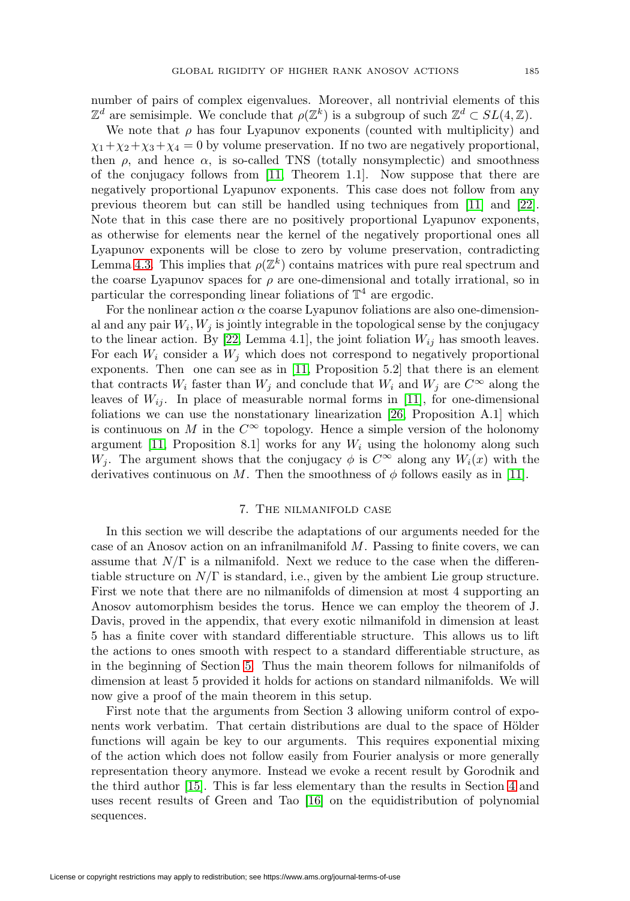number of pairs of complex eigenvalues. Moreover, all nontrivial elements of this $\mathbb{Z}^d$ are semisimple. We conclude that $\rho(\mathbb{Z}^k)$ is a subgroup of such $\mathbb{Z}^d \subset SL(4, \mathbb{Z})$.

We note that $\rho$ has four Lyapunov exponents (counted with multiplicity) and $\chi_1 + \chi_2 + \chi_3 + \chi_4 = 0$ by volume preservation. If no two are negatively proportional, then $\rho$, and hence $\alpha$, is so-called TNS (totally nonsymplectic) and smoothness of the conjugacy follows from [11, Theorem 1.1]. Now suppose that there are negatively proportional Lyapunov exponents. This case does not follow from any previous theorem but can still be handled using techniques from [11] and [22]. Note that in this case there are no positively proportional Lyapunov exponents, as otherwise for elements near the kernel of the negatively proportional ones all Lyapunov exponents will be close to zero by volume preservation, contradicting Lemma 4.3. This implies that $\rho(\mathbb{Z}^k)$ contains matrices with pure real spectrum and the coarse Lyapunov spaces for $\rho$ are one-dimensional and totally irrational, so in particular the corresponding linear foliations of $\mathbb{T}^4$ are ergodic.

For the nonlinear action $\alpha$ the coarse Lyapunov foliations are also one-dimensional and any pair $W_i, W_j$ is jointly integrable in the topological sense by the conjugacy to the linear action. By [22, Lemma 4.1], the joint foliation $W_{ij}$ has smooth leaves. For each $W_i$ consider a $W_j$ which does not correspond to negatively proportional exponents. Then one can see as in [11, Proposition 5.2] that there is an element that contracts $W_i$ faster than $W_j$ and conclude that $W_i$ and $W_j$ are $C^\infty$ along the leaves of $W_{ij}$. In place of measurable normal forms in [11], for one-dimensional foliations we can use the nonstationary linearization [26, Proposition A.1] which is continuous on $M$ in the $C^\infty$ topology. Hence a simple version of the holonomy argument [11, Proposition 8.1] works for any $W_i$ using the holonomy along such $W_j$. The argument shows that the conjugacy $\phi$ is $C^\infty$ along any $W_i(x)$ with the derivatives continuous on $M$. Then the smoothness of $\phi$ follows easily as in [11].

## 7. The nilmanifold case

In this section we will describe the adaptations of our arguments needed for the case of an Anosov action on an infranilmanifold $M$. Passing to finite covers, we can assume that $N/\Gamma$ is a nilmanifold. Next we reduce to the case when the differentiable structure on $N/\Gamma$ is standard, i.e., given by the ambient Lie group structure. First we note that there are no nilmanifolds of dimension at most 4 supporting an Anosov automorphism besides the torus. Hence we can employ the theorem of J. Davis, proved in the appendix, that every exotic nilmanifold in dimension at least 5 has a finite cover with standard differentiable structure. This allows us to lift the actions to ones smooth with respect to a standard differentiable structure, as in the beginning of Section 5. Thus the main theorem follows for nilmanifolds of dimension at least 5 provided it holds for actions on standard nilmanifolds. We will now give a proof of the main theorem in this setup.

First note that the arguments from Section 3 allowing uniform control of exponents work verbatim. That certain distributions are dual to the space of Hölder functions will again be key to our arguments. This requires exponential mixing of the action which does not follow easily from Fourier analysis or more generally representation theory anymore. Instead we evoke a recent result by Gorodnik and the third author [15]. This is far less elementary than the results in Section 4 and uses recent results of Green and Tao [16] on the equidistribution of polynomial sequences.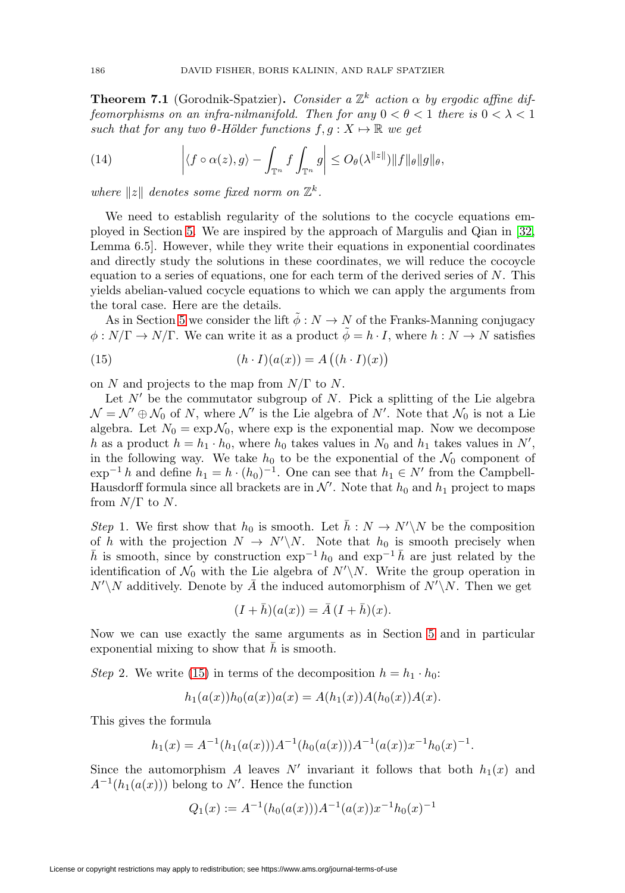**Theorem 7.1** (Gorodnik-Spatzier)**.** *Consider a $\mathbb{Z}^k$ action $\alpha$ by ergodic affine diffeomorphisms on an infra-nilmanifold. Then for any $0 < \theta < 1$ there is $0 < \lambda < 1$ such that for any two $\theta$-Hölder functions $f, g : X \mapsto \mathbb{R}$ we get*

$$\left| \langle f \circ \alpha(z), g \rangle - \int_{\mathbb{T}^n} f \int_{\mathbb{T}^n} g \right| \leq O_\theta(\lambda^{\|z\|}) \|f\|_\theta \|g\|_\theta, \tag{14}$$

*where $\|z\|$ denotes some fixed norm on $\mathbb{Z}^k$.*

We need to establish regularity of the solutions to the cocycle equations employed in Section 5. We are inspired by the approach of Margulis and Qian in [32, Lemma 6.5]. However, while they write their equations in exponential coordinates and directly study the solutions in these coordinates, we will reduce the cocoycle equation to a series of equations, one for each term of the derived series of $N$. This yields abelian-valued cocycle equations to which we can apply the arguments from the toral case. Here are the details.

As in Section 5 we consider the lift $\tilde{\phi} : N \to N$ of the Franks-Manning conjugacy $\phi : N/\Gamma \to N/\Gamma$. We can write it as a product $\tilde{\phi} = h \cdot I$, where $h : N \to N$ satisfies

$$(h \cdot I)(a(x)) = A\left((h \cdot I)(x)\right) \tag{15}$$

on $N$ and projects to the map from $N/\Gamma$ to $N$.

Let $N'$ be the commutator subgroup of $N$. Pick a splitting of the Lie algebra $\mathcal{N} = \mathcal{N}' \oplus \mathcal{N}_0$ of $N$, where $\mathcal{N}'$ is the Lie algebra of $N'$. Note that $\mathcal{N}_0$ is not a Lie algebra. Let $N_0 = \exp \mathcal{N}_0$, where exp is the exponential map. Now we decompose $h$ as a product $h = h_1 \cdot h_0$, where $h_0$ takes values in $N_0$ and $h_1$ takes values in $N'$, in the following way. We take $h_0$ to be the exponential of the $\mathcal{N}_0$ component of $\exp^{-1} h$ and define $h_1 = h \cdot (h_0)^{-1}$. One can see that $h_1 \in N'$ from the Campbell-Hausdorff formula since all brackets are in $\mathcal{N}'$. Note that $h_0$ and $h_1$ project to maps from $N/\Gamma$ to $N$.

*Step* 1. We first show that $h_0$ is smooth. Let $\bar{h} : N \to N' \backslash N$ be the composition of $h$ with the projection $N \to N' \backslash N$. Note that $h_0$ is smooth precisely when $\bar{h}$ is smooth, since by construction $\exp^{-1} h_0$ and $\exp^{-1} \bar{h}$ are just related by the identification of $\mathcal{N}_0$ with the Lie algebra of $N' \backslash N$. Write the group operation in $N' \backslash N$ additively. Denote by $\bar{A}$ the induced automorphism of $N' \backslash N$. Then we get

$$(I + \bar{h})(a(x)) = \bar{A}\,(I + \bar{h})(x).$$

Now we can use exactly the same arguments as in Section 5 and in particular exponential mixing to show that $\bar{h}$ is smooth.

*Step* 2. We write (15) in terms of the decomposition $h = h_1 \cdot h_0$:

$$h_1(a(x)) h_0(a(x)) a(x) = A(h_1(x)) A(h_0(x)) A(x).$$

This gives the formula

$$h_1(x) = A^{-1}(h_1(a(x))) A^{-1}(h_0(a(x))) A^{-1}(a(x)) x^{-1} h_0(x)^{-1}.$$

Since the automorphism $A$ leaves $N'$ invariant it follows that both $h_1(x)$ and $A^{-1}(h_1(a(x)))$ belong to $N'$. Hence the function

$$Q_1(x) := A^{-1}(h_0(a(x))) A^{-1}(a(x)) x^{-1} h_0(x)^{-1}$$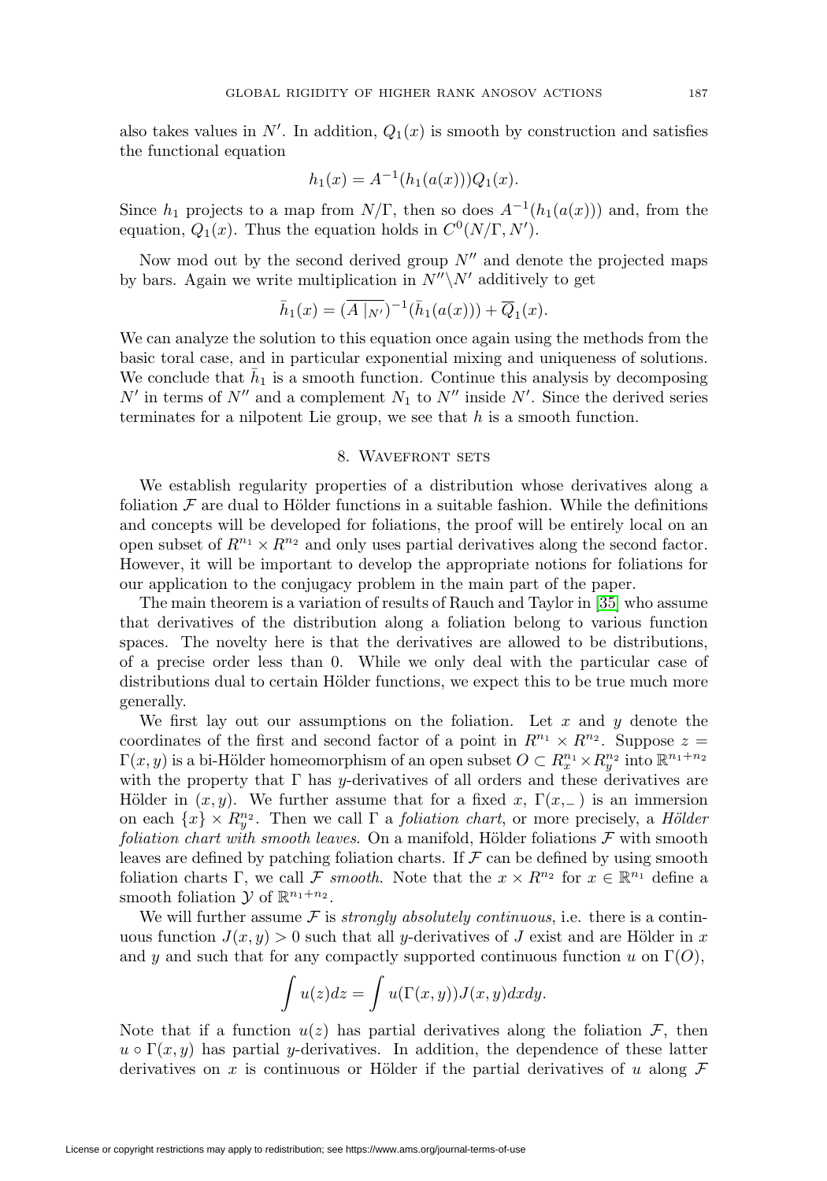also takes values in $N'$. In addition, $Q_1(x)$ is smooth by construction and satisfies the functional equation

$$h_1(x) = A^{-1}(h_1(a(x)))Q_1(x).$$

Since $h_1$ projects to a map from $N/\Gamma$, then so does $A^{-1}(h_1(a(x)))$ and, from the equation, $Q_1(x)$. Thus the equation holds in $C^0(N/\Gamma, N')$.

Now mod out by the second derived group $N''$ and denote the projected maps by bars. Again we write multiplication in $N''\backslash N'$ additively to get

$$\bar{h}_1(x) = (\overline{A\mid_{N'}})^{-1}(\bar{h}_1(a(x))) + \overline{Q}_1(x).$$

We can analyze the solution to this equation once again using the methods from the basic toral case, and in particular exponential mixing and uniqueness of solutions. We conclude that $\bar{h}_1$ is a smooth function. Continue this analysis by decomposing $N'$ in terms of $N''$ and a complement $N_1$ to $N''$ inside $N'$. Since the derived series terminates for a nilpotent Lie group, we see that $h$ is a smooth function.

## 8. Wavefront sets

We establish regularity properties of a distribution whose derivatives along a foliation $\mathcal{F}$ are dual to Hölder functions in a suitable fashion. While the definitions and concepts will be developed for foliations, the proof will be entirely local on an open subset of $R^{n_1} \times R^{n_2}$ and only uses partial derivatives along the second factor. However, it will be important to develop the appropriate notions for foliations for our application to the conjugacy problem in the main part of the paper.

The main theorem is a variation of results of Rauch and Taylor in [35] who assume that derivatives of the distribution along a foliation belong to various function spaces. The novelty here is that the derivatives are allowed to be distributions, of a precise order less than 0. While we only deal with the particular case of distributions dual to certain Hölder functions, we expect this to be true much more generally.

We first lay out our assumptions on the foliation. Let $x$ and $y$ denote the coordinates of the first and second factor of a point in $R^{n_1} \times R^{n_2}$. Suppose $z = \Gamma(x, y)$ is a bi-Hölder homeomorphism of an open subset $O \subset R^{n_1}_x \times R^{n_2}_y$ into $\mathbb{R}^{n_1+n_2}$ with the property that $\Gamma$ has $y$-derivatives of all orders and these derivatives are Hölder in $(x, y)$. We further assume that for a fixed $x$, $\Gamma(x, \_\,)$ is an immersion on each $\{x\} \times R^{n_2}_y$. Then we call $\Gamma$ a *foliation chart*, or more precisely, a *Hölder foliation chart with smooth leaves*. On a manifold, Hölder foliations $\mathcal{F}$ with smooth leaves are defined by patching foliation charts. If $\mathcal{F}$ can be defined by using smooth foliation charts $\Gamma$, we call $\mathcal{F}$ *smooth*. Note that the $x \times R^{n_2}$ for $x \in \mathbb{R}^{n_1}$ define a smooth foliation $\mathcal{Y}$ of $\mathbb{R}^{n_1+n_2}$.

We will further assume $\mathcal{F}$ is *strongly absolutely continuous*, i.e. there is a continuous function $J(x, y) > 0$ such that all $y$-derivatives of $J$ exist and are Hölder in $x$ and $y$ and such that for any compactly supported continuous function $u$ on $\Gamma(O)$,

$$\int u(z)dz = \int u(\Gamma(x, y))J(x, y)dxdy.$$

Note that if a function $u(z)$ has partial derivatives along the foliation $\mathcal{F}$, then $u \circ \Gamma(x, y)$ has partial $y$-derivatives. In addition, the dependence of these latter derivatives on $x$ is continuous or Hölder if the partial derivatives of $u$ along $\mathcal{F}$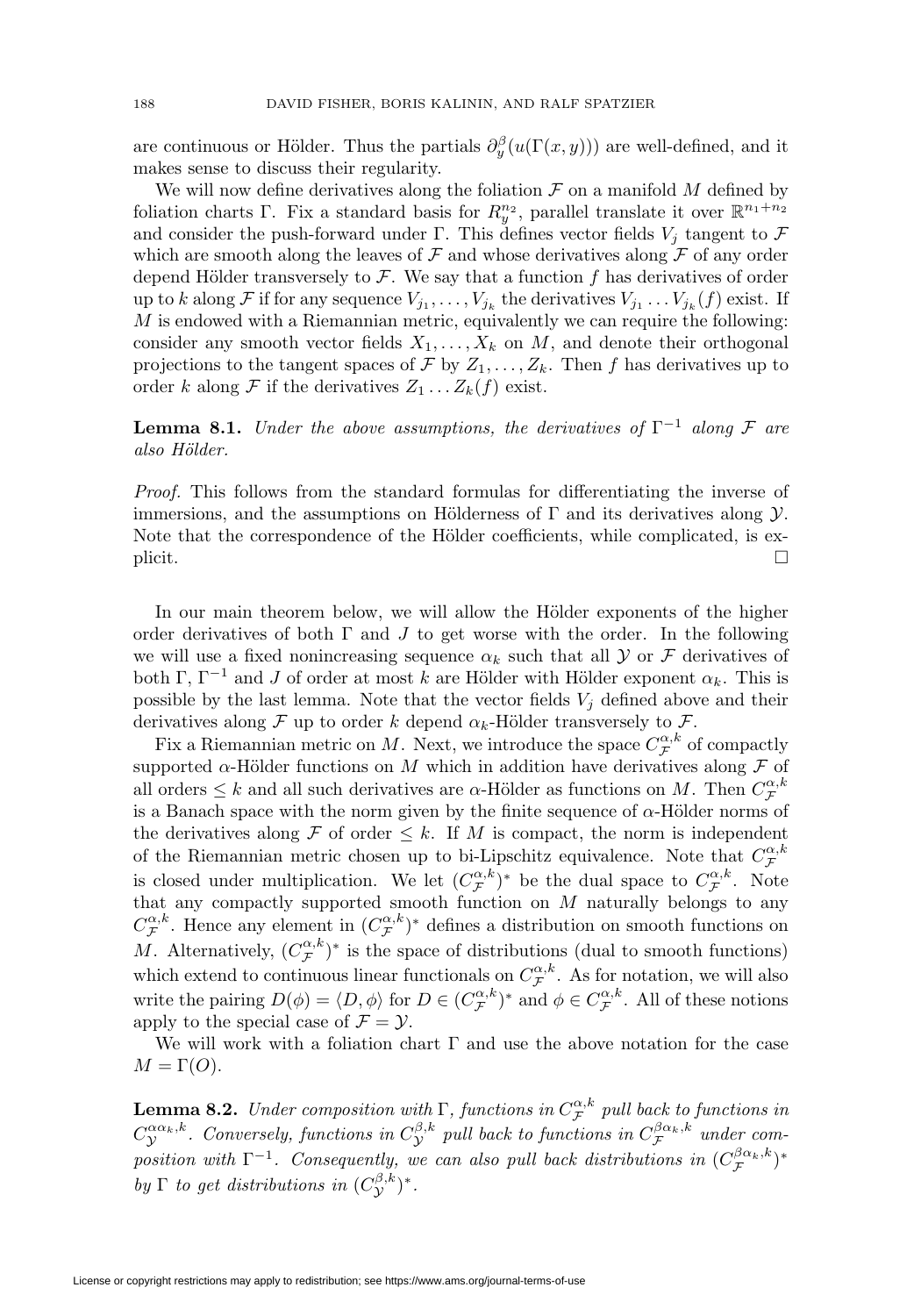are continuous or Hölder. Thus the partials $\partial_y^\beta(u(\Gamma(x,y)))$ are well-defined, and it makes sense to discuss their regularity.

We will now define derivatives along the foliation $\mathcal{F}$ on a manifold $M$ defined by foliation charts $\Gamma$. Fix a standard basis for $R_y^{n_2}$, parallel translate it over $\mathbb{R}^{n_1+n_2}$ and consider the push-forward under $\Gamma$. This defines vector fields $V_j$ tangent to $\mathcal{F}$ which are smooth along the leaves of $\mathcal{F}$ and whose derivatives along $\mathcal{F}$ of any order depend Hölder transversely to $\mathcal{F}$. We say that a function $f$ has derivatives of order up to $k$ along $\mathcal{F}$ if for any sequence $V_{j_1}, \dots, V_{j_k}$ the derivatives $V_{j_1} \dots V_{j_k}(f)$ exist. If $M$ is endowed with a Riemannian metric, equivalently we can require the following: consider any smooth vector fields $X_1, \dots, X_k$ on $M$, and denote their orthogonal projections to the tangent spaces of $\mathcal{F}$ by $Z_1, \dots, Z_k$. Then $f$ has derivatives up to order $k$ along $\mathcal{F}$ if the derivatives $Z_1 \dots Z_k(f)$ exist.

**Lemma 8.1.** *Under the above assumptions, the derivatives of $\Gamma^{-1}$ along $\mathcal{F}$ are also Hölder.*

*Proof.* This follows from the standard formulas for differentiating the inverse of immersions, and the assumptions on Hölderness of $\Gamma$ and its derivatives along $\mathcal{Y}$. Note that the correspondence of the Hölder coefficients, while complicated, is explicit. □

In our main theorem below, we will allow the Hölder exponents of the higher order derivatives of both $\Gamma$ and $J$ to get worse with the order. In the following we will use a fixed nonincreasing sequence $\alpha_k$ such that all $\mathcal{Y}$ or $\mathcal{F}$ derivatives of both $\Gamma$, $\Gamma^{-1}$ and $J$ of order at most $k$ are Hölder with Hölder exponent $\alpha_k$. This is possible by the last lemma. Note that the vector fields $V_j$ defined above and their derivatives along $\mathcal{F}$ up to order $k$ depend $\alpha_k$-Hölder transversely to $\mathcal{F}$.

Fix a Riemannian metric on $M$. Next, we introduce the space $C_{\mathcal{F}}^{\alpha,k}$ of compactly supported $\alpha$-Hölder functions on $M$ which in addition have derivatives along $\mathcal{F}$ of all orders $\leq k$ and all such derivatives are $\alpha$-Hölder as functions on $M$. Then $C_{\mathcal{F}}^{\alpha,k}$ is a Banach space with the norm given by the finite sequence of $\alpha$-Hölder norms of the derivatives along $\mathcal{F}$ of order $\leq k$. If $M$ is compact, the norm is independent of the Riemannian metric chosen up to bi-Lipschitz equivalence. Note that $C_{\mathcal{F}}^{\alpha,k}$ is closed under multiplication. We let $(C_{\mathcal{F}}^{\alpha,k})^*$ be the dual space to $C_{\mathcal{F}}^{\alpha,k}$. Note that any compactly supported smooth function on $M$ naturally belongs to any $C_{\mathcal{F}}^{\alpha,k}$. Hence any element in $(C_{\mathcal{F}}^{\alpha,k})^*$ defines a distribution on smooth functions on $M$. Alternatively, $(C_{\mathcal{F}}^{\alpha,k})^*$ is the space of distributions (dual to smooth functions) which extend to continuous linear functionals on $C_{\mathcal{F}}^{\alpha,k}$. As for notation, we will also write the pairing $D(\phi) = \langle D, \phi \rangle$ for $D \in (C_{\mathcal{F}}^{\alpha,k})^*$ and $\phi \in C_{\mathcal{F}}^{\alpha,k}$. All of these notions apply to the special case of $\mathcal{F} = \mathcal{Y}$.

We will work with a foliation chart $\Gamma$ and use the above notation for the case $M = \Gamma(O)$.

**Lemma 8.2.** *Under composition with $\Gamma$, functions in $C_{\mathcal{F}}^{\alpha,k}$ pull back to functions in $C_{\mathcal{Y}}^{\alpha\alpha_k,k}$. Conversely, functions in $C_{\mathcal{Y}}^{\beta,k}$ pull back to functions in $C_{\mathcal{F}}^{\beta\alpha_k,k}$ under composition with $\Gamma^{-1}$. Consequently, we can also pull back distributions in $(C_{\mathcal{F}}^{\beta\alpha_k,k})^*$ by $\Gamma$ to get distributions in $(C_{\mathcal{Y}}^{\beta,k})^*$.*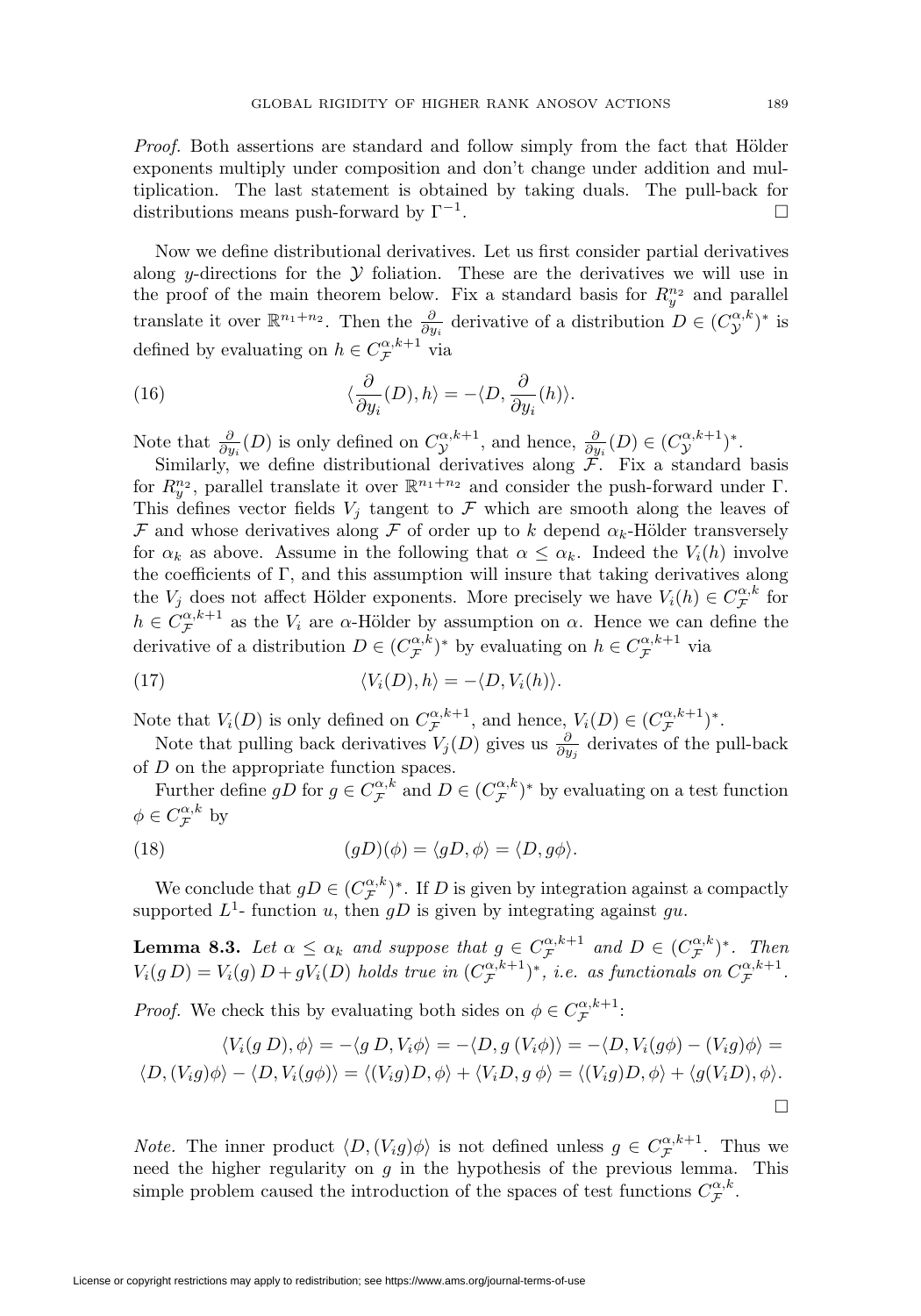*Proof.* Both assertions are standard and follow simply from the fact that Hölder exponents multiply under composition and don't change under addition and multiplication. The last statement is obtained by taking duals. The pull-back for distributions means push-forward by $\Gamma^{-1}$. $\square$

Now we define distributional derivatives. Let us first consider partial derivatives along $y$-directions for the $\mathcal{Y}$ foliation. These are the derivatives we will use in the proof of the main theorem below. Fix a standard basis for $R_y^{n_2}$ and parallel translate it over $\mathbb{R}^{n_1+n_2}$. Then the $\frac{\partial}{\partial y_i}$ derivative of a distribution $D \in (C_{\mathcal{Y}}^{\alpha,k})^*$ is defined by evaluating on $h \in C_{\mathcal{F}}^{\alpha,k+1}$ via

$$\langle \frac{\partial}{\partial y_i}(D), h\rangle = -\langle D, \frac{\partial}{\partial y_i}(h)\rangle. \tag{16}$$

Note that $\frac{\partial}{\partial y_i}(D)$ is only defined on $C_{\mathcal{Y}}^{\alpha,k+1}$, and hence, $\frac{\partial}{\partial y_i}(D) \in (C_{\mathcal{Y}}^{\alpha,k+1})^*$.

Similarly, we define distributional derivatives along $\mathcal{F}$. Fix a standard basis for $R_y^{n_2}$, parallel translate it over $\mathbb{R}^{n_1+n_2}$ and consider the push-forward under $\Gamma$. This defines vector fields $V_j$ tangent to $\mathcal{F}$ which are smooth along the leaves of $\mathcal{F}$ and whose derivatives along $\mathcal{F}$ of order up to $k$ depend $\alpha_k$-Hölder transversely for $\alpha_k$ as above. Assume in the following that $\alpha \le \alpha_k$. Indeed the $V_i(h)$ involve the coefficients of $\Gamma$, and this assumption will insure that taking derivatives along the $V_j$ does not affect Hölder exponents. More precisely we have $V_i(h) \in C_{\mathcal{F}}^{\alpha,k}$ for $h \in C_{\mathcal{F}}^{\alpha,k+1}$ as the $V_i$ are $\alpha$-Hölder by assumption on $\alpha$. Hence we can define the derivative of a distribution $D \in (C_{\mathcal{F}}^{\alpha,k})^*$ by evaluating on $h \in C_{\mathcal{F}}^{\alpha,k+1}$ via

$$\langle V_i(D), h\rangle = -\langle D, V_i(h)\rangle. \tag{17}$$

Note that $V_i(D)$ is only defined on $C_{\mathcal{F}}^{\alpha,k+1}$, and hence, $V_i(D) \in (C_{\mathcal{F}}^{\alpha,k+1})^*$.

Note that pulling back derivatives $V_j(D)$ gives us $\frac{\partial}{\partial y_j}$ derivates of the pull-back of $D$ on the appropriate function spaces.

Further define $gD$ for $g \in C_{\mathcal{F}}^{\alpha,k}$ and $D \in (C_{\mathcal{F}}^{\alpha,k})^*$ by evaluating on a test function $\phi \in C_{\mathcal{F}}^{\alpha,k}$ by

$$(gD)(\phi) = \langle gD, \phi\rangle = \langle D, g\phi\rangle. \tag{18}$$

We conclude that $gD \in (C_{\mathcal{F}}^{\alpha,k})^*$. If $D$ is given by integration against a compactly supported $L^1$- function $u$, then $gD$ is given by integrating against $gu$.

**Lemma 8.3.** *Let $\alpha \le \alpha_k$ and suppose that $g \in C_{\mathcal{F}}^{\alpha,k+1}$ and $D \in (C_{\mathcal{F}}^{\alpha,k})^*$. Then $V_i(g\,D) = V_i(g)\,D + gV_i(D)$ holds true in $(C_{\mathcal{F}}^{\alpha,k+1})^*$, i.e. as functionals on $C_{\mathcal{F}}^{\alpha,k+1}$.*

*Proof.* We check this by evaluating both sides on $\phi \in C_{\mathcal{F}}^{\alpha,k+1}$:

$$\langle V_i(g\,D), \phi\rangle = -\langle g\,D, V_i\phi\rangle = -\langle D, g\,(V_i\phi)\rangle = -\langle D, V_i(g\phi) - (V_i g)\phi\rangle =$$
$$\langle D, (V_i g)\phi\rangle - \langle D, V_i(g\phi)\rangle = \langle (V_i g)D, \phi\rangle + \langle V_i D, g\,\phi\rangle = \langle (V_i g)D, \phi\rangle + \langle g(V_i D), \phi\rangle.$$

$\square$

*Note.* The inner product $\langle D, (V_i g)\phi\rangle$ is not defined unless $g \in C_{\mathcal{F}}^{\alpha,k+1}$. Thus we need the higher regularity on $g$ in the hypothesis of the previous lemma. This simple problem caused the introduction of the spaces of test functions $C_{\mathcal{F}}^{\alpha,k}$.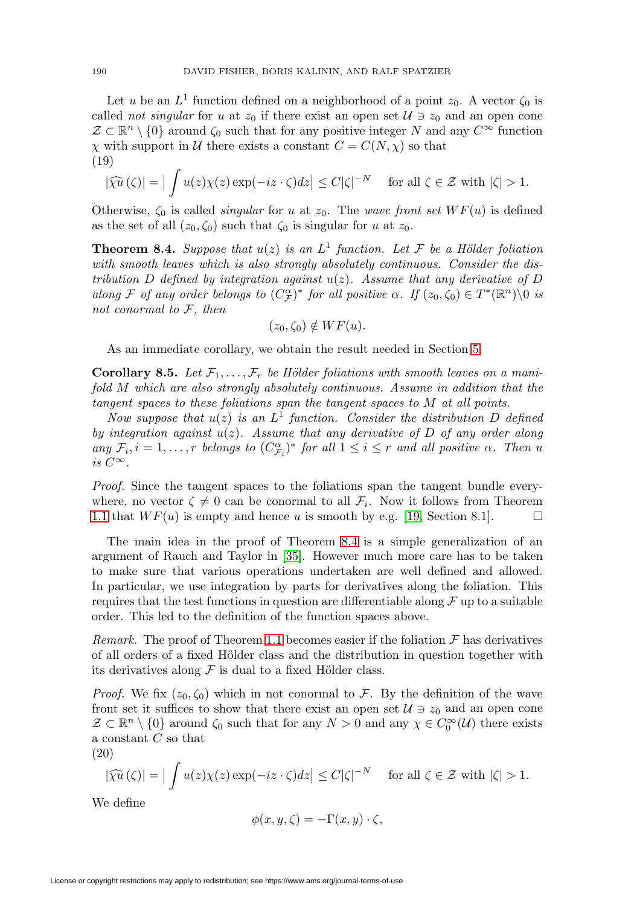Let $u$ be an $L^1$ function defined on a neighborhood of a point $z_0$. A vector $\zeta_0$ is called *not singular* for $u$ at $z_0$ if there exist an open set $\mathcal{U} \ni z_0$ and an open cone $\mathcal{Z} \subset \mathbb{R}^n \setminus \{0\}$ around $\zeta_0$ such that for any positive integer $N$ and any $C^\infty$ function $\chi$ with support in $\mathcal{U}$ there exists a constant $C = C(N, \chi)$ so that

(19)
$$|\widehat{\chi u}(\zeta)| = \Big| \int u(z)\chi(z) \exp(-iz \cdot \zeta) dz \Big| \leq C|\zeta|^{-N} \quad \text{for all } \zeta \in \mathcal{Z} \text{ with } |\zeta| > 1.$$

Otherwise, $\zeta_0$ is called *singular* for $u$ at $z_0$. The *wave front set* $WF(u)$ is defined as the set of all $(z_0, \zeta_0)$ such that $\zeta_0$ is singular for $u$ at $z_0$.

**Theorem 8.4.** *Suppose that $u(z)$ is an $L^1$ function. Let $\mathcal{F}$ be a Hölder foliation with smooth leaves which is also strongly absolutely continuous. Consider the distribution $D$ defined by integration against $u(z)$. Assume that any derivative of $D$ along $\mathcal{F}$ of any order belongs to $(C^\alpha_{\mathcal{F}})^*$ for all positive $\alpha$. If $(z_0, \zeta_0) \in T^*(\mathbb{R}^n)\backslash 0$ is not conormal to $\mathcal{F}$, then*

$$(z_0, \zeta_0) \notin WF(u).$$

As an immediate corollary, we obtain the result needed in Section 5.

**Corollary 8.5.** *Let $\mathcal{F}_1, \dots, \mathcal{F}_r$ be Hölder foliations with smooth leaves on a manifold $M$ which are also strongly absolutely continuous. Assume in addition that the tangent spaces to these foliations span the tangent spaces to $M$ at all points.*

*Now suppose that $u(z)$ is an $L^1$ function. Consider the distribution $D$ defined by integration against $u(z)$. Assume that any derivative of $D$ of any order along any $\mathcal{F}_i, i = 1, \dots, r$ belongs to $(C^\alpha_{\mathcal{F}_i})^*$ for all $1 \leq i \leq r$ and all positive $\alpha$. Then $u$ is $C^\infty$.*

*Proof.* Since the tangent spaces to the foliations span the tangent bundle everywhere, no vector $\zeta \neq 0$ can be conormal to all $\mathcal{F}_i$. Now it follows from Theorem 1.1 that $WF(u)$ is empty and hence $u$ is smooth by e.g. [19, Section 8.1]. $\square$

The main idea in the proof of Theorem 8.4 is a simple generalization of an argument of Rauch and Taylor in [35]. However much more care has to be taken to make sure that various operations undertaken are well defined and allowed. In particular, we use integration by parts for derivatives along the foliation. This requires that the test functions in question are differentiable along $\mathcal{F}$ up to a suitable order. This led to the definition of the function spaces above.

*Remark.* The proof of Theorem 1.1 becomes easier if the foliation $\mathcal{F}$ has derivatives of all orders of a fixed Hölder class and the distribution in question together with its derivatives along $\mathcal{F}$ is dual to a fixed Hölder class.

*Proof.* We fix $(z_0, \zeta_0)$ which in not conormal to $\mathcal{F}$. By the definition of the wave front set it suffices to show that there exist an open set $\mathcal{U} \ni z_0$ and an open cone $\mathcal{Z} \subset \mathbb{R}^n \setminus \{0\}$ around $\zeta_0$ such that for any $N > 0$ and any $\chi \in C_0^\infty(\mathcal{U})$ there exists a constant $C$ so that

(20)
$$|\widehat{\chi u}(\zeta)| = \Big| \int u(z)\chi(z) \exp(-iz \cdot \zeta) dz \Big| \leq C|\zeta|^{-N} \quad \text{for all } \zeta \in \mathcal{Z} \text{ with } |\zeta| > 1.$$

We define

$$\phi(x, y, \zeta) = -\Gamma(x, y) \cdot \zeta,$$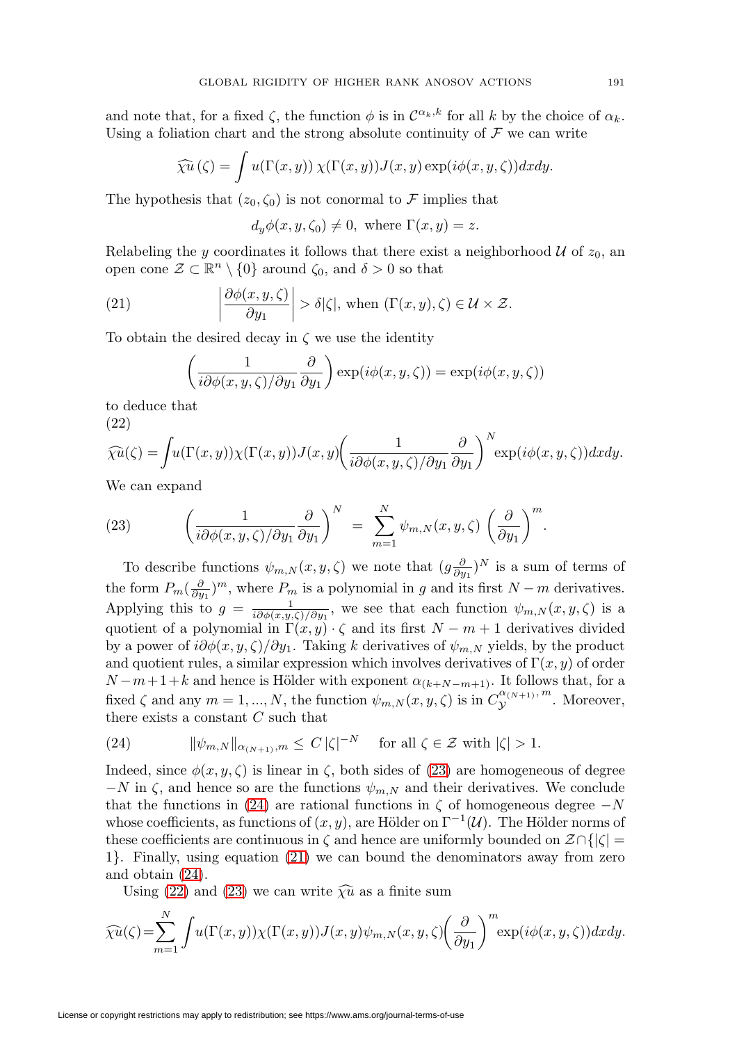and note that, for a fixed $\zeta$, the function $\phi$ is in $\mathcal{C}^{\alpha_k,k}$ for all $k$ by the choice of $\alpha_k$. Using a foliation chart and the strong absolute continuity of $\mathcal{F}$ we can write

$$\widehat{\chi u}\,(\zeta) = \int u(\Gamma(x,y))\,\chi(\Gamma(x,y))J(x,y)\exp(i\phi(x,y,\zeta))dxdy.$$

The hypothesis that $(z_0,\zeta_0)$ is not conormal to $\mathcal{F}$ implies that

$$d_y\phi(x,y,\zeta_0) \neq 0, \text{ where } \Gamma(x,y) = z.$$

Relabeling the $y$ coordinates it follows that there exist a neighborhood $\mathcal{U}$ of $z_0$, an open cone $\mathcal{Z} \subset \mathbb{R}^n \setminus \{0\}$ around $\zeta_0$, and $\delta > 0$ so that

$$\left|\frac{\partial\phi(x,y,\zeta)}{\partial y_1}\right| > \delta|\zeta|, \text{ when } (\Gamma(x,y),\zeta) \in \mathcal{U}\times\mathcal{Z}. \tag{21}$$

To obtain the desired decay in $\zeta$ we use the identity

$$\left(\frac{1}{i\partial\phi(x,y,\zeta)/\partial y_1}\frac{\partial}{\partial y_1}\right)\exp(i\phi(x,y,\zeta)) = \exp(i\phi(x,y,\zeta))$$

to deduce that

$$\widehat{\chi u}(\zeta) = \int u(\Gamma(x,y))\chi(\Gamma(x,y))J(x,y)\left(\frac{1}{i\partial\phi(x,y,\zeta)/\partial y_1}\frac{\partial}{\partial y_1}\right)^N \exp(i\phi(x,y,\zeta))dxdy. \tag{22}$$

We can expand

$$\left(\frac{1}{i\partial\phi(x,y,\zeta)/\partial y_1}\frac{\partial}{\partial y_1}\right)^N \;=\; \sum_{m=1}^{N}\psi_{m,N}(x,y,\zeta)\,\left(\frac{\partial}{\partial y_1}\right)^m. \tag{23}$$

To describe functions $\psi_{m,N}(x,y,\zeta)$ we note that $(g\frac{\partial}{\partial y_1})^N$ is a sum of terms of the form $P_m(\frac{\partial}{\partial y_1})^m$, where $P_m$ is a polynomial in $g$ and its first $N-m$ derivatives. Applying this to $g = \frac{1}{i\partial\phi(x,y,\zeta)/\partial y_1}$, we see that each function $\psi_{m,N}(x,y,\zeta)$ is a quotient of a polynomial in $\Gamma(x,y)\cdot\zeta$ and its first $N-m+1$ derivatives divided by a power of $i\partial\phi(x,y,\zeta)/\partial y_1$. Taking $k$ derivatives of $\psi_{m,N}$ yields, by the product and quotient rules, a similar expression which involves derivatives of $\Gamma(x,y)$ of order $N-m+1+k$ and hence is Hölder with exponent $\alpha_{(k+N-m+1)}$. It follows that, for a fixed $\zeta$ and any $m = 1,...,N$, the function $\psi_{m,N}(x,y,\zeta)$ is in $C_{\mathcal{Y}}^{\alpha_{(N+1)},m}$. Moreover, there exists a constant $C$ such that

$$\|\psi_{m,N}\|_{\alpha_{(N+1)},m} \leq C\,|\zeta|^{-N} \quad \text{ for all } \zeta \in \mathcal{Z} \text{ with } |\zeta| > 1. \tag{24}$$

Indeed, since $\phi(x,y,\zeta)$ is linear in $\zeta$, both sides of (23) are homogeneous of degree $-N$ in $\zeta$, and hence so are the functions $\psi_{m,N}$ and their derivatives. We conclude that the functions in (24) are rational functions in $\zeta$ of homogeneous degree $-N$ whose coefficients, as functions of $(x,y)$, are Hölder on $\Gamma^{-1}(\mathcal{U})$. The Hölder norms of these coefficients are continuous in $\zeta$ and hence are uniformly bounded on $\mathcal{Z}\cap\{|\zeta| = 1\}$. Finally, using equation (21) we can bound the denominators away from zero and obtain (24).

Using (22) and (23) we can write $\widehat{\chi u}$ as a finite sum

$$\widehat{\chi u}(\zeta) = \sum_{m=1}^{N}\int u(\Gamma(x,y))\chi(\Gamma(x,y))J(x,y)\psi_{m,N}(x,y,\zeta)\left(\frac{\partial}{\partial y_1}\right)^m \exp(i\phi(x,y,\zeta))dxdy.$$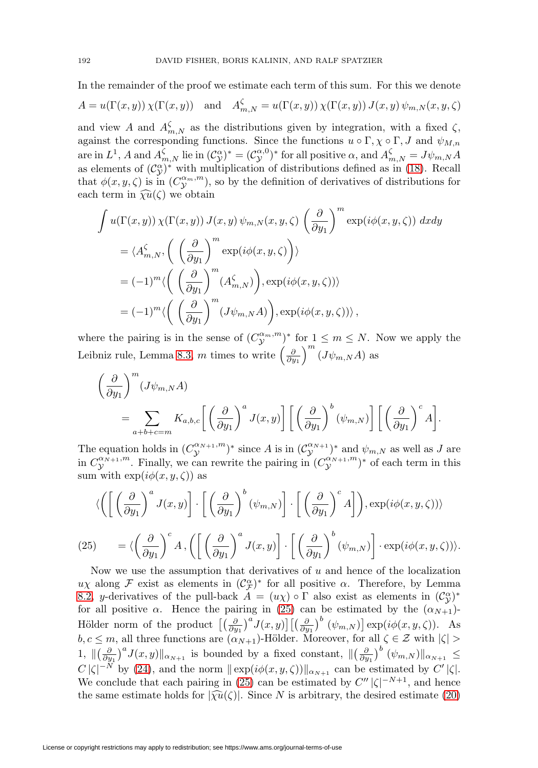In the remainder of the proof we estimate each term of this sum. For this we denote

$$A = u(\Gamma(x,y))\,\chi(\Gamma(x,y)) \quad \text{and} \quad A^{\zeta}_{m,N} = u(\Gamma(x,y))\,\chi(\Gamma(x,y))\,J(x,y)\,\psi_{m,N}(x,y,\zeta)$$

and view $A$ and $A^{\zeta}_{m,N}$ as the distributions given by integration, with a fixed $\zeta$, against the corresponding functions. Since the functions $u\circ\Gamma, \chi\circ\Gamma, J$ and $\psi_{M,n}$ are in $L^1$, $A$ and $A^{\zeta}_{m,N}$ lie in $(\mathcal{C}^{\alpha}_{\mathcal{Y}})^* = (\mathcal{C}^{\alpha,0}_{\mathcal{Y}})^*$ for all positive $\alpha$, and $A^{\zeta}_{m,N} = J\psi_{m,N}A$ as elements of $(\mathcal{C}^{\alpha}_{\mathcal{Y}})^*$ with multiplication of distributions defined as in (18). Recall that $\phi(x,y,\zeta)$ is in $(C^{\alpha_m,m}_{\mathcal{Y}})$, so by the definition of derivatives of distributions for each term in $\widehat{\chi u}(\zeta)$ we obtain

$$\begin{aligned}
\int u(\Gamma(x,y))\,\chi(\Gamma(x,y))\,J(x,y)\,\psi_{m,N}(x,y,\zeta)\,\left(\frac{\partial}{\partial y_1}\right)^m \exp(i\phi(x,y,\zeta))\;dxdy \\
= \langle A^{\zeta}_{m,N}, \Big(\left(\frac{\partial}{\partial y_1}\right)^m \exp(i\phi(x,y,\zeta))\Big)\rangle \\
= (-1)^m \langle \Big(\left(\frac{\partial}{\partial y_1}\right)^m (A^{\zeta}_{m,N})\Big), \exp(i\phi(x,y,\zeta))\rangle \\
= (-1)^m \langle \Big(\left(\frac{\partial}{\partial y_1}\right)^m (J\psi_{m,N}A)\Big), \exp(i\phi(x,y,\zeta))\rangle\,,
\end{aligned}$$

where the pairing is in the sense of $(C^{\alpha_m,m}_{\mathcal{Y}})^*$ for $1 \le m \le N$. Now we apply the Leibniz rule, Lemma 8.3, $m$ times to write $\left(\frac{\partial}{\partial y_1}\right)^m (J\psi_{m,N}A)$ as

$$\left(\frac{\partial}{\partial y_1}\right)^m (J\psi_{m,N}A) = \sum_{a+b+c=m} K_{a,b,c}\Big[\left(\frac{\partial}{\partial y_1}\right)^a J(x,y)\Big]\Big[\left(\frac{\partial}{\partial y_1}\right)^b (\psi_{m,N})\Big]\Big[\left(\frac{\partial}{\partial y_1}\right)^c A\Big].$$

The equation holds in $(C^{\alpha_{N+1},m}_{\mathcal{Y}})^*$ since $A$ is in $(\mathcal{C}^{\alpha_{N+1}}_{\mathcal{Y}})^*$ and $\psi_{m,N}$ as well as $J$ are in $C^{\alpha_{N+1},m}_{\mathcal{Y}}$. Finally, we can rewrite the pairing in $(C^{\alpha_{N+1},m}_{\mathcal{Y}})^*$ of each term in this sum with $\exp(i\phi(x,y,\zeta))$ as

$$\begin{aligned}
&\langle\Big(\Big[\left(\frac{\partial}{\partial y_1}\right)^a J(x,y)\Big]\cdot\Big[\left(\frac{\partial}{\partial y_1}\right)^b (\psi_{m,N})\Big]\cdot\Big[\left(\frac{\partial}{\partial y_1}\right)^c A\Big]\Big), \exp(i\phi(x,y,\zeta))\rangle \\
&= \langle\left(\frac{\partial}{\partial y_1}\right)^c A\,,\Big(\Big[\left(\frac{\partial}{\partial y_1}\right)^a J(x,y)\Big]\cdot\Big[\left(\frac{\partial}{\partial y_1}\right)^b (\psi_{m,N})\Big]\cdot\exp(i\phi(x,y,\zeta))\rangle. \qquad (25)
\end{aligned}$$

Now we use the assumption that derivatives of $u$ and hence of the localization $u\chi$ along $\mathcal{F}$ exist as elements in $(\mathcal{C}^{\alpha}_{\mathcal{F}})^*$ for all positive $\alpha$. Therefore, by Lemma 8.2, $y$-derivatives of the pull-back $A = (u\chi)\circ\Gamma$ also exist as elements in $(\mathcal{C}^{\alpha}_{\mathcal{Y}})^*$ for all positive $\alpha$. Hence the pairing in (25) can be estimated by the $(\alpha_{N+1})$-Hölder norm of the product $\big[\big(\frac{\partial}{\partial y_1}\big)^a J(x,y)\big]\big[\big(\frac{\partial}{\partial y_1}\big)^b (\psi_{m,N})\big]\exp(i\phi(x,y,\zeta))$. As $b, c \le m$, all three functions are $(\alpha_{N+1})$-Hölder. Moreover, for all $\zeta \in \mathcal{Z}$ with $|\zeta| > 1$, $\|\big(\frac{\partial}{\partial y_1}\big)^a J(x,y)\|_{\alpha_{N+1}}$ is bounded by a fixed constant, $\|\big(\frac{\partial}{\partial y_1}\big)^b (\psi_{m,N})\|_{\alpha_{N+1}} \le C\,|\zeta|^{-N}$ by (24), and the norm $\|\exp(i\phi(x,y,\zeta))\|_{\alpha_{N+1}}$ can be estimated by $C'\,|\zeta|$. We conclude that each pairing in (25) can be estimated by $C''\,|\zeta|^{-N+1}$, and hence the same estimate holds for $|\widehat{\chi u}(\zeta)|$. Since $N$ is arbitrary, the desired estimate (20)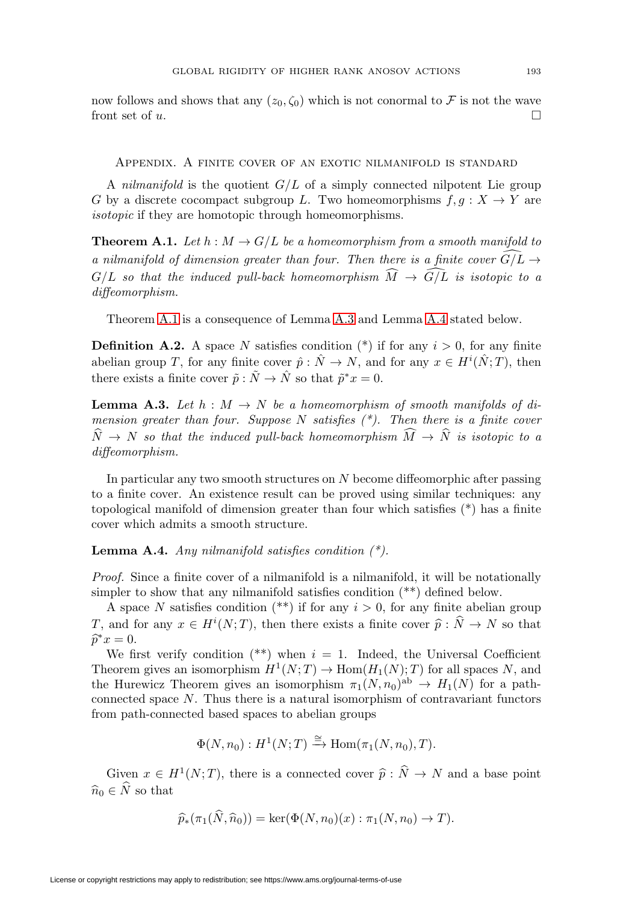now follows and shows that any $(z_0, \zeta_0)$ which is not conormal to $\mathcal{F}$ is not the wave front set of $u$. $\square$

## Appendix. A finite cover of an exotic nilmanifold is standard

A *nilmanifold* is the quotient $G/L$ of a simply connected nilpotent Lie group $G$ by a discrete cocompact subgroup $L$. Two homeomorphisms $f, g : X \to Y$ are *isotopic* if they are homotopic through homeomorphisms.

**Theorem A.1.** *Let $h : M \to G/L$ be a homeomorphism from a smooth manifold to a nilmanifold of dimension greater than four. Then there is a finite cover $\widehat{G/L} \to G/L$ so that the induced pull-back homeomorphism $\widehat{M} \to \widehat{G/L}$ is isotopic to a diffeomorphism.*

Theorem A.1 is a consequence of Lemma A.3 and Lemma A.4 stated below.

**Definition A.2.** A space $N$ satisfies condition (*) if for any $i > 0$, for any finite abelian group $T$, for any finite cover $\hat{p} : \hat{N} \to N$, and for any $x \in H^i(\hat{N}; T)$, then there exists a finite cover $\tilde{p} : \tilde{N} \to \hat{N}$ so that $\tilde{p}^* x = 0$.

**Lemma A.3.** *Let $h : M \to N$ be a homeomorphism of smooth manifolds of dimension greater than four. Suppose $N$ satisfies (*). Then there is a finite cover $\widehat{N} \to N$ so that the induced pull-back homeomorphism $\widehat{M} \to \widehat{N}$ is isotopic to a diffeomorphism.*

In particular any two smooth structures on $N$ become diffeomorphic after passing to a finite cover. An existence result can be proved using similar techniques: any topological manifold of dimension greater than four which satisfies (*) has a finite cover which admits a smooth structure.

**Lemma A.4.** *Any nilmanifold satisfies condition (*).*

*Proof.* Since a finite cover of a nilmanifold is a nilmanifold, it will be notationally simpler to show that any nilmanifold satisfies condition (**) defined below.

A space $N$ satisfies condition (**) if for any $i > 0$, for any finite abelian group $T$, and for any $x \in H^i(N; T)$, then there exists a finite cover $\widehat{p} : \widehat{N} \to N$ so that $\widehat{p}^* x = 0$.

We first verify condition (**) when $i = 1$. Indeed, the Universal Coefficient Theorem gives an isomorphism $H^1(N; T) \to \mathrm{Hom}(H_1(N); T)$ for all spaces $N$, and the Hurewicz Theorem gives an isomorphism $\pi_1(N, n_0)^{\mathrm{ab}} \to H_1(N)$ for a path-connected space $N$. Thus there is a natural isomorphism of contravariant functors from path-connected based spaces to abelian groups

$$\Phi(N, n_0) : H^1(N; T) \xrightarrow{\cong} \mathrm{Hom}(\pi_1(N, n_0), T).$$

Given $x \in H^1(N; T)$, there is a connected cover $\widehat{p} : \widehat{N} \to N$ and a base point $\widehat{n}_0 \in \widehat{N}$ so that

$$\widehat{p}_*(\pi_1(\widehat{N}, \widehat{n}_0)) = \ker(\Phi(N, n_0)(x) : \pi_1(N, n_0) \to T).$$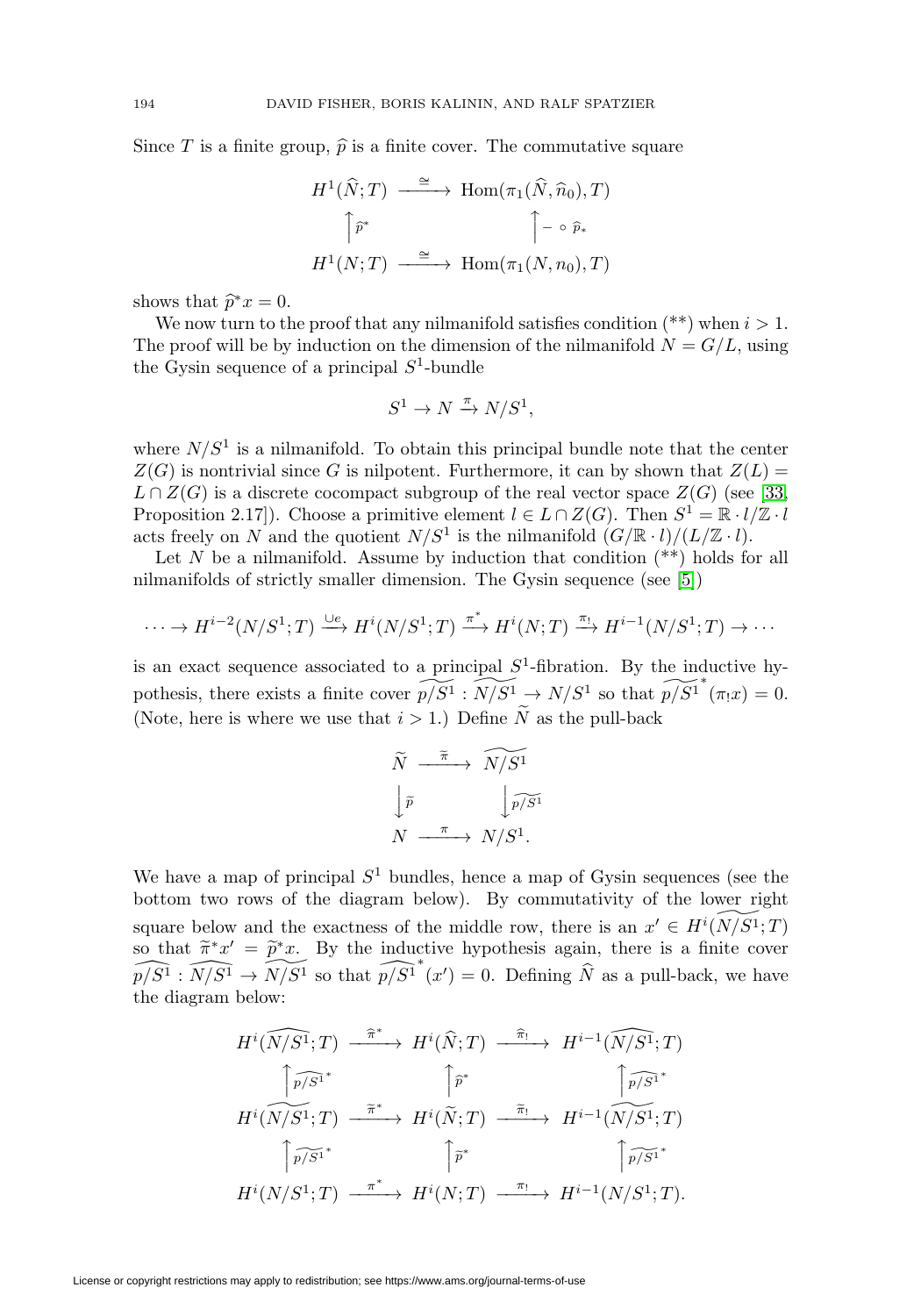Since $T$ is a finite group, $\widehat{p}$ is a finite cover. The commutative square

$$\begin{array}{ccc}
H^1(\widehat{N};T) & \xrightarrow{\cong} & \operatorname{Hom}(\pi_1(\widehat{N},\widehat{n}_0),T) \\
\uparrow \widehat{p}^* & & \uparrow - \circ \widehat{p}_* \\
H^1(N;T) & \xrightarrow{\cong} & \operatorname{Hom}(\pi_1(N,n_0),T)
\end{array}$$

shows that $\widehat{p}^* x = 0$.

We now turn to the proof that any nilmanifold satisfies condition (**) when $i > 1$. The proof will be by induction on the dimension of the nilmanifold $N = G/L$, using the Gysin sequence of a principal $S^1$-bundle

$$S^1 \to N \xrightarrow{\pi} N/S^1,$$

where $N/S^1$ is a nilmanifold. To obtain this principal bundle note that the center $Z(G)$ is nontrivial since $G$ is nilpotent. Furthermore, it can by shown that $Z(L) = L \cap Z(G)$ is a discrete cocompact subgroup of the real vector space $Z(G)$ (see [33, Proposition 2.17]). Choose a primitive element $l \in L \cap Z(G)$. Then $S^1 = \mathbb{R} \cdot l/\mathbb{Z} \cdot l$ acts freely on $N$ and the quotient $N/S^1$ is the nilmanifold $(G/\mathbb{R} \cdot l)/(L/\mathbb{Z} \cdot l)$.

Let $N$ be a nilmanifold. Assume by induction that condition (**) holds for all nilmanifolds of strictly smaller dimension. The Gysin sequence (see [5])

$$\cdots \to H^{i-2}(N/S^1;T) \xrightarrow{\cup e} H^i(N/S^1;T) \xrightarrow{\pi^*} H^i(N;T) \xrightarrow{\pi_!} H^{i-1}(N/S^1;T) \to \cdots$$

is an exact sequence associated to a principal $S^1$-fibration. By the inductive hypothesis, there exists a finite cover $\widetilde{p/S^1} : \widetilde{N/S^1} \to N/S^1$ so that $\widetilde{p/S^1}^*(\pi_! x) = 0$. (Note, here is where we use that $i > 1$.) Define $\widetilde{N}$ as the pull-back

$$\begin{array}{ccc}
\widetilde{N} & \xrightarrow{\widetilde{\pi}} & \widetilde{N/S^1} \\
\downarrow \widetilde{p} & & \downarrow \widetilde{p/S^1} \\
N & \xrightarrow{\pi} & N/S^1.
\end{array}$$

We have a map of principal $S^1$ bundles, hence a map of Gysin sequences (see the bottom two rows of the diagram below). By commutativity of the lower right square below and the exactness of the middle row, there is an $x' \in H^i(\widetilde{N/S^1};T)$ so that $\widetilde{\pi}^* x' = \widetilde{p}^* x$. By the inductive hypothesis again, there is a finite cover $\widehat{p/S^1} : \widehat{N/S^1} \to \widetilde{N/S^1}$ so that $\widehat{p/S^1}^*(x') = 0$. Defining $\widehat{N}$ as a pull-back, we have the diagram below:

$$\begin{array}{ccccc}
H^i(\widehat{N/S^1};T) & \xrightarrow{\widehat{\pi}^*} & H^i(\widehat{N};T) & \xrightarrow{\widehat{\pi}_!} & H^{i-1}(\widehat{N/S^1};T) \\
\uparrow \widehat{p/S^1}^* & & \uparrow \widehat{p}^* & & \uparrow \widehat{p/S^1}^* \\
H^i(\widetilde{N/S^1};T) & \xrightarrow{\widetilde{\pi}^*} & H^i(\widetilde{N};T) & \xrightarrow{\widetilde{\pi}_!} & H^{i-1}(\widetilde{N/S^1};T) \\
\uparrow \widetilde{p/S^1}^* & & \uparrow \widetilde{p}^* & & \uparrow \widetilde{p/S^1}^* \\
H^i(N/S^1;T) & \xrightarrow{\pi^*} & H^i(N;T) & \xrightarrow{\pi_!} & H^{i-1}(N/S^1;T).
\end{array}$$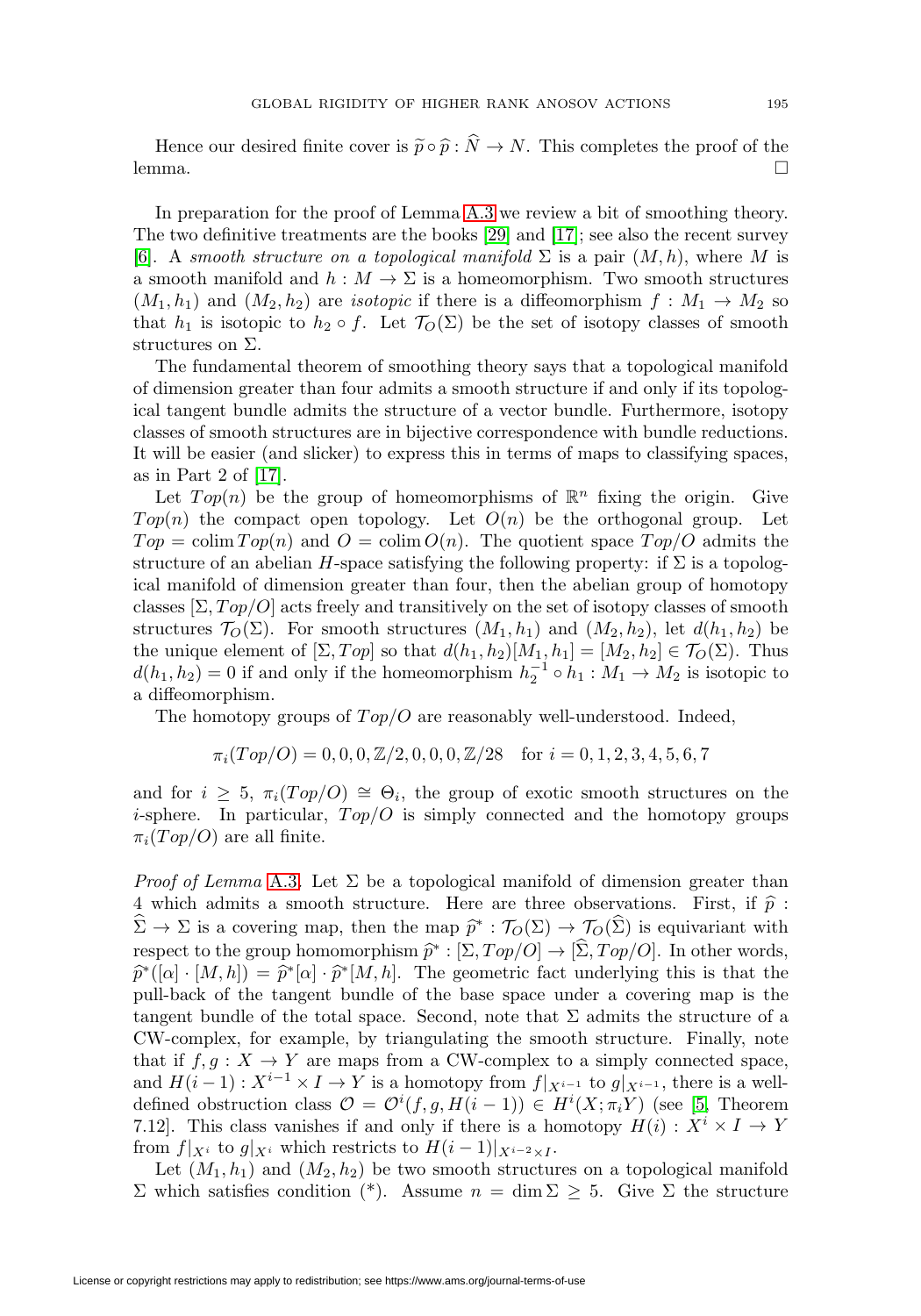Hence our desired finite cover is $\widetilde{p} \circ \widehat{p} : \widehat{N} \to N$. This completes the proof of the lemma. $\square$

In preparation for the proof of Lemma A.3 we review a bit of smoothing theory. The two definitive treatments are the books [29] and [17]; see also the recent survey [6]. A *smooth structure on a topological manifold* $\Sigma$ is a pair $(M, h)$, where $M$ is a smooth manifold and $h : M \to \Sigma$ is a homeomorphism. Two smooth structures $(M_1, h_1)$ and $(M_2, h_2)$ are *isotopic* if there is a diffeomorphism $f : M_1 \to M_2$ so that $h_1$ is isotopic to $h_2 \circ f$. Let $\mathcal{T}_O(\Sigma)$ be the set of isotopy classes of smooth structures on $\Sigma$.

The fundamental theorem of smoothing theory says that a topological manifold of dimension greater than four admits a smooth structure if and only if its topological tangent bundle admits the structure of a vector bundle. Furthermore, isotopy classes of smooth structures are in bijective correspondence with bundle reductions. It will be easier (and slicker) to express this in terms of maps to classifying spaces, as in Part 2 of [17].

Let $Top(n)$ be the group of homeomorphisms of $\mathbb{R}^n$ fixing the origin. Give $Top(n)$ the compact open topology. Let $O(n)$ be the orthogonal group. Let $Top = \operatorname{colim} Top(n)$ and $O = \operatorname{colim} O(n)$. The quotient space $Top/O$ admits the structure of an abelian $H$-space satisfying the following property: if $\Sigma$ is a topological manifold of dimension greater than four, then the abelian group of homotopy classes $[\Sigma, Top/O]$ acts freely and transitively on the set of isotopy classes of smooth structures $\mathcal{T}_O(\Sigma)$. For smooth structures $(M_1, h_1)$ and $(M_2, h_2)$, let $d(h_1, h_2)$ be the unique element of $[\Sigma, Top]$ so that $d(h_1, h_2)[M_1, h_1] = [M_2, h_2] \in \mathcal{T}_O(\Sigma)$. Thus $d(h_1, h_2) = 0$ if and only if the homeomorphism $h_2^{-1} \circ h_1 : M_1 \to M_2$ is isotopic to a diffeomorphism.

The homotopy groups of $Top/O$ are reasonably well-understood. Indeed,

$$\pi_i(Top/O) = 0, 0, 0, \mathbb{Z}/2, 0, 0, 0, \mathbb{Z}/28 \quad \text{for } i = 0, 1, 2, 3, 4, 5, 6, 7$$

and for $i \geq 5$, $\pi_i(Top/O) \cong \Theta_i$, the group of exotic smooth structures on the $i$-sphere. In particular, $Top/O$ is simply connected and the homotopy groups $\pi_i(Top/O)$ are all finite.

*Proof of Lemma* A.3. Let $\Sigma$ be a topological manifold of dimension greater than 4 which admits a smooth structure. Here are three observations. First, if $\widehat{p} : \widehat{\Sigma} \to \Sigma$ is a covering map, then the map $\widehat{p}^* : \mathcal{T}_O(\Sigma) \to \mathcal{T}_O(\widehat{\Sigma})$ is equivariant with respect to the group homomorphism $\widehat{p}^* : [\Sigma, Top/O] \to [\widehat{\Sigma}, Top/O]$. In other words, $\widehat{p}^*([\alpha] \cdot [M, h]) = \widehat{p}^*[\alpha] \cdot \widehat{p}^*[M, h]$. The geometric fact underlying this is that the pull-back of the tangent bundle of the base space under a covering map is the tangent bundle of the total space. Second, note that $\Sigma$ admits the structure of a CW-complex, for example, by triangulating the smooth structure. Finally, note that if $f, g : X \to Y$ are maps from a CW-complex to a simply connected space, and $H(i-1) : X^{i-1} \times I \to Y$ is a homotopy from $f|_{X^{i-1}}$ to $g|_{X^{i-1}}$, there is a well-defined obstruction class $\mathcal{O} = \mathcal{O}^i(f, g, H(i-1)) \in H^i(X; \pi_i Y)$ (see [5, Theorem 7.12]. This class vanishes if and only if there is a homotopy $H(i) : X^i \times I \to Y$ from $f|_{X^i}$ to $g|_{X^i}$ which restricts to $H(i-1)|_{X^{i-2} \times I}$.

Let $(M_1, h_1)$ and $(M_2, h_2)$ be two smooth structures on a topological manifold $\Sigma$ which satisfies condition (*). Assume $n = \dim \Sigma \geq 5$. Give $\Sigma$ the structure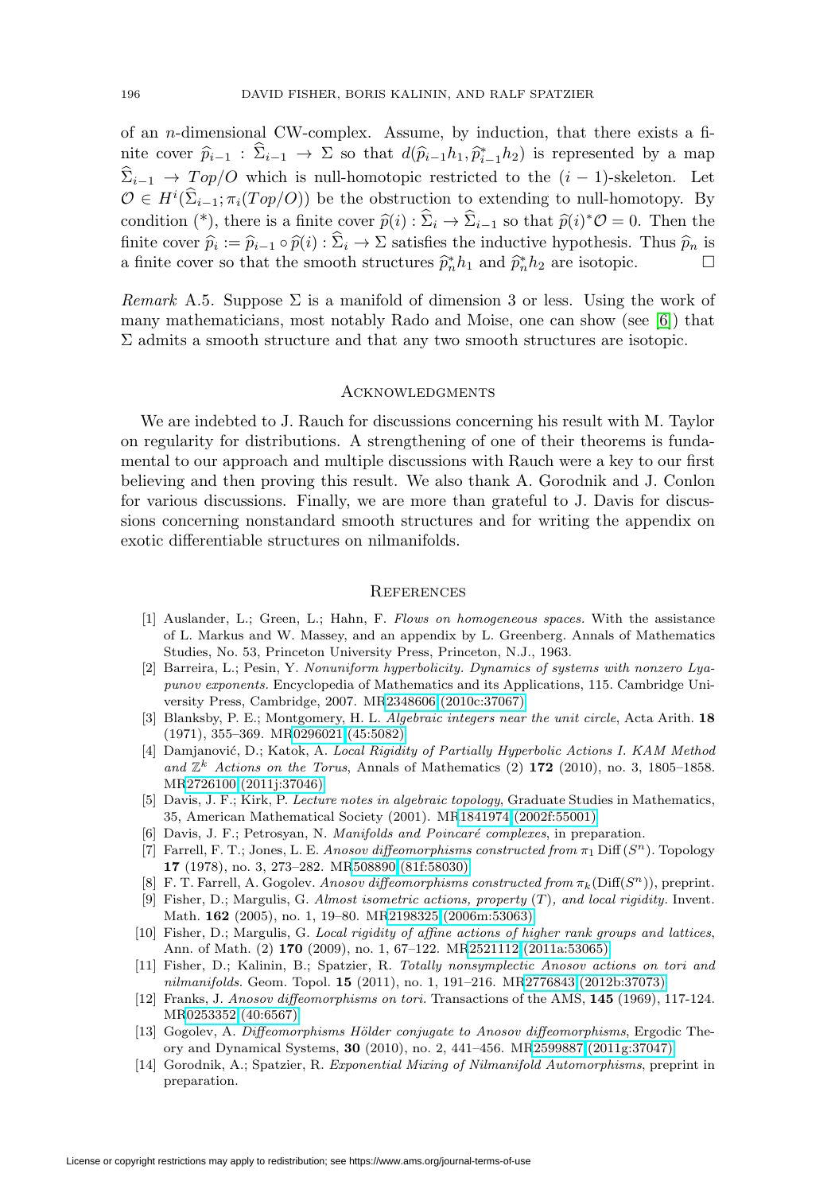of an $n$-dimensional CW-complex. Assume, by induction, that there exists a finite cover $\widehat{p}_{i-1} : \widehat{\Sigma}_{i-1} \to \Sigma$ so that $d(\widehat{p}_{i-1}h_1, \widehat{p}_{i-1}^* h_2)$ is represented by a map $\widehat{\Sigma}_{i-1} \to Top/O$ which is null-homotopic restricted to the $(i-1)$-skeleton. Let $\mathcal{O} \in H^i(\widehat{\Sigma}_{i-1}; \pi_i(Top/O))$ be the obstruction to extending to null-homotopy. By condition (\*), there is a finite cover $\widehat{p}(i) : \widehat{\Sigma}_i \to \widehat{\Sigma}_{i-1}$ so that $\widehat{p}(i)^*\mathcal{O} = 0$. Then the finite cover $\widehat{p}_i := \widehat{p}_{i-1} \circ \widehat{p}(i) : \widehat{\Sigma}_i \to \Sigma$ satisfies the inductive hypothesis. Thus $\widehat{p}_n$ is a finite cover so that the smooth structures $\widehat{p}_n^* h_1$ and $\widehat{p}_n^* h_2$ are isotopic. □

*Remark* A.5. Suppose $\Sigma$ is a manifold of dimension 3 or less. Using the work of many mathematicians, most notably Rado and Moise, one can show (see [6]) that $\Sigma$ admits a smooth structure and that any two smooth structures are isotopic.

## Acknowledgments

We are indebted to J. Rauch for discussions concerning his result with M. Taylor on regularity for distributions. A strengthening of one of their theorems is fundamental to our approach and multiple discussions with Rauch were a key to our first believing and then proving this result. We also thank A. Gorodnik and J. Conlon for various discussions. Finally, we are more than grateful to J. Davis for discussions concerning nonstandard smooth structures and for writing the appendix on exotic differentiable structures on nilmanifolds.

## References

[1] Auslander, L.; Green, L.; Hahn, F. *Flows on homogeneous spaces.* With the assistance of L. Markus and W. Massey, and an appendix by L. Greenberg. Annals of Mathematics Studies, No. 53, Princeton University Press, Princeton, N.J., 1963.

[2] Barreira, L.; Pesin, Y. *Nonuniform hyperbolicity. Dynamics of systems with nonzero Lyapunov exponents.* Encyclopedia of Mathematics and its Applications, 115. Cambridge University Press, Cambridge, 2007. MR2348606 (2010c:37067)

[3] Blanksby, P. E.; Montgomery, H. L. *Algebraic integers near the unit circle*, Acta Arith. **18** (1971), 355–369. MR0296021 (45:5082)

[4] Damjanović, D.; Katok, A. *Local Rigidity of Partially Hyperbolic Actions I. KAM Method and $\mathbb{Z}^k$ Actions on the Torus*, Annals of Mathematics (2) **172** (2010), no. 3, 1805–1858. MR2726100 (2011j:37046)

[5] Davis, J. F.; Kirk, P. *Lecture notes in algebraic topology*, Graduate Studies in Mathematics, 35, American Mathematical Society (2001). MR1841974 (2002f:55001)

[6] Davis, J. F.; Petrosyan, N. *Manifolds and Poincaré complexes*, in preparation.

[7] Farrell, F. T.; Jones, L. E. *Anosov diffeomorphisms constructed from $\pi_1$ Diff $(S^n)$.* Topology **17** (1978), no. 3, 273–282. MR508890 (81f:58030)

[8] F. T. Farrell, A. Gogolev. *Anosov diffeomorphisms constructed from $\pi_k(\mathrm{Diff}(S^n))$*, preprint.

[9] Fisher, D.; Margulis, G. *Almost isometric actions, property (T), and local rigidity.* Invent. Math. **162** (2005), no. 1, 19–80. MR2198325 (2006m:53063)

[10] Fisher, D.; Margulis, G. *Local rigidity of affine actions of higher rank groups and lattices*, Ann. of Math. (2) **170** (2009), no. 1, 67–122. MR2521112 (2011a:53065)

[11] Fisher, D.; Kalinin, B.; Spatzier, R. *Totally nonsymplectic Anosov actions on tori and nilmanifolds.* Geom. Topol. **15** (2011), no. 1, 191–216. MR2776843 (2012b:37073)

[12] Franks, J. *Anosov diffeomorphisms on tori.* Transactions of the AMS, **145** (1969), 117-124. MR0253352 (40:6567)

[13] Gogolev, A. *Diffeomorphisms Hölder conjugate to Anosov diffeomorphisms*, Ergodic Theory and Dynamical Systems, **30** (2010), no. 2, 441–456. MR2599887 (2011g:37047)

[14] Gorodnik, A.; Spatzier, R. *Exponential Mixing of Nilmanifold Automorphisms*, preprint in preparation.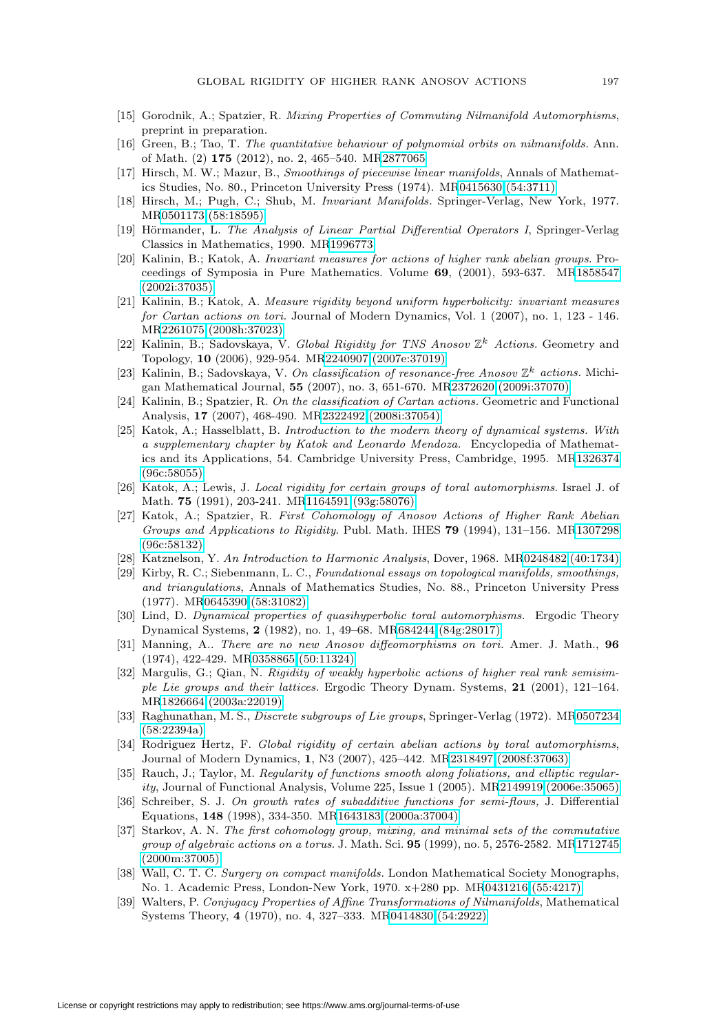[15] Gorodnik, A.; Spatzier, R. *Mixing Properties of Commuting Nilmanifold Automorphisms*, preprint in preparation.

[16] Green, B.; Tao, T. *The quantitative behaviour of polynomial orbits on nilmanifolds.* Ann. of Math. (2) **175** (2012), no. 2, 465–540. MR2877065

[17] Hirsch, M. W.; Mazur, B., *Smoothings of piecewise linear manifolds*, Annals of Mathematics Studies, No. 80., Princeton University Press (1974). MR0415630 (54:3711)

[18] Hirsch, M.; Pugh, C.; Shub, M. *Invariant Manifolds.* Springer-Verlag, New York, 1977. MR0501173 (58:18595)

[19] Hörmander, L. *The Analysis of Linear Partial Differential Operators I*, Springer-Verlag Classics in Mathematics, 1990. MR1996773

[20] Kalinin, B.; Katok, A. *Invariant measures for actions of higher rank abelian groups.* Proceedings of Symposia in Pure Mathematics. Volume **69**, (2001), 593-637. MR1858547 (2002i:37035)

[21] Kalinin, B.; Katok, A. *Measure rigidity beyond uniform hyperbolicity: invariant measures for Cartan actions on tori.* Journal of Modern Dynamics, Vol. 1 (2007), no. 1, 123 - 146. MR2261075 (2008h:37023)

[22] Kalinin, B.; Sadovskaya, V. *Global Rigidity for TNS Anosov $\mathbb{Z}^k$ Actions.* Geometry and Topology, **10** (2006), 929-954. MR2240907 (2007e:37019)

[23] Kalinin, B.; Sadovskaya, V. *On classification of resonance-free Anosov $\mathbb{Z}^k$ actions.* Michigan Mathematical Journal, **55** (2007), no. 3, 651-670. MR2372620 (2009i:37070)

[24] Kalinin, B.; Spatzier, R. *On the classification of Cartan actions.* Geometric and Functional Analysis, **17** (2007), 468-490. MR2322492 (2008i:37054)

[25] Katok, A.; Hasselblatt, B. *Introduction to the modern theory of dynamical systems. With a supplementary chapter by Katok and Leonardo Mendoza.* Encyclopedia of Mathematics and its Applications, 54. Cambridge University Press, Cambridge, 1995. MR1326374 (96c:58055)

[26] Katok, A.; Lewis, J. *Local rigidity for certain groups of toral automorphisms.* Israel J. of Math. **75** (1991), 203-241. MR1164591 (93g:58076)

[27] Katok, A.; Spatzier, R. *First Cohomology of Anosov Actions of Higher Rank Abelian Groups and Applications to Rigidity.* Publ. Math. IHES **79** (1994), 131–156. MR1307298 (96c:58132)

[28] Katznelson, Y. *An Introduction to Harmonic Analysis*, Dover, 1968. MR0248482 (40:1734)

[29] Kirby, R. C.; Siebenmann, L. C., *Foundational essays on topological manifolds, smoothings, and triangulations*, Annals of Mathematics Studies, No. 88., Princeton University Press (1977). MR0645390 (58:31082)

[30] Lind, D. *Dynamical properties of quasihyperbolic toral automorphisms.* Ergodic Theory Dynamical Systems, **2** (1982), no. 1, 49–68. MR684244 (84g:28017)

[31] Manning, A.. *There are no new Anosov diffeomorphisms on tori.* Amer. J. Math., **96** (1974), 422-429. MR0358865 (50:11324)

[32] Margulis, G.; Qian, N. *Rigidity of weakly hyperbolic actions of higher real rank semisimple Lie groups and their lattices.* Ergodic Theory Dynam. Systems, **21** (2001), 121–164. MR1826664 (2003a:22019)

[33] Raghunathan, M. S., *Discrete subgroups of Lie groups*, Springer-Verlag (1972). MR0507234 (58:22394a)

[34] Rodriguez Hertz, F. *Global rigidity of certain abelian actions by toral automorphisms*, Journal of Modern Dynamics, **1**, N3 (2007), 425–442. MR2318497 (2008f:37063)

[35] Rauch, J.; Taylor, M. *Regularity of functions smooth along foliations, and elliptic regularity*, Journal of Functional Analysis, Volume 225, Issue 1 (2005). MR2149919 (2006e:35065)

[36] Schreiber, S. J. *On growth rates of subadditive functions for semi-flows,* J. Differential Equations, **148** (1998), 334-350. MR1643183 (2000a:37004)

[37] Starkov, A. N. *The first cohomology group, mixing, and minimal sets of the commutative group of algebraic actions on a torus.* J. Math. Sci. **95** (1999), no. 5, 2576-2582. MR1712745 (2000m:37005)

[38] Wall, C. T. C. *Surgery on compact manifolds.* London Mathematical Society Monographs, No. 1. Academic Press, London-New York, 1970. x+280 pp. MR0431216 (55:4217)

[39] Walters, P. *Conjugacy Properties of Affine Transformations of Nilmanifolds*, Mathematical Systems Theory, **4** (1970), no. 4, 327–333. MR0414830 (54:2922)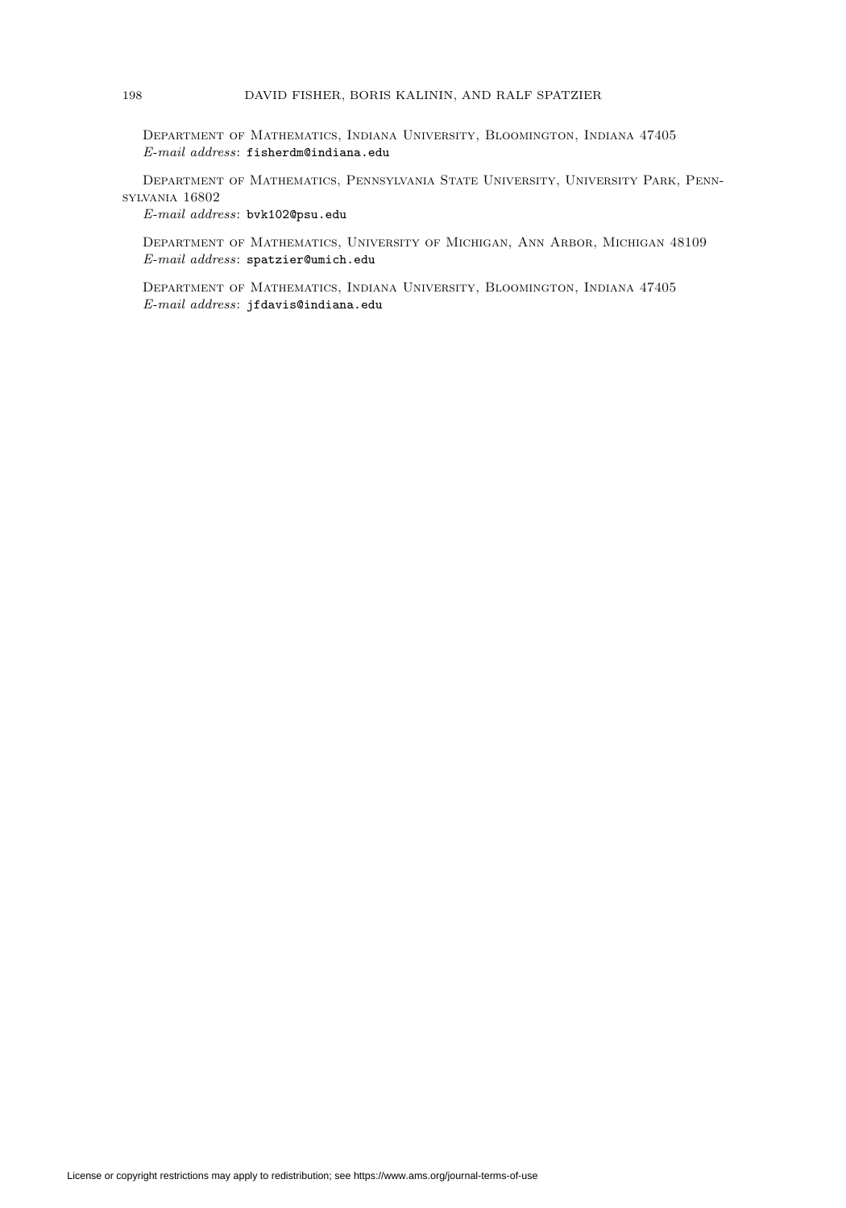Department of Mathematics, Indiana University, Bloomington, Indiana 47405
*E-mail address*: fisherdm@indiana.edu

Department of Mathematics, Pennsylvania State University, University Park, Pennsylvania 16802
*E-mail address*: bvk102@psu.edu

Department of Mathematics, University of Michigan, Ann Arbor, Michigan 48109
*E-mail address*: spatzier@umich.edu

Department of Mathematics, Indiana University, Bloomington, Indiana 47405
*E-mail address*: jfdavis@indiana.edu